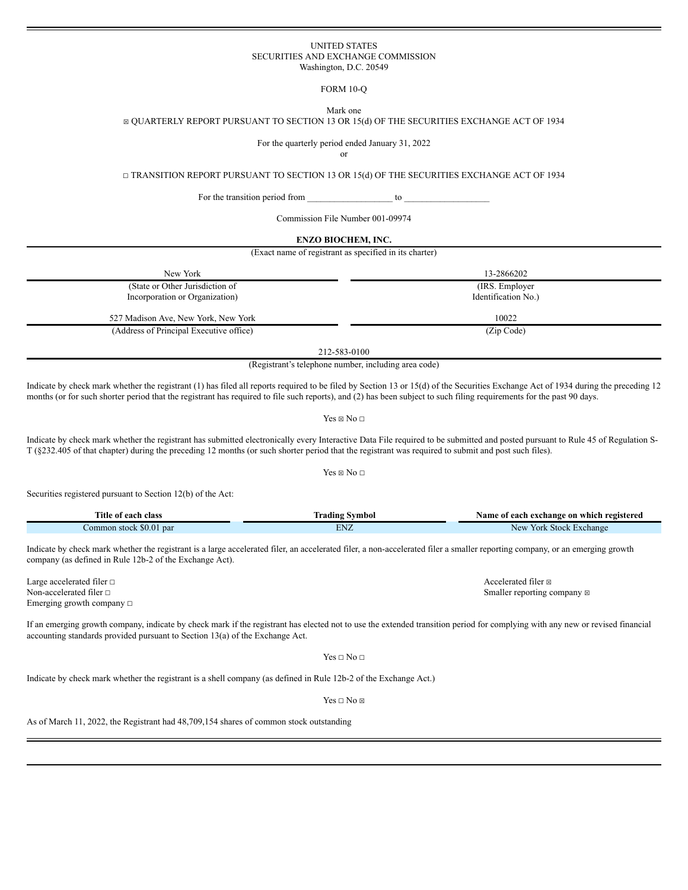UNITED STATES
SECURITIES AND EXCHANGE COMMISSION
Washington, D.C. 20549

FORM 10-Q

Mark one

☒ QUARTERLY REPORT PURSUANT TO SECTION 13 OR 15(d) OF THE SECURITIES EXCHANGE ACT OF 1934

For the quarterly period ended January 31, 2022

or

☐ TRANSITION REPORT PURSUANT TO SECTION 13 OR 15(d) OF THE SECURITIES EXCHANGE ACT OF 1934

For the transition period from __________________ to __________________

Commission File Number 001-09974

**ENZO BIOCHEM, INC.**

(Exact name of registrant as specified in its charter)

| New York | 13-2866202 |
|---|---|
| (State or Other Jurisdiction of Incorporation or Organization) | (IRS. Employer Identification No.) |
| 527 Madison Ave, New York, New York | 10022 |
| (Address of Principal Executive office) | (Zip Code) |

212-583-0100

(Registrant's telephone number, including area code)

Indicate by check mark whether the registrant (1) has filed all reports required to be filed by Section 13 or 15(d) of the Securities Exchange Act of 1934 during the preceding 12 months (or for such shorter period that the registrant has required to file such reports), and (2) has been subject to such filing requirements for the past 90 days.

Yes ☒ No ☐

Indicate by check mark whether the registrant has submitted electronically every Interactive Data File required to be submitted and posted pursuant to Rule 45 of Regulation S-T (§232.405 of that chapter) during the preceding 12 months (or such shorter period that the registrant was required to submit and post such files).

Yes ☒ No ☐

Securities registered pursuant to Section 12(b) of the Act:

| Title of each class | Trading Symbol | Name of each exchange on which registered |
|---|---|---|
| Common stock $0.01 par | ENZ | New York Stock Exchange |

Indicate by check mark whether the registrant is a large accelerated filer, an accelerated filer, a non-accelerated filer a smaller reporting company, or an emerging growth company (as defined in Rule 12b-2 of the Exchange Act).

Large accelerated filer ☐
Accelerated filer ☒
Non-accelerated filer ☐
Smaller reporting company ☒
Emerging growth company ☐

If an emerging growth company, indicate by check mark if the registrant has elected not to use the extended transition period for complying with any new or revised financial accounting standards provided pursuant to Section 13(a) of the Exchange Act.

Yes ☐ No ☐

Indicate by check mark whether the registrant is a shell company (as defined in Rule 12b-2 of the Exchange Act.)

Yes ☐ No ☒

As of March 11, 2022, the Registrant had 48,709,154 shares of common stock outstanding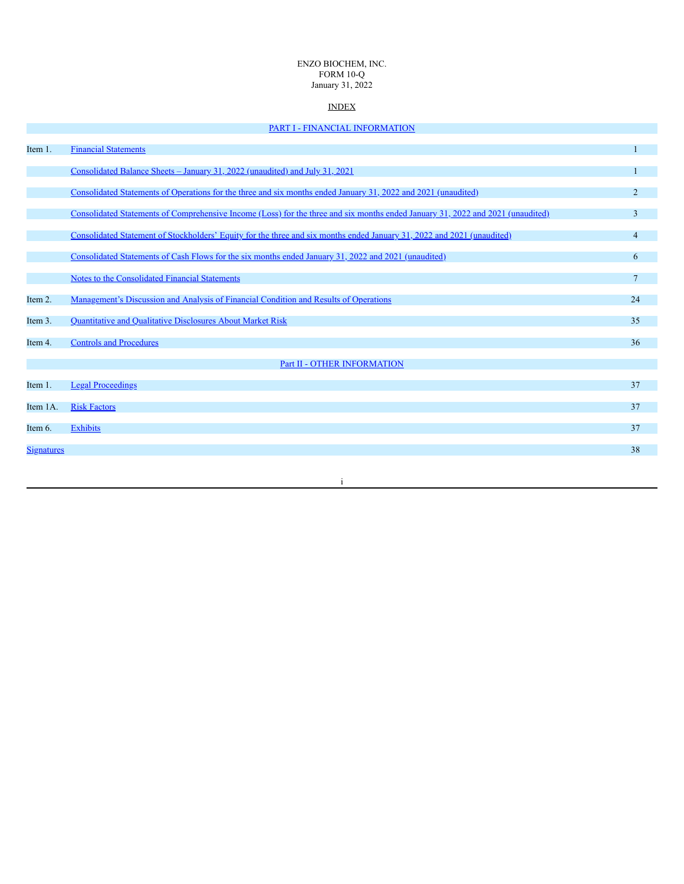ENZO BIOCHEM, INC.
FORM 10-Q
January 31, 2022

INDEX

| | PART I - FINANCIAL INFORMATION | |
|---|---|---|
| Item 1. | Financial Statements | 1 |
| | Consolidated Balance Sheets – January 31, 2022 (unaudited) and July 31, 2021 | 1 |
| | Consolidated Statements of Operations for the three and six months ended January 31, 2022 and 2021 (unaudited) | 2 |
| | Consolidated Statements of Comprehensive Income (Loss) for the three and six months ended January 31, 2022 and 2021 (unaudited) | 3 |
| | Consolidated Statement of Stockholders' Equity for the three and six months ended January 31, 2022 and 2021 (unaudited) | 4 |
| | Consolidated Statements of Cash Flows for the six months ended January 31, 2022 and 2021 (unaudited) | 6 |
| | Notes to the Consolidated Financial Statements | 7 |
| Item 2. | Management's Discussion and Analysis of Financial Condition and Results of Operations | 24 |
| Item 3. | Quantitative and Qualitative Disclosures About Market Risk | 35 |
| Item 4. | Controls and Procedures | 36 |
| | Part II - OTHER INFORMATION | |
| Item 1. | Legal Proceedings | 37 |
| Item 1A. | Risk Factors | 37 |
| Item 6. | Exhibits | 37 |
| Signatures | | 38 |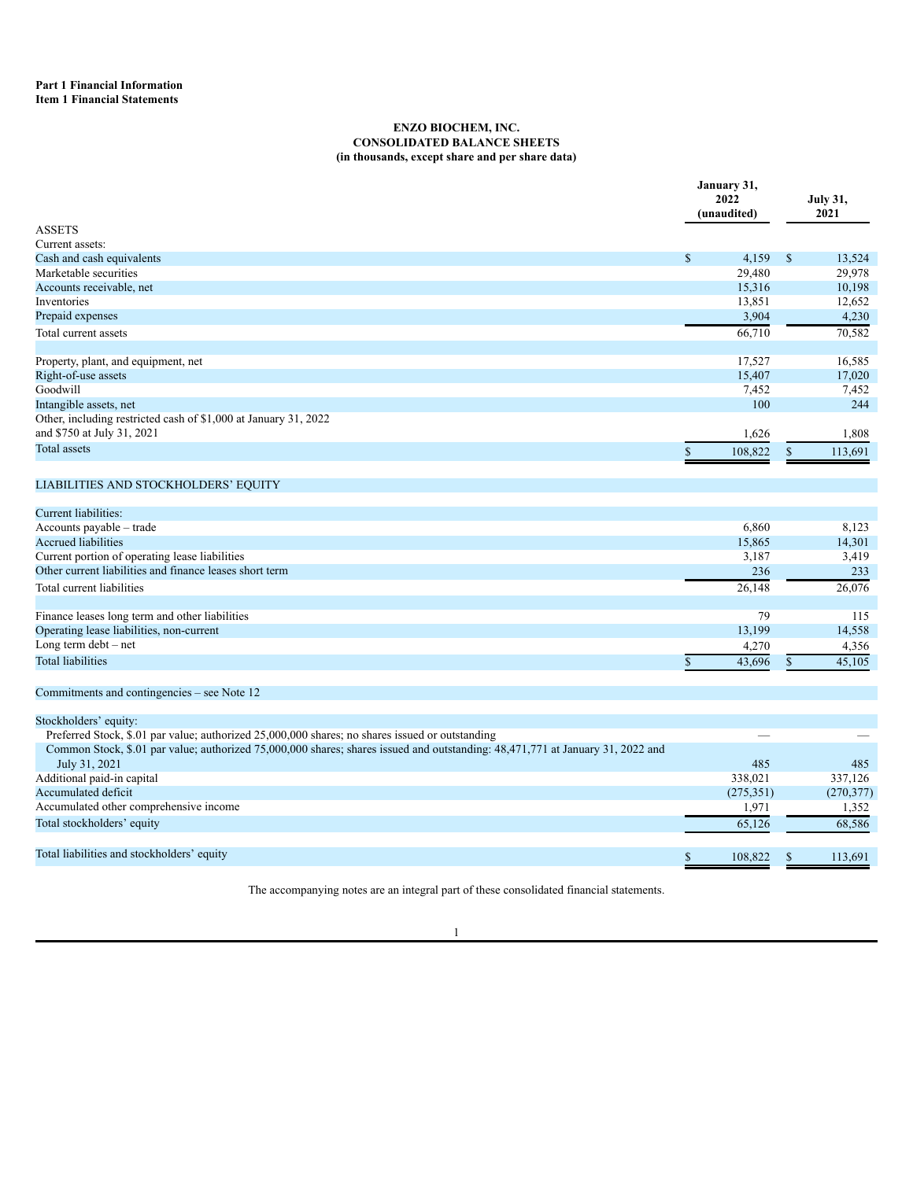**Part 1 Financial Information**
**Item 1 Financial Statements**

**ENZO BIOCHEM, INC.**
**CONSOLIDATED BALANCE SHEETS**
**(in thousands, except share and per share data)**

| | January 31, 2022 (unaudited) | July 31, 2021 |
|---|---|---|
| ASSETS | | |
| Current assets: | | |
| Cash and cash equivalents | $ 4,159 | $ 13,524 |
| Marketable securities | 29,480 | 29,978 |
| Accounts receivable, net | 15,316 | 10,198 |
| Inventories | 13,851 | 12,652 |
| Prepaid expenses | 3,904 | 4,230 |
| Total current assets | 66,710 | 70,582 |
| | | |
| Property, plant, and equipment, net | 17,527 | 16,585 |
| Right-of-use assets | 15,407 | 17,020 |
| Goodwill | 7,452 | 7,452 |
| Intangible assets, net | 100 | 244 |
| Other, including restricted cash of $1,000 at January 31, 2022 and $750 at July 31, 2021 | 1,626 | 1,808 |
| Total assets | $ 108,822 | $ 113,691 |
| | | |
| LIABILITIES AND STOCKHOLDERS' EQUITY | | |
| | | |
| Current liabilities: | | |
| Accounts payable – trade | 6,860 | 8,123 |
| Accrued liabilities | 15,865 | 14,301 |
| Current portion of operating lease liabilities | 3,187 | 3,419 |
| Other current liabilities and finance leases short term | 236 | 233 |
| Total current liabilities | 26,148 | 26,076 |
| | | |
| Finance leases long term and other liabilities | 79 | 115 |
| Operating lease liabilities, non-current | 13,199 | 14,558 |
| Long term debt – net | 4,270 | 4,356 |
| Total liabilities | $ 43,696 | $ 45,105 |
| | | |
| Commitments and contingencies – see Note 12 | | |
| | | |
| Stockholders' equity: | | |
| Preferred Stock, $.01 par value; authorized 25,000,000 shares; no shares issued or outstanding | — | — |
| Common Stock, $.01 par value; authorized 75,000,000 shares; shares issued and outstanding: 48,471,771 at January 31, 2022 and July 31, 2021 | 485 | 485 |
| Additional paid-in capital | 338,021 | 337,126 |
| Accumulated deficit | (275,351) | (270,377) |
| Accumulated other comprehensive income | 1,971 | 1,352 |
| Total stockholders' equity | 65,126 | 68,586 |
| | | |
| Total liabilities and stockholders' equity | $ 108,822 | $ 113,691 |

The accompanying notes are an integral part of these consolidated financial statements.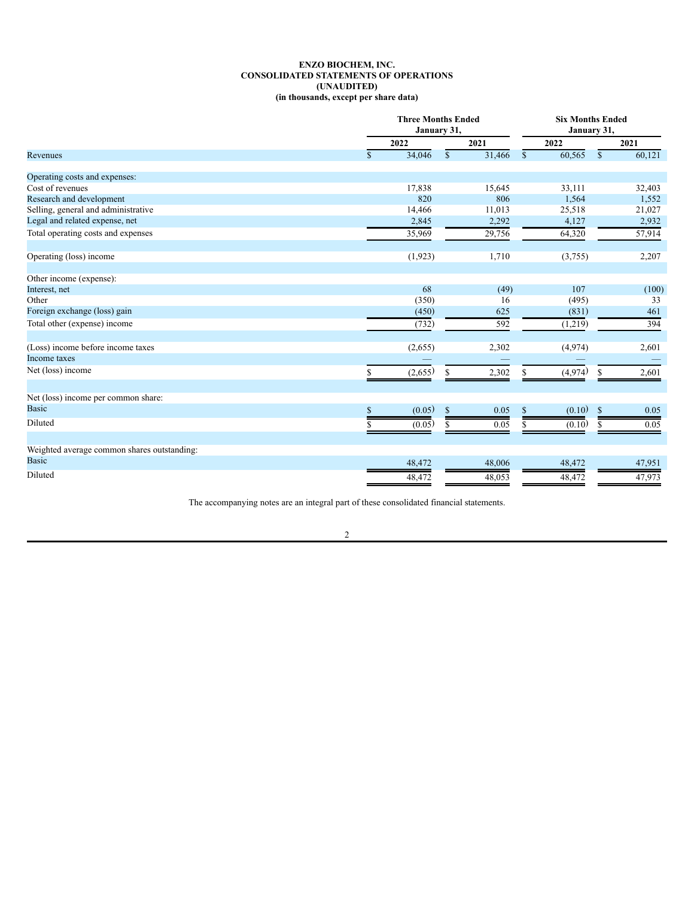**ENZO BIOCHEM, INC.**
**CONSOLIDATED STATEMENTS OF OPERATIONS**
**(UNAUDITED)**
**(in thousands, except per share data)**

| | Three Months Ended January 31, | | Six Months Ended January 31, | |
|---|---|---|---|---|
| | 2022 | 2021 | 2022 | 2021 |
| Revenues | $ 34,046 | $ 31,466 | $ 60,565 | $ 60,121 |
| Operating costs and expenses: | | | | |
| Cost of revenues | 17,838 | 15,645 | 33,111 | 32,403 |
| Research and development | 820 | 806 | 1,564 | 1,552 |
| Selling, general and administrative | 14,466 | 11,013 | 25,518 | 21,027 |
| Legal and related expense, net | 2,845 | 2,292 | 4,127 | 2,932 |
| Total operating costs and expenses | 35,969 | 29,756 | 64,320 | 57,914 |
| Operating (loss) income | (1,923) | 1,710 | (3,755) | 2,207 |
| Other income (expense): | | | | |
| Interest, net | 68 | (49) | 107 | (100) |
| Other | (350) | 16 | (495) | 33 |
| Foreign exchange (loss) gain | (450) | 625 | (831) | 461 |
| Total other (expense) income | (732) | 592 | (1,219) | 394 |
| (Loss) income before income taxes | (2,655) | 2,302 | (4,974) | 2,601 |
| Income taxes | — | — | — | — |
| Net (loss) income | $ (2,655) | $ 2,302 | $ (4,974) | $ 2,601 |
| Net (loss) income per common share: | | | | |
| Basic | $ (0.05) | $ 0.05 | $ (0.10) | $ 0.05 |
| Diluted | $ (0.05) | $ 0.05 | $ (0.10) | $ 0.05 |
| Weighted average common shares outstanding: | | | | |
| Basic | 48,472 | 48,006 | 48,472 | 47,951 |
| Diluted | 48,472 | 48,053 | 48,472 | 47,973 |

The accompanying notes are an integral part of these consolidated financial statements.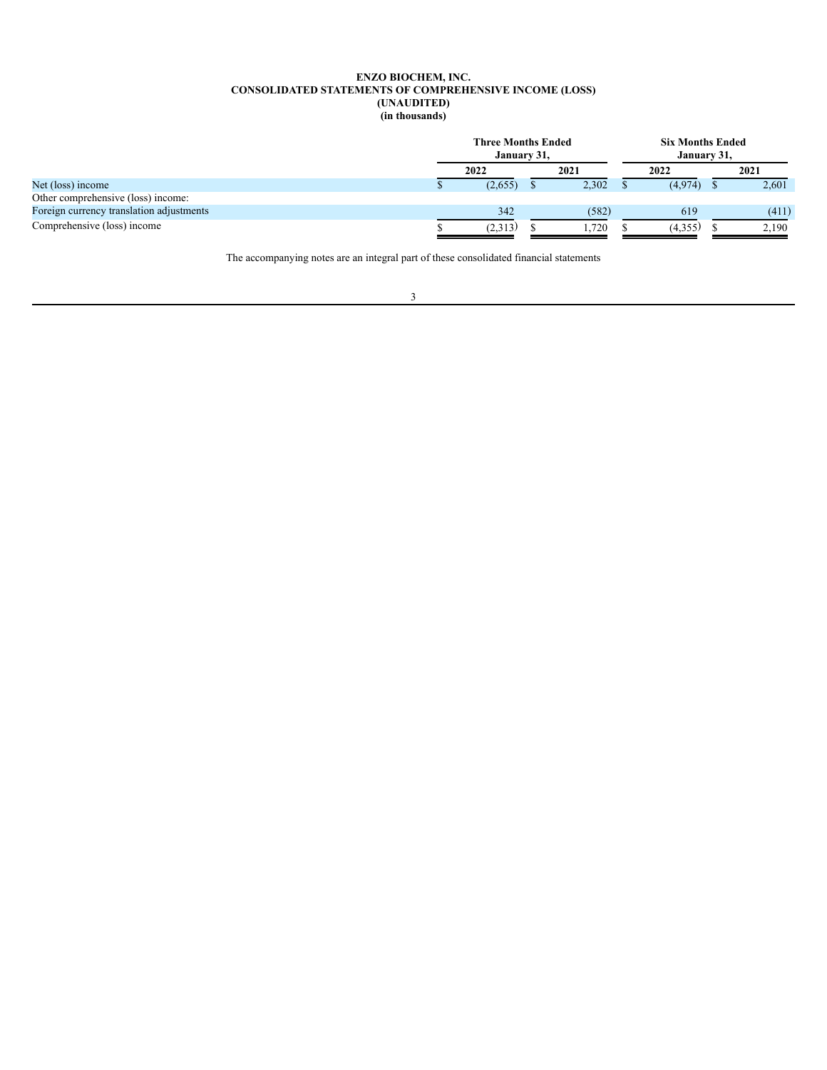**ENZO BIOCHEM, INC.**
**CONSOLIDATED STATEMENTS OF COMPREHENSIVE INCOME (LOSS)**
**(UNAUDITED)**
**(in thousands)**

| | Three Months Ended January 31, | | Six Months Ended January 31, | |
|---|---|---|---|---|
| | 2022 | 2021 | 2022 | 2021 |
| Net (loss) income | $ (2,655) | $ 2,302 | $ (4,974) | $ 2,601 |
| Other comprehensive (loss) income: | | | | |
| Foreign currency translation adjustments | 342 | (582) | 619 | (411) |
| Comprehensive (loss) income | $ (2,313) | $ 1,720 | $ (4,355) | $ 2,190 |

The accompanying notes are an integral part of these consolidated financial statements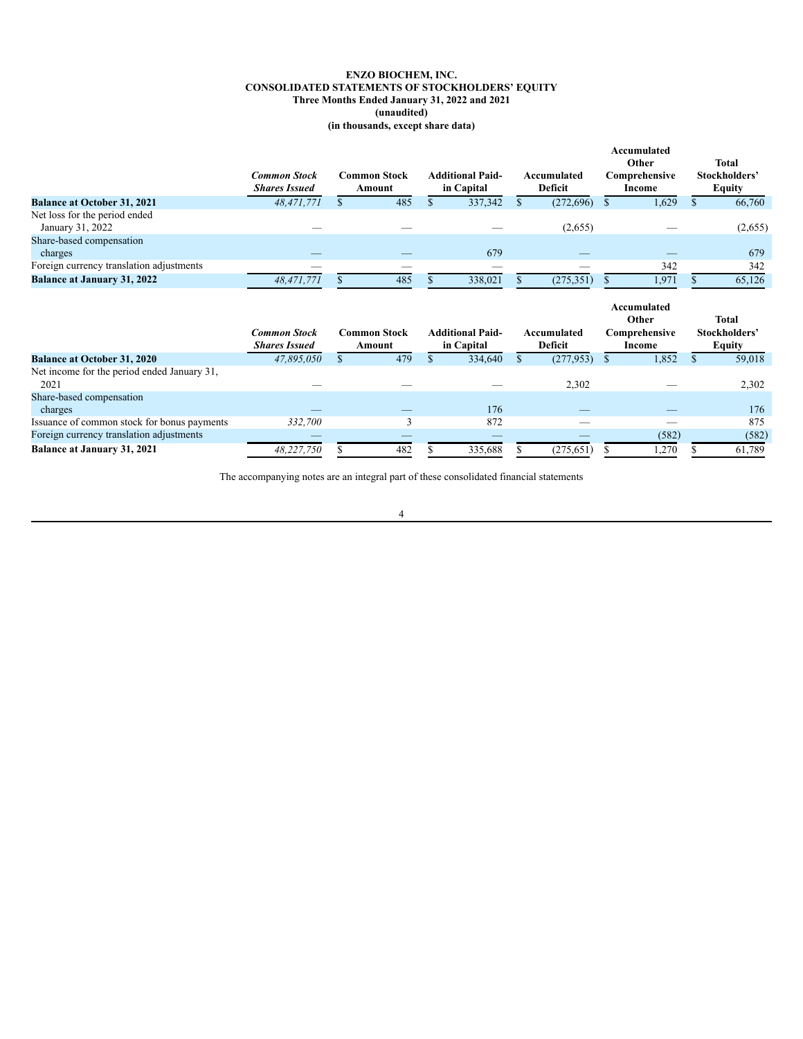**ENZO BIOCHEM, INC.**
**CONSOLIDATED STATEMENTS OF STOCKHOLDERS' EQUITY**
**Three Months Ended January 31, 2022 and 2021**
**(unaudited)**
**(in thousands, except share data)**

| | *Common Stock Shares Issued* | Common Stock Amount | Additional Paid-in Capital | Accumulated Deficit | Accumulated Other Comprehensive Income | Total Stockholders' Equity |
|---|---|---|---|---|---|---|
| **Balance at October 31, 2021** | *48,471,771* | $ 485 | $ 337,342 | $ (272,696) | $ 1,629 | $ 66,760 |
| Net loss for the period ended January 31, 2022 | — | — | — | (2,655) | — | (2,655) |
| Share-based compensation charges | — | — | 679 | — | — | 679 |
| Foreign currency translation adjustments | — | — | — | — | 342 | 342 |
| **Balance at January 31, 2022** | *48,471,771* | $ 485 | $ 338,021 | $ (275,351) | $ 1,971 | $ 65,126 |

| | *Common Stock Shares Issued* | Common Stock Amount | Additional Paid-in Capital | Accumulated Deficit | Accumulated Other Comprehensive Income | Total Stockholders' Equity |
|---|---|---|---|---|---|---|
| **Balance at October 31, 2020** | *47,895,050* | $ 479 | $ 334,640 | $ (277,953) | $ 1,852 | $ 59,018 |
| Net income for the period ended January 31, 2021 | — | — | — | 2,302 | — | 2,302 |
| Share-based compensation charges | — | — | 176 | — | — | 176 |
| Issuance of common stock for bonus payments | *332,700* | 3 | 872 | — | — | 875 |
| Foreign currency translation adjustments | — | — | — | — | (582) | (582) |
| **Balance at January 31, 2021** | *48,227,750* | $ 482 | $ 335,688 | $ (275,651) | $ 1,270 | $ 61,789 |

The accompanying notes are an integral part of these consolidated financial statements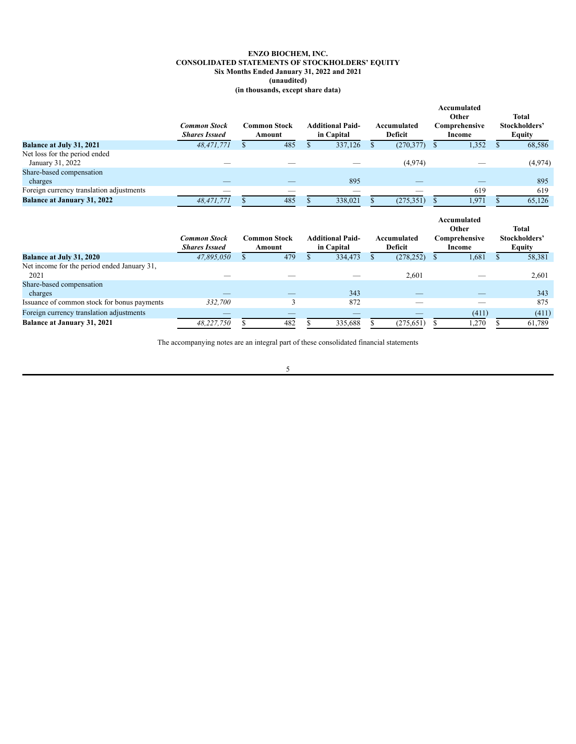**ENZO BIOCHEM, INC.**
**CONSOLIDATED STATEMENTS OF STOCKHOLDERS' EQUITY**
**Six Months Ended January 31, 2022 and 2021**
**(unaudited)**
**(in thousands, except share data)**

| | *Common Stock Shares Issued* | Common Stock Amount | Additional Paid-in Capital | Accumulated Deficit | Accumulated Other Comprehensive Income | Total Stockholders' Equity |
|---|---|---|---|---|---|---|
| **Balance at July 31, 2021** | *48,471,771* | $ 485 | $ 337,126 | $ (270,377) | $ 1,352 | $ 68,586 |
| Net loss for the period ended January 31, 2022 | — | — | — | (4,974) | — | (4,974) |
| Share-based compensation charges | — | — | 895 | — | — | 895 |
| Foreign currency translation adjustments | — | — | — | — | 619 | 619 |
| **Balance at January 31, 2022** | *48,471,771* | $ 485 | $ 338,021 | $ (275,351) | $ 1,971 | $ 65,126 |

| | *Common Stock Shares Issued* | Common Stock Amount | Additional Paid-in Capital | Accumulated Deficit | Accumulated Other Comprehensive Income | Total Stockholders' Equity |
|---|---|---|---|---|---|---|
| **Balance at July 31, 2020** | *47,895,050* | $ 479 | $ 334,473 | $ (278,252) | $ 1,681 | $ 58,381 |
| Net income for the period ended January 31, 2021 | — | — | — | 2,601 | — | 2,601 |
| Share-based compensation charges | — | — | 343 | — | — | 343 |
| Issuance of common stock for bonus payments | *332,700* | 3 | 872 | — | — | 875 |
| Foreign currency translation adjustments | — | — | — | — | (411) | (411) |
| **Balance at January 31, 2021** | *48,227,750* | $ 482 | $ 335,688 | $ (275,651) | $ 1,270 | $ 61,789 |

The accompanying notes are an integral part of these consolidated financial statements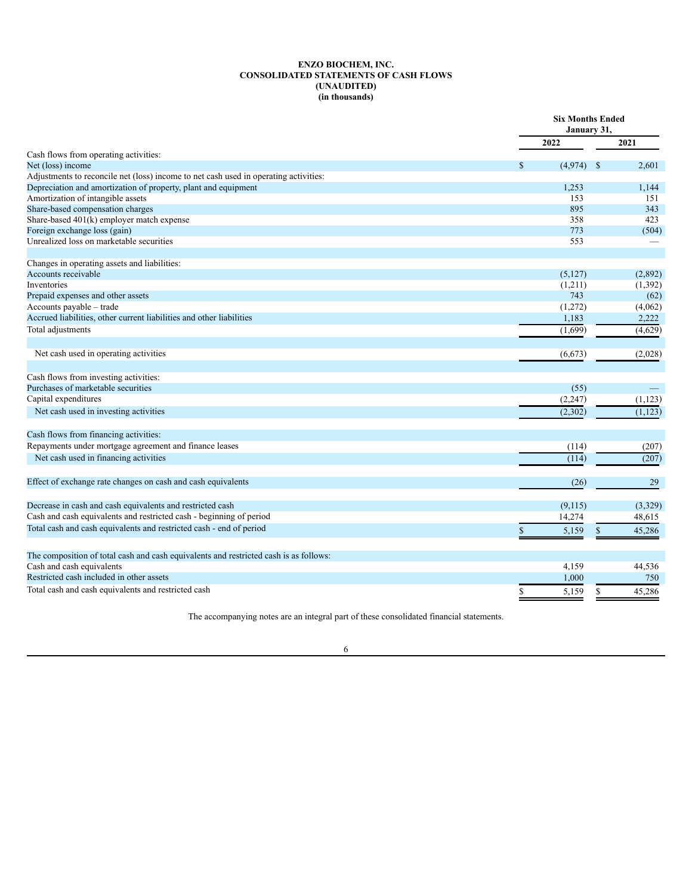# ENZO BIOCHEM, INC.
## CONSOLIDATED STATEMENTS OF CASH FLOWS
## (UNAUDITED)
## (in thousands)

| | Six Months Ended January 31, | |
|---|---|---|
| | 2022 | 2021 |
| Cash flows from operating activities: | | |
| Net (loss) income | $ (4,974) | $ 2,601 |
| Adjustments to reconcile net (loss) income to net cash used in operating activities: | | |
| Depreciation and amortization of property, plant and equipment | 1,253 | 1,144 |
| Amortization of intangible assets | 153 | 151 |
| Share-based compensation charges | 895 | 343 |
| Share-based 401(k) employer match expense | 358 | 423 |
| Foreign exchange loss (gain) | 773 | (504) |
| Unrealized loss on marketable securities | 553 | — |
| | | |
| Changes in operating assets and liabilities: | | |
| Accounts receivable | (5,127) | (2,892) |
| Inventories | (1,211) | (1,392) |
| Prepaid expenses and other assets | 743 | (62) |
| Accounts payable – trade | (1,272) | (4,062) |
| Accrued liabilities, other current liabilities and other liabilities | 1,183 | 2,222 |
| Total adjustments | (1,699) | (4,629) |
| | | |
| Net cash used in operating activities | (6,673) | (2,028) |
| | | |
| Cash flows from investing activities: | | |
| Purchases of marketable securities | (55) | — |
| Capital expenditures | (2,247) | (1,123) |
| Net cash used in investing activities | (2,302) | (1,123) |
| | | |
| Cash flows from financing activities: | | |
| Repayments under mortgage agreement and finance leases | (114) | (207) |
| Net cash used in financing activities | (114) | (207) |
| | | |
| Effect of exchange rate changes on cash and cash equivalents | (26) | 29 |
| | | |
| Decrease in cash and cash equivalents and restricted cash | (9,115) | (3,329) |
| Cash and cash equivalents and restricted cash - beginning of period | 14,274 | 48,615 |
| Total cash and cash equivalents and restricted cash - end of period | $ 5,159 | $ 45,286 |
| | | |
| The composition of total cash and cash equivalents and restricted cash is as follows: | | |
| Cash and cash equivalents | 4,159 | 44,536 |
| Restricted cash included in other assets | 1,000 | 750 |
| Total cash and cash equivalents and restricted cash | $ 5,159 | $ 45,286 |

The accompanying notes are an integral part of these consolidated financial statements.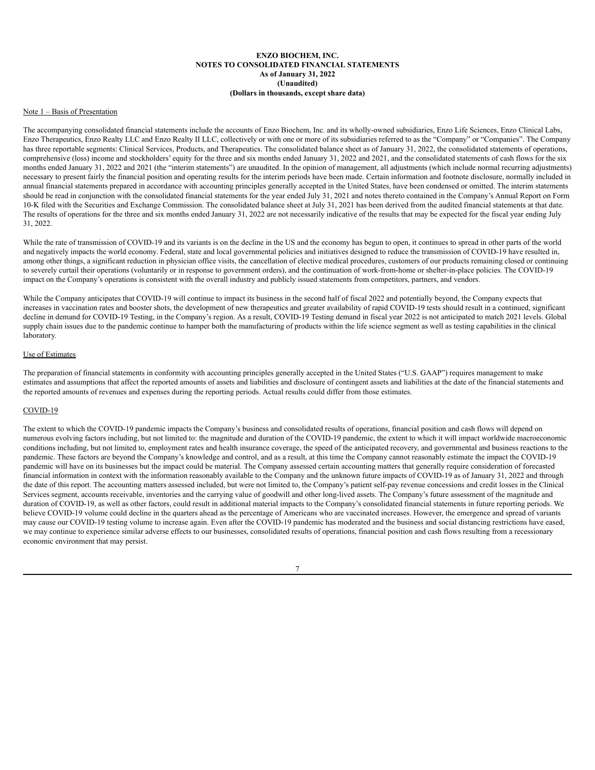**ENZO BIOCHEM, INC.**
**NOTES TO CONSOLIDATED FINANCIAL STATEMENTS**
**As of January 31, 2022**
**(Unaudited)**
**(Dollars in thousands, except share data)**

Note 1 – Basis of Presentation

The accompanying consolidated financial statements include the accounts of Enzo Biochem, Inc. and its wholly-owned subsidiaries, Enzo Life Sciences, Enzo Clinical Labs, Enzo Therapeutics, Enzo Realty LLC and Enzo Realty II LLC, collectively or with one or more of its subsidiaries referred to as the "Company" or "Companies". The Company has three reportable segments: Clinical Services, Products, and Therapeutics. The consolidated balance sheet as of January 31, 2022, the consolidated statements of operations, comprehensive (loss) income and stockholders' equity for the three and six months ended January 31, 2022 and 2021, and the consolidated statements of cash flows for the six months ended January 31, 2022 and 2021 (the "interim statements") are unaudited. In the opinion of management, all adjustments (which include normal recurring adjustments) necessary to present fairly the financial position and operating results for the interim periods have been made. Certain information and footnote disclosure, normally included in annual financial statements prepared in accordance with accounting principles generally accepted in the United States, have been condensed or omitted. The interim statements should be read in conjunction with the consolidated financial statements for the year ended July 31, 2021 and notes thereto contained in the Company's Annual Report on Form 10-K filed with the Securities and Exchange Commission. The consolidated balance sheet at July 31, 2021 has been derived from the audited financial statements at that date. The results of operations for the three and six months ended January 31, 2022 are not necessarily indicative of the results that may be expected for the fiscal year ending July 31, 2022.

While the rate of transmission of COVID-19 and its variants is on the decline in the US and the economy has begun to open, it continues to spread in other parts of the world and negatively impacts the world economy. Federal, state and local governmental policies and initiatives designed to reduce the transmission of COVID-19 have resulted in, among other things, a significant reduction in physician office visits, the cancellation of elective medical procedures, customers of our products remaining closed or continuing to severely curtail their operations (voluntarily or in response to government orders), and the continuation of work-from-home or shelter-in-place policies. The COVID-19 impact on the Company's operations is consistent with the overall industry and publicly issued statements from competitors, partners, and vendors.

While the Company anticipates that COVID-19 will continue to impact its business in the second half of fiscal 2022 and potentially beyond, the Company expects that increases in vaccination rates and booster shots, the development of new therapeutics and greater availability of rapid COVID-19 tests should result in a continued, significant decline in demand for COVID-19 Testing, in the Company's region. As a result, COVID-19 Testing demand in fiscal year 2022 is not anticipated to match 2021 levels. Global supply chain issues due to the pandemic continue to hamper both the manufacturing of products within the life science segment as well as testing capabilities in the clinical laboratory.

Use of Estimates

The preparation of financial statements in conformity with accounting principles generally accepted in the United States ("U.S. GAAP") requires management to make estimates and assumptions that affect the reported amounts of assets and liabilities and disclosure of contingent assets and liabilities at the date of the financial statements and the reported amounts of revenues and expenses during the reporting periods. Actual results could differ from those estimates.

COVID-19

The extent to which the COVID-19 pandemic impacts the Company's business and consolidated results of operations, financial position and cash flows will depend on numerous evolving factors including, but not limited to: the magnitude and duration of the COVID-19 pandemic, the extent to which it will impact worldwide macroeconomic conditions including, but not limited to, employment rates and health insurance coverage, the speed of the anticipated recovery, and governmental and business reactions to the pandemic. These factors are beyond the Company's knowledge and control, and as a result, at this time the Company cannot reasonably estimate the impact the COVID-19 pandemic will have on its businesses but the impact could be material. The Company assessed certain accounting matters that generally require consideration of forecasted financial information in context with the information reasonably available to the Company and the unknown future impacts of COVID-19 as of January 31, 2022 and through the date of this report. The accounting matters assessed included, but were not limited to, the Company's patient self-pay revenue concessions and credit losses in the Clinical Services segment, accounts receivable, inventories and the carrying value of goodwill and other long-lived assets. The Company's future assessment of the magnitude and duration of COVID-19, as well as other factors, could result in additional material impacts to the Company's consolidated financial statements in future reporting periods. We believe COVID-19 volume could decline in the quarters ahead as the percentage of Americans who are vaccinated increases. However, the emergence and spread of variants may cause our COVID-19 testing volume to increase again. Even after the COVID-19 pandemic has moderated and the business and social distancing restrictions have eased, we may continue to experience similar adverse effects to our businesses, consolidated results of operations, financial position and cash flows resulting from a recessionary economic environment that may persist.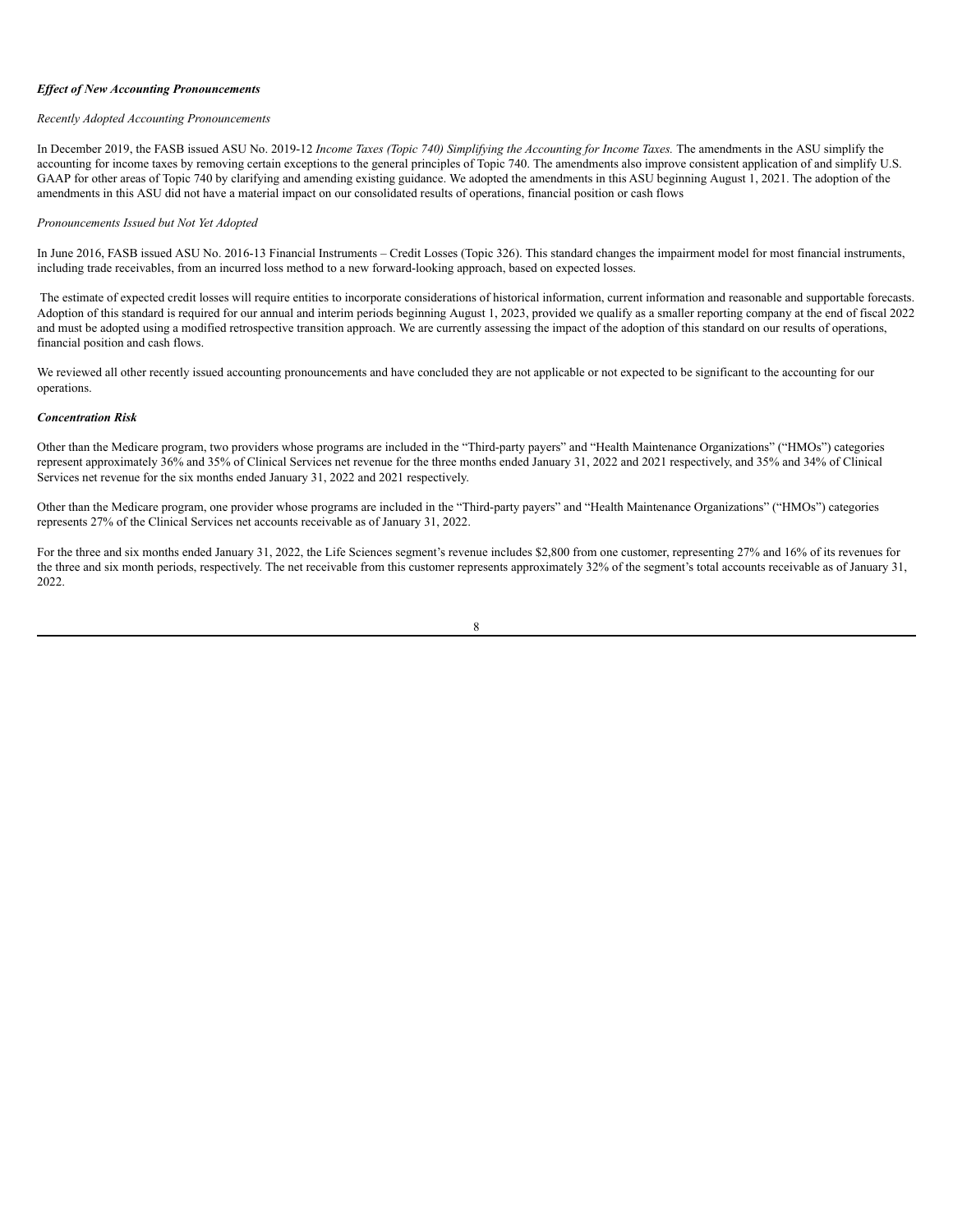***Effect of New Accounting Pronouncements***

*Recently Adopted Accounting Pronouncements*

In December 2019, the FASB issued ASU No. 2019-12 *Income Taxes (Topic 740) Simplifying the Accounting for Income Taxes.* The amendments in the ASU simplify the accounting for income taxes by removing certain exceptions to the general principles of Topic 740. The amendments also improve consistent application of and simplify U.S. GAAP for other areas of Topic 740 by clarifying and amending existing guidance. We adopted the amendments in this ASU beginning August 1, 2021. The adoption of the amendments in this ASU did not have a material impact on our consolidated results of operations, financial position or cash flows

*Pronouncements Issued but Not Yet Adopted*

In June 2016, FASB issued ASU No. 2016-13 Financial Instruments – Credit Losses (Topic 326). This standard changes the impairment model for most financial instruments, including trade receivables, from an incurred loss method to a new forward-looking approach, based on expected losses.

The estimate of expected credit losses will require entities to incorporate considerations of historical information, current information and reasonable and supportable forecasts. Adoption of this standard is required for our annual and interim periods beginning August 1, 2023, provided we qualify as a smaller reporting company at the end of fiscal 2022 and must be adopted using a modified retrospective transition approach. We are currently assessing the impact of the adoption of this standard on our results of operations, financial position and cash flows.

We reviewed all other recently issued accounting pronouncements and have concluded they are not applicable or not expected to be significant to the accounting for our operations.

***Concentration Risk***

Other than the Medicare program, two providers whose programs are included in the "Third-party payers" and "Health Maintenance Organizations" ("HMOs") categories represent approximately 36% and 35% of Clinical Services net revenue for the three months ended January 31, 2022 and 2021 respectively, and 35% and 34% of Clinical Services net revenue for the six months ended January 31, 2022 and 2021 respectively.

Other than the Medicare program, one provider whose programs are included in the "Third-party payers" and "Health Maintenance Organizations" ("HMOs") categories represents 27% of the Clinical Services net accounts receivable as of January 31, 2022.

For the three and six months ended January 31, 2022, the Life Sciences segment's revenue includes $2,800 from one customer, representing 27% and 16% of its revenues for the three and six month periods, respectively. The net receivable from this customer represents approximately 32% of the segment's total accounts receivable as of January 31, 2022.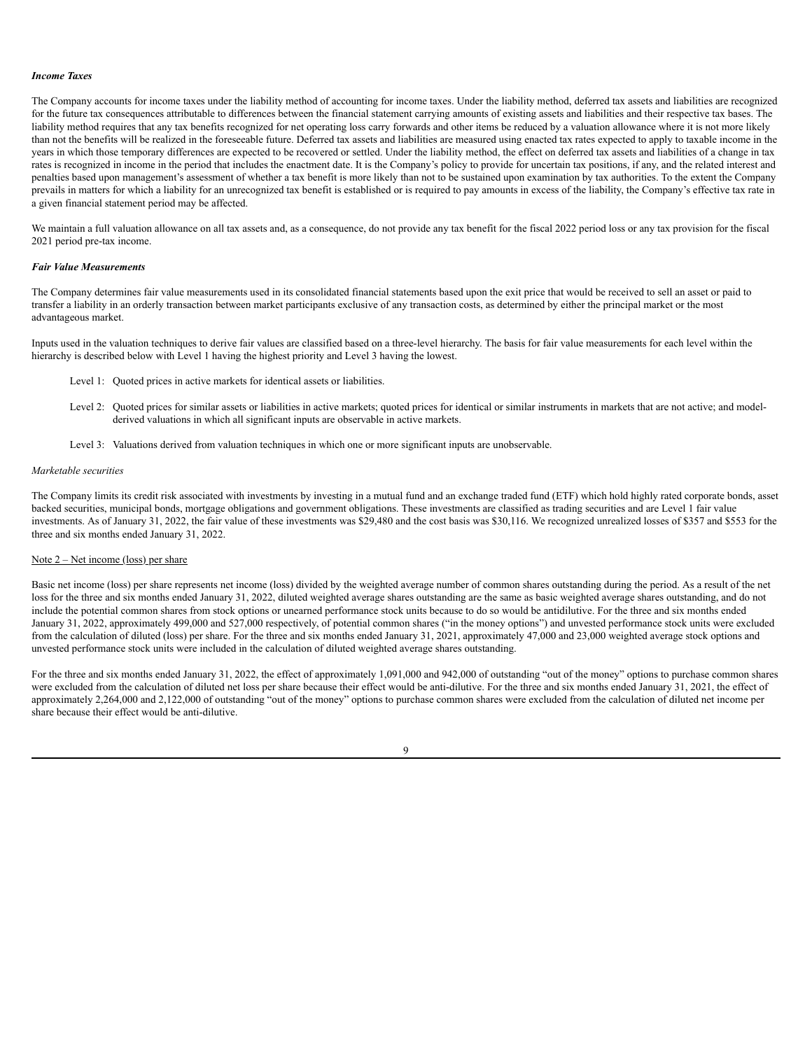***Income Taxes***

The Company accounts for income taxes under the liability method of accounting for income taxes. Under the liability method, deferred tax assets and liabilities are recognized for the future tax consequences attributable to differences between the financial statement carrying amounts of existing assets and liabilities and their respective tax bases. The liability method requires that any tax benefits recognized for net operating loss carry forwards and other items be reduced by a valuation allowance where it is not more likely than not the benefits will be realized in the foreseeable future. Deferred tax assets and liabilities are measured using enacted tax rates expected to apply to taxable income in the years in which those temporary differences are expected to be recovered or settled. Under the liability method, the effect on deferred tax assets and liabilities of a change in tax rates is recognized in income in the period that includes the enactment date. It is the Company's policy to provide for uncertain tax positions, if any, and the related interest and penalties based upon management's assessment of whether a tax benefit is more likely than not to be sustained upon examination by tax authorities. To the extent the Company prevails in matters for which a liability for an unrecognized tax benefit is established or is required to pay amounts in excess of the liability, the Company's effective tax rate in a given financial statement period may be affected.

We maintain a full valuation allowance on all tax assets and, as a consequence, do not provide any tax benefit for the fiscal 2022 period loss or any tax provision for the fiscal 2021 period pre-tax income.

***Fair Value Measurements***

The Company determines fair value measurements used in its consolidated financial statements based upon the exit price that would be received to sell an asset or paid to transfer a liability in an orderly transaction between market participants exclusive of any transaction costs, as determined by either the principal market or the most advantageous market.

Inputs used in the valuation techniques to derive fair values are classified based on a three-level hierarchy. The basis for fair value measurements for each level within the hierarchy is described below with Level 1 having the highest priority and Level 3 having the lowest.

- Level 1: Quoted prices in active markets for identical assets or liabilities.
- Level 2: Quoted prices for similar assets or liabilities in active markets; quoted prices for identical or similar instruments in markets that are not active; and model-derived valuations in which all significant inputs are observable in active markets.
- Level 3: Valuations derived from valuation techniques in which one or more significant inputs are unobservable.

*Marketable securities*

The Company limits its credit risk associated with investments by investing in a mutual fund and an exchange traded fund (ETF) which hold highly rated corporate bonds, asset backed securities, municipal bonds, mortgage obligations and government obligations. These investments are classified as trading securities and are Level 1 fair value investments. As of January 31, 2022, the fair value of these investments was $29,480 and the cost basis was $30,116. We recognized unrealized losses of $357 and $553 for the three and six months ended January 31, 2022.

Note 2 – Net income (loss) per share

Basic net income (loss) per share represents net income (loss) divided by the weighted average number of common shares outstanding during the period. As a result of the net loss for the three and six months ended January 31, 2022, diluted weighted average shares outstanding are the same as basic weighted average shares outstanding, and do not include the potential common shares from stock options or unearned performance stock units because to do so would be antidilutive. For the three and six months ended January 31, 2022, approximately 499,000 and 527,000 respectively, of potential common shares ("in the money options") and unvested performance stock units were excluded from the calculation of diluted (loss) per share. For the three and six months ended January 31, 2021, approximately 47,000 and 23,000 weighted average stock options and unvested performance stock units were included in the calculation of diluted weighted average shares outstanding.

For the three and six months ended January 31, 2022, the effect of approximately 1,091,000 and 942,000 of outstanding "out of the money" options to purchase common shares were excluded from the calculation of diluted net loss per share because their effect would be anti-dilutive. For the three and six months ended January 31, 2021, the effect of approximately 2,264,000 and 2,122,000 of outstanding "out of the money" options to purchase common shares were excluded from the calculation of diluted net income per share because their effect would be anti-dilutive.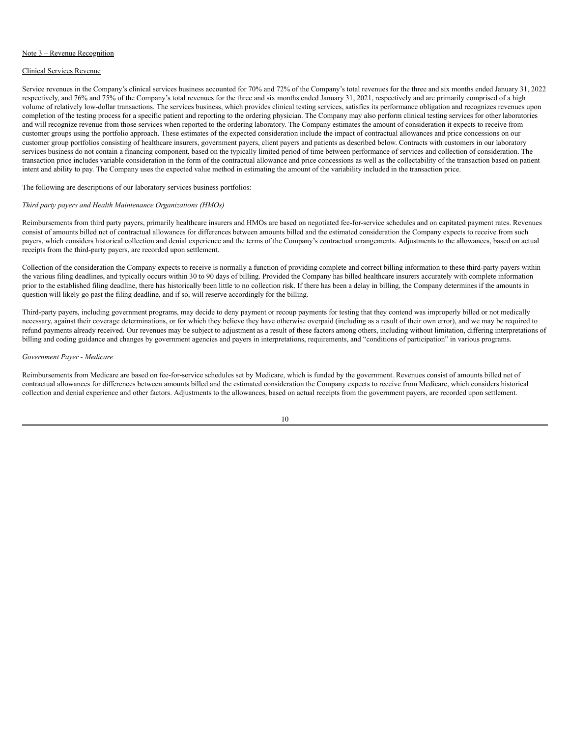Note 3 – Revenue Recognition

Clinical Services Revenue

Service revenues in the Company's clinical services business accounted for 70% and 72% of the Company's total revenues for the three and six months ended January 31, 2022 respectively, and 76% and 75% of the Company's total revenues for the three and six months ended January 31, 2021, respectively and are primarily comprised of a high volume of relatively low-dollar transactions. The services business, which provides clinical testing services, satisfies its performance obligation and recognizes revenues upon completion of the testing process for a specific patient and reporting to the ordering physician. The Company may also perform clinical testing services for other laboratories and will recognize revenue from those services when reported to the ordering laboratory. The Company estimates the amount of consideration it expects to receive from customer groups using the portfolio approach. These estimates of the expected consideration include the impact of contractual allowances and price concessions on our customer group portfolios consisting of healthcare insurers, government payers, client payers and patients as described below. Contracts with customers in our laboratory services business do not contain a financing component, based on the typically limited period of time between performance of services and collection of consideration. The transaction price includes variable consideration in the form of the contractual allowance and price concessions as well as the collectability of the transaction based on patient intent and ability to pay. The Company uses the expected value method in estimating the amount of the variability included in the transaction price.

The following are descriptions of our laboratory services business portfolios:

*Third party payers and Health Maintenance Organizations (HMOs)*

Reimbursements from third party payers, primarily healthcare insurers and HMOs are based on negotiated fee-for-service schedules and on capitated payment rates. Revenues consist of amounts billed net of contractual allowances for differences between amounts billed and the estimated consideration the Company expects to receive from such payers, which considers historical collection and denial experience and the terms of the Company's contractual arrangements. Adjustments to the allowances, based on actual receipts from the third-party payers, are recorded upon settlement.

Collection of the consideration the Company expects to receive is normally a function of providing complete and correct billing information to these third-party payers within the various filing deadlines, and typically occurs within 30 to 90 days of billing. Provided the Company has billed healthcare insurers accurately with complete information prior to the established filing deadline, there has historically been little to no collection risk. If there has been a delay in billing, the Company determines if the amounts in question will likely go past the filing deadline, and if so, will reserve accordingly for the billing.

Third-party payers, including government programs, may decide to deny payment or recoup payments for testing that they contend was improperly billed or not medically necessary, against their coverage determinations, or for which they believe they have otherwise overpaid (including as a result of their own error), and we may be required to refund payments already received. Our revenues may be subject to adjustment as a result of these factors among others, including without limitation, differing interpretations of billing and coding guidance and changes by government agencies and payers in interpretations, requirements, and "conditions of participation" in various programs.

*Government Payer - Medicare*

Reimbursements from Medicare are based on fee-for-service schedules set by Medicare, which is funded by the government. Revenues consist of amounts billed net of contractual allowances for differences between amounts billed and the estimated consideration the Company expects to receive from Medicare, which considers historical collection and denial experience and other factors. Adjustments to the allowances, based on actual receipts from the government payers, are recorded upon settlement.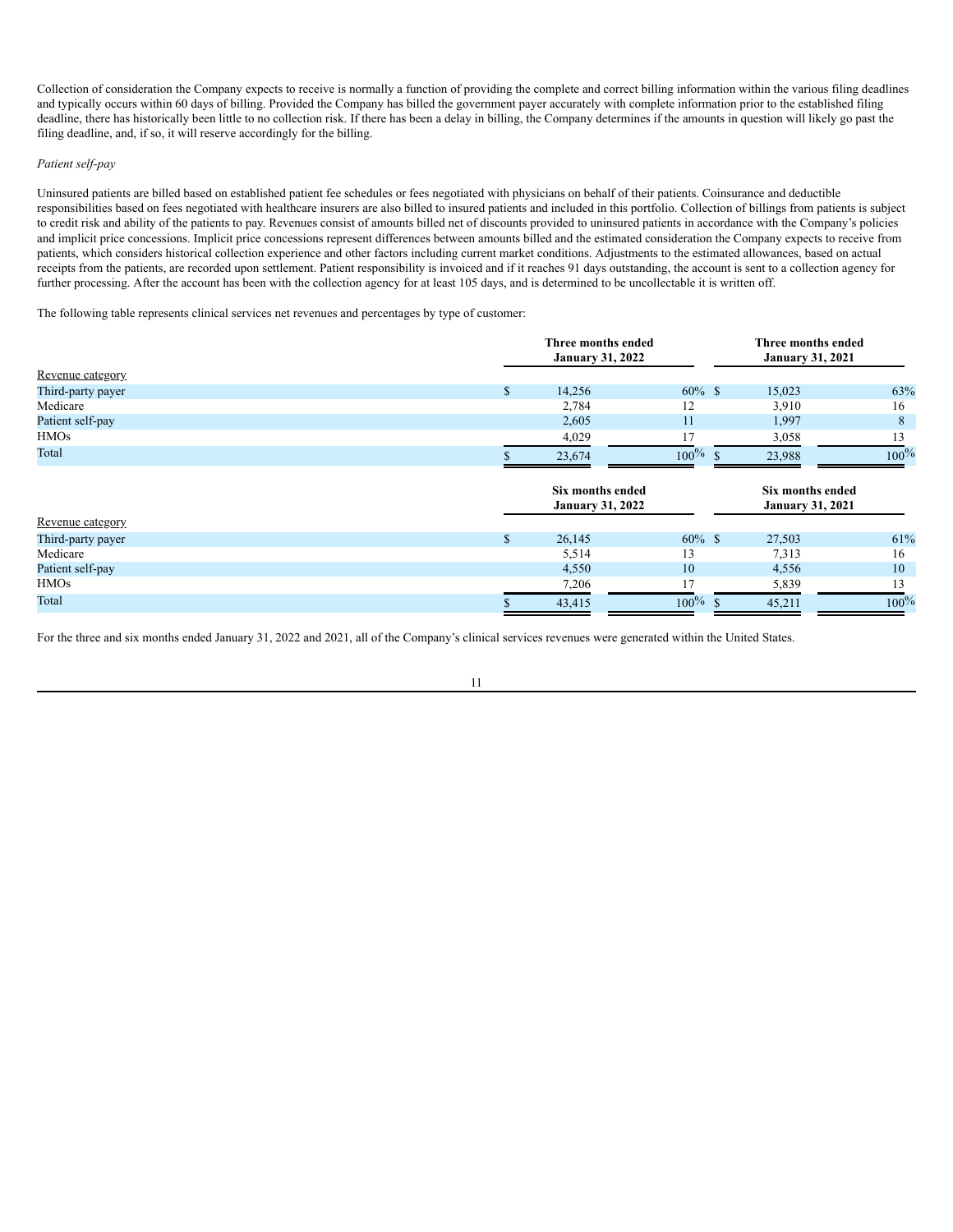Collection of consideration the Company expects to receive is normally a function of providing the complete and correct billing information within the various filing deadlines and typically occurs within 60 days of billing. Provided the Company has billed the government payer accurately with complete information prior to the established filing deadline, there has historically been little to no collection risk. If there has been a delay in billing, the Company determines if the amounts in question will likely go past the filing deadline, and, if so, it will reserve accordingly for the billing.

*Patient self-pay*

Uninsured patients are billed based on established patient fee schedules or fees negotiated with physicians on behalf of their patients. Coinsurance and deductible responsibilities based on fees negotiated with healthcare insurers are also billed to insured patients and included in this portfolio. Collection of billings from patients is subject to credit risk and ability of the patients to pay. Revenues consist of amounts billed net of discounts provided to uninsured patients in accordance with the Company's policies and implicit price concessions. Implicit price concessions represent differences between amounts billed and the estimated consideration the Company expects to receive from patients, which considers historical collection experience and other factors including current market conditions. Adjustments to the estimated allowances, based on actual receipts from the patients, are recorded upon settlement. Patient responsibility is invoiced and if it reaches 91 days outstanding, the account is sent to a collection agency for further processing. After the account has been with the collection agency for at least 105 days, and is determined to be uncollectable it is written off.

The following table represents clinical services net revenues and percentages by type of customer:

| Revenue category | Three months ended January 31, 2022 | | Three months ended January 31, 2021 | |
|---|---|---|---|---|
| Third-party payer | $ 14,256 | 60% | $ 15,023 | 63% |
| Medicare | 2,784 | 12 | 3,910 | 16 |
| Patient self-pay | 2,605 | 11 | 1,997 | 8 |
| HMOs | 4,029 | 17 | 3,058 | 13 |
| Total | $ 23,674 | 100% | $ 23,988 | 100% |

| Revenue category | Six months ended January 31, 2022 | | Six months ended January 31, 2021 | |
|---|---|---|---|---|
| Third-party payer | $ 26,145 | 60% | $ 27,503 | 61% |
| Medicare | 5,514 | 13 | 7,313 | 16 |
| Patient self-pay | 4,550 | 10 | 4,556 | 10 |
| HMOs | 7,206 | 17 | 5,839 | 13 |
| Total | $ 43,415 | 100% | $ 45,211 | 100% |

For the three and six months ended January 31, 2022 and 2021, all of the Company's clinical services revenues were generated within the United States.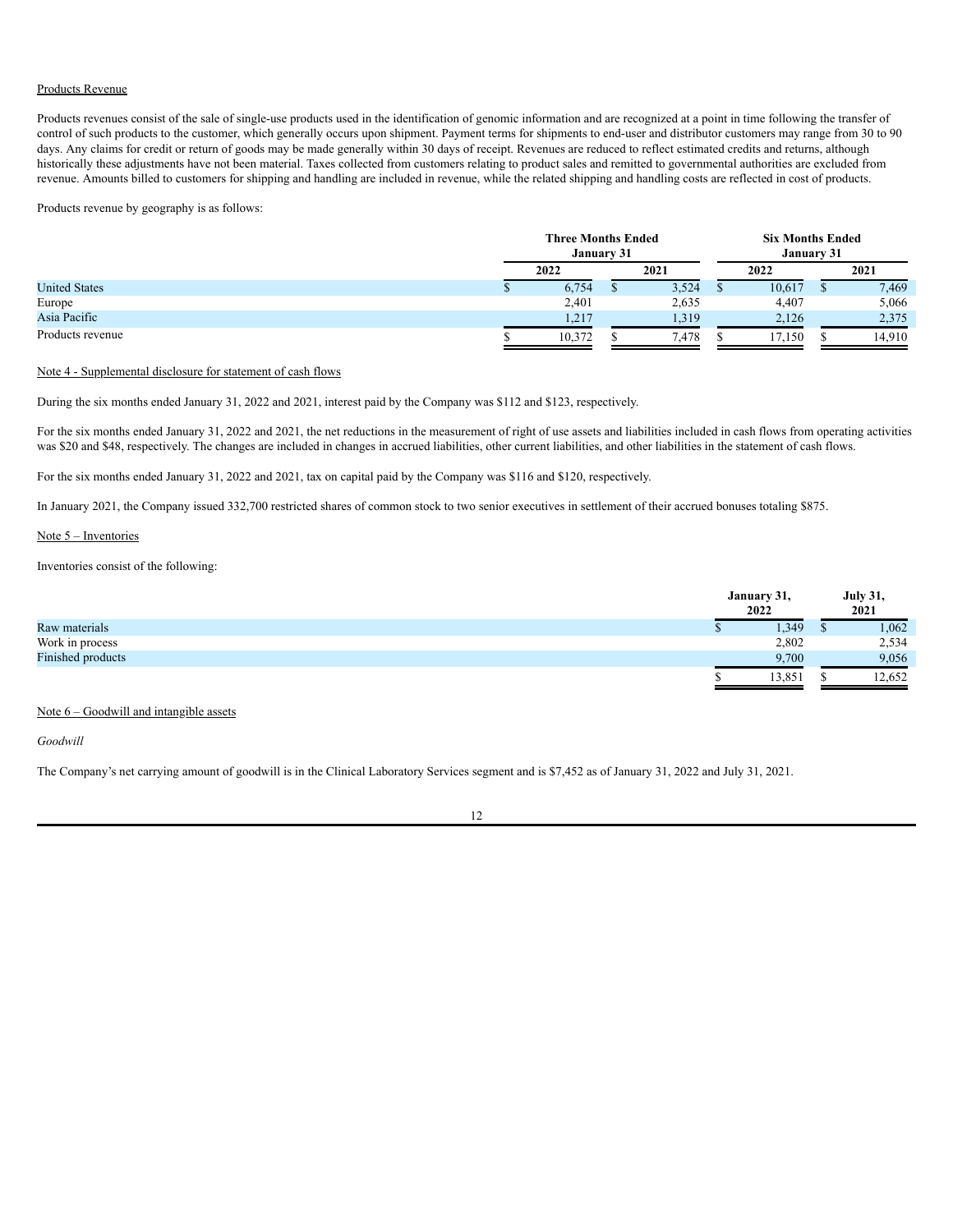Products Revenue

Products revenues consist of the sale of single-use products used in the identification of genomic information and are recognized at a point in time following the transfer of control of such products to the customer, which generally occurs upon shipment. Payment terms for shipments to end-user and distributor customers may range from 30 to 90 days. Any claims for credit or return of goods may be made generally within 30 days of receipt. Revenues are reduced to reflect estimated credits and returns, although historically these adjustments have not been material. Taxes collected from customers relating to product sales and remitted to governmental authorities are excluded from revenue. Amounts billed to customers for shipping and handling are included in revenue, while the related shipping and handling costs are reflected in cost of products.

Products revenue by geography is as follows:

| | Three Months Ended January 31 | | Six Months Ended January 31 | |
|---|---|---|---|---|
| | 2022 | 2021 | 2022 | 2021 |
| United States | $ 6,754 | $ 3,524 | $ 10,617 | $ 7,469 |
| Europe | 2,401 | 2,635 | 4,407 | 5,066 |
| Asia Pacific | 1,217 | 1,319 | 2,126 | 2,375 |
| Products revenue | $ 10,372 | $ 7,478 | $ 17,150 | $ 14,910 |

Note 4 - Supplemental disclosure for statement of cash flows

During the six months ended January 31, 2022 and 2021, interest paid by the Company was $112 and $123, respectively.

For the six months ended January 31, 2022 and 2021, the net reductions in the measurement of right of use assets and liabilities included in cash flows from operating activities was $20 and $48, respectively. The changes are included in changes in accrued liabilities, other current liabilities, and other liabilities in the statement of cash flows.

For the six months ended January 31, 2022 and 2021, tax on capital paid by the Company was $116 and $120, respectively.

In January 2021, the Company issued 332,700 restricted shares of common stock to two senior executives in settlement of their accrued bonuses totaling $875.

Note 5 – Inventories

Inventories consist of the following:

| | January 31, 2022 | July 31, 2021 |
|---|---|---|
| Raw materials | $ 1,349 | $ 1,062 |
| Work in process | 2,802 | 2,534 |
| Finished products | 9,700 | 9,056 |
| | $ 13,851 | $ 12,652 |

Note 6 – Goodwill and intangible assets

*Goodwill*

The Company's net carrying amount of goodwill is in the Clinical Laboratory Services segment and is $7,452 as of January 31, 2022 and July 31, 2021.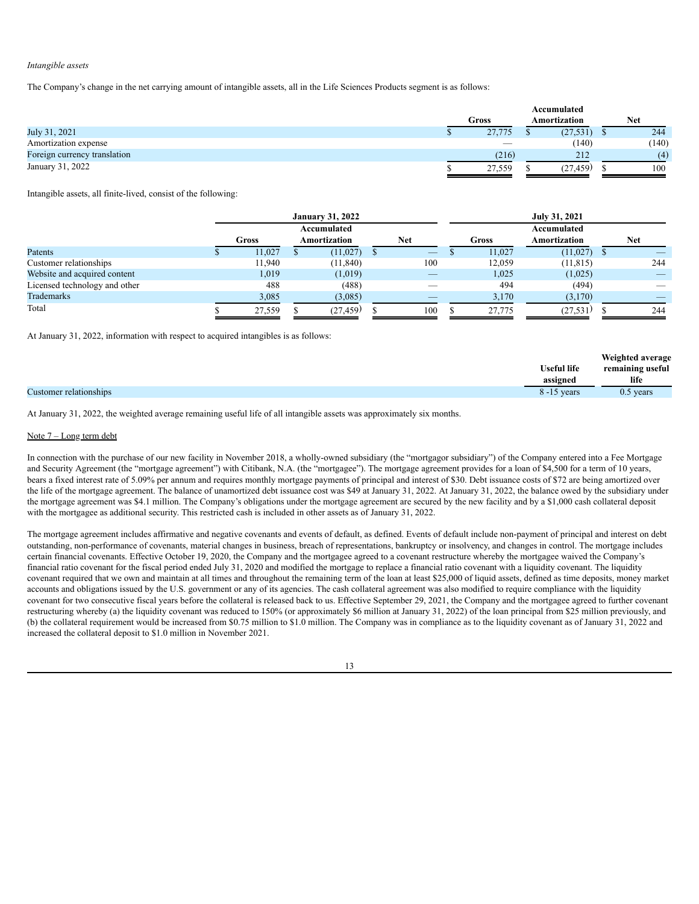*Intangible assets*

The Company's change in the net carrying amount of intangible assets, all in the Life Sciences Products segment is as follows:

| | Gross | Accumulated Amortization | Net |
|---|---|---|---|
| July 31, 2021 | $ 27,775 | $ (27,531) | $ 244 |
| Amortization expense | — | (140) | (140) |
| Foreign currency translation | (216) | 212 | (4) |
| January 31, 2022 | $ 27,559 | $ (27,459) | $ 100 |

Intangible assets, all finite-lived, consist of the following:

| | January 31, 2022 | | | July 31, 2021 | | |
|---|---|---|---|---|---|---|
| | Gross | Accumulated Amortization | Net | Gross | Accumulated Amortization | Net |
| Patents | $ 11,027 | $ (11,027) | $ — | $ 11,027 | (11,027) | $ — |
| Customer relationships | 11,940 | (11,840) | 100 | 12,059 | (11,815) | 244 |
| Website and acquired content | 1,019 | (1,019) | — | 1,025 | (1,025) | — |
| Licensed technology and other | 488 | (488) | — | 494 | (494) | — |
| Trademarks | 3,085 | (3,085) | — | 3,170 | (3,170) | — |
| Total | $ 27,559 | $ (27,459) | $ 100 | $ 27,775 | (27,531) | $ 244 |

At January 31, 2022, information with respect to acquired intangibles is as follows:

| | Useful life assigned | Weighted average remaining useful life |
|---|---|---|
| Customer relationships | 8 -15 years | 0.5 years |

At January 31, 2022, the weighted average remaining useful life of all intangible assets was approximately six months.

Note 7 – Long term debt

In connection with the purchase of our new facility in November 2018, a wholly-owned subsidiary (the "mortgagor subsidiary") of the Company entered into a Fee Mortgage and Security Agreement (the "mortgage agreement") with Citibank, N.A. (the "mortgagee"). The mortgage agreement provides for a loan of $4,500 for a term of 10 years, bears a fixed interest rate of 5.09% per annum and requires monthly mortgage payments of principal and interest of $30. Debt issuance costs of $72 are being amortized over the life of the mortgage agreement. The balance of unamortized debt issuance cost was $49 at January 31, 2022. At January 31, 2022, the balance owed by the subsidiary under the mortgage agreement was $4.1 million. The Company's obligations under the mortgage agreement are secured by the new facility and by a $1,000 cash collateral deposit with the mortgagee as additional security. This restricted cash is included in other assets as of January 31, 2022.

The mortgage agreement includes affirmative and negative covenants and events of default, as defined. Events of default include non-payment of principal and interest on debt outstanding, non-performance of covenants, material changes in business, breach of representations, bankruptcy or insolvency, and changes in control. The mortgage includes certain financial covenants. Effective October 19, 2020, the Company and the mortgagee agreed to a covenant restructure whereby the mortgagee waived the Company's financial ratio covenant for the fiscal period ended July 31, 2020 and modified the mortgage to replace a financial ratio covenant with a liquidity covenant. The liquidity covenant required that we own and maintain at all times and throughout the remaining term of the loan at least $25,000 of liquid assets, defined as time deposits, money market accounts and obligations issued by the U.S. government or any of its agencies. The cash collateral agreement was also modified to require compliance with the liquidity covenant for two consecutive fiscal years before the collateral is released back to us. Effective September 29, 2021, the Company and the mortgagee agreed to further covenant restructuring whereby (a) the liquidity covenant was reduced to 150% (or approximately $6 million at January 31, 2022) of the loan principal from $25 million previously, and (b) the collateral requirement would be increased from $0.75 million to $1.0 million. The Company was in compliance as to the liquidity covenant as of January 31, 2022 and increased the collateral deposit to $1.0 million in November 2021.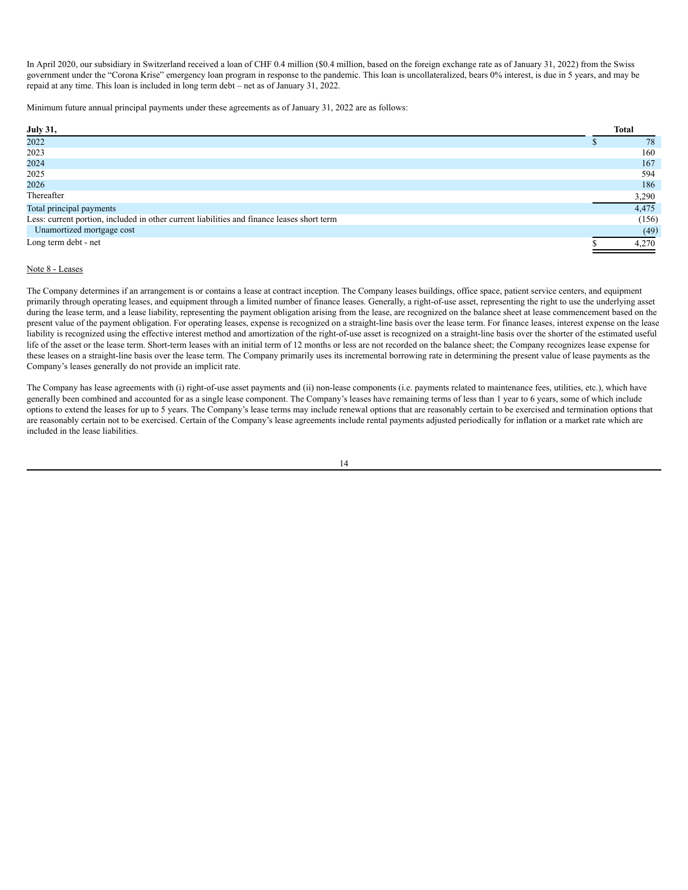In April 2020, our subsidiary in Switzerland received a loan of CHF 0.4 million ($0.4 million, based on the foreign exchange rate as of January 31, 2022) from the Swiss government under the "Corona Krise" emergency loan program in response to the pandemic. This loan is uncollateralized, bears 0% interest, is due in 5 years, and may be repaid at any time. This loan is included in long term debt – net as of January 31, 2022.

Minimum future annual principal payments under these agreements as of January 31, 2022 are as follows:

| July 31, | Total |
|---|---|
| 2022 | $ 78 |
| 2023 | 160 |
| 2024 | 167 |
| 2025 | 594 |
| 2026 | 186 |
| Thereafter | 3,290 |
| Total principal payments | 4,475 |
| Less: current portion, included in other current liabilities and finance leases short term | (156) |
| Unamortized mortgage cost | (49) |
| Long term debt - net | $ 4,270 |

Note 8 - Leases

The Company determines if an arrangement is or contains a lease at contract inception. The Company leases buildings, office space, patient service centers, and equipment primarily through operating leases, and equipment through a limited number of finance leases. Generally, a right-of-use asset, representing the right to use the underlying asset during the lease term, and a lease liability, representing the payment obligation arising from the lease, are recognized on the balance sheet at lease commencement based on the present value of the payment obligation. For operating leases, expense is recognized on a straight-line basis over the lease term. For finance leases, interest expense on the lease liability is recognized using the effective interest method and amortization of the right-of-use asset is recognized on a straight-line basis over the shorter of the estimated useful life of the asset or the lease term. Short-term leases with an initial term of 12 months or less are not recorded on the balance sheet; the Company recognizes lease expense for these leases on a straight-line basis over the lease term. The Company primarily uses its incremental borrowing rate in determining the present value of lease payments as the Company's leases generally do not provide an implicit rate.

The Company has lease agreements with (i) right-of-use asset payments and (ii) non-lease components (i.e. payments related to maintenance fees, utilities, etc.), which have generally been combined and accounted for as a single lease component. The Company's leases have remaining terms of less than 1 year to 6 years, some of which include options to extend the leases for up to 5 years. The Company's lease terms may include renewal options that are reasonably certain to be exercised and termination options that are reasonably certain not to be exercised. Certain of the Company's lease agreements include rental payments adjusted periodically for inflation or a market rate which are included in the lease liabilities.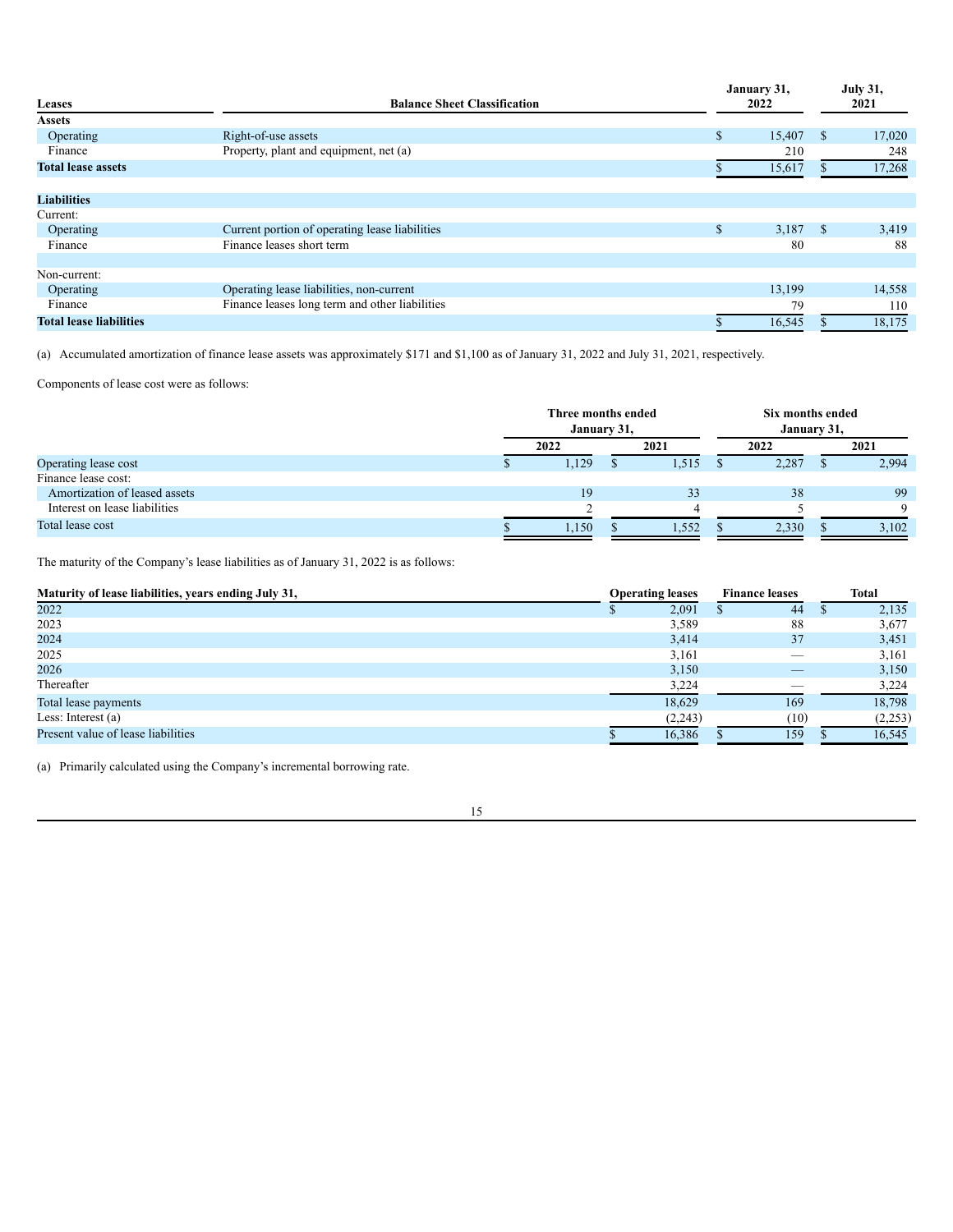| Leases | Balance Sheet Classification | January 31, 2022 | July 31, 2021 |
|---|---|---|---|
| **Assets** | | | |
| Operating | Right-of-use assets | $ 15,407 | $ 17,020 |
| Finance | Property, plant and equipment, net (a) | 210 | 248 |
| **Total lease assets** | | $ 15,617 | $ 17,268 |
| | | | |
| **Liabilities** | | | |
| Current: | | | |
| Operating | Current portion of operating lease liabilities | $ 3,187 | $ 3,419 |
| Finance | Finance leases short term | 80 | 88 |
| | | | |
| Non-current: | | | |
| Operating | Operating lease liabilities, non-current | 13,199 | 14,558 |
| Finance | Finance leases long term and other liabilities | 79 | 110 |
| **Total lease liabilities** | | $ 16,545 | $ 18,175 |

(a) Accumulated amortization of finance lease assets was approximately $171 and $1,100 as of January 31, 2022 and July 31, 2021, respectively.

Components of lease cost were as follows:

| | Three months ended January 31, | | Six months ended January 31, | |
|---|---|---|---|---|
| | 2022 | 2021 | 2022 | 2021 |
| Operating lease cost | $ 1,129 | $ 1,515 | $ 2,287 | $ 2,994 |
| Finance lease cost: | | | | |
| Amortization of leased assets | 19 | 33 | 38 | 99 |
| Interest on lease liabilities | 2 | 4 | 5 | 9 |
| Total lease cost | $ 1,150 | $ 1,552 | $ 2,330 | $ 3,102 |

The maturity of the Company's lease liabilities as of January 31, 2022 is as follows:

| Maturity of lease liabilities, years ending July 31, | Operating leases | Finance leases | Total |
|---|---|---|---|
| 2022 | $ 2,091 | $ 44 | $ 2,135 |
| 2023 | 3,589 | 88 | 3,677 |
| 2024 | 3,414 | 37 | 3,451 |
| 2025 | 3,161 | — | 3,161 |
| 2026 | 3,150 | — | 3,150 |
| Thereafter | 3,224 | — | 3,224 |
| Total lease payments | 18,629 | 169 | 18,798 |
| Less: Interest (a) | (2,243) | (10) | (2,253) |
| Present value of lease liabilities | $ 16,386 | $ 159 | $ 16,545 |

(a) Primarily calculated using the Company's incremental borrowing rate.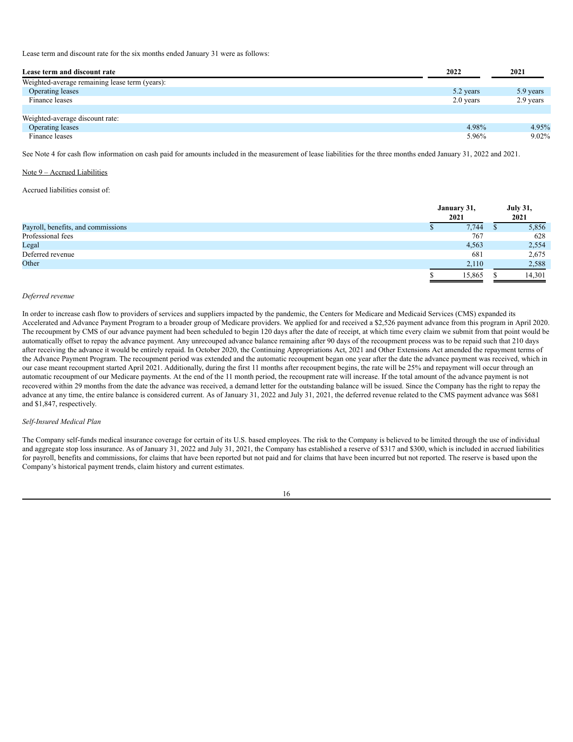Lease term and discount rate for the six months ended January 31 were as follows:

| Lease term and discount rate | 2022 | 2021 |
|---|---|---|
| Weighted-average remaining lease term (years): | | |
| Operating leases | 5.2 years | 5.9 years |
| Finance leases | 2.0 years | 2.9 years |
| | | |
| Weighted-average discount rate: | | |
| Operating leases | 4.98% | 4.95% |
| Finance leases | 5.96% | 9.02% |

See Note 4 for cash flow information on cash paid for amounts included in the measurement of lease liabilities for the three months ended January 31, 2022 and 2021.

Note 9 – Accrued Liabilities

Accrued liabilities consist of:

| | January 31, 2021 | July 31, 2021 |
|---|---|---|
| Payroll, benefits, and commissions | $ 7,744 | $ 5,856 |
| Professional fees | 767 | 628 |
| Legal | 4,563 | 2,554 |
| Deferred revenue | 681 | 2,675 |
| Other | 2,110 | 2,588 |
| | $ 15,865 | $ 14,301 |

*Deferred revenue*

In order to increase cash flow to providers of services and suppliers impacted by the pandemic, the Centers for Medicare and Medicaid Services (CMS) expanded its Accelerated and Advance Payment Program to a broader group of Medicare providers. We applied for and received a $2,526 payment advance from this program in April 2020. The recoupment by CMS of our advance payment had been scheduled to begin 120 days after the date of receipt, at which time every claim we submit from that point would be automatically offset to repay the advance payment. Any unrecouped advance balance remaining after 90 days of the recoupment process was to be repaid such that 210 days after receiving the advance it would be entirely repaid. In October 2020, the Continuing Appropriations Act, 2021 and Other Extensions Act amended the repayment terms of the Advance Payment Program. The recoupment period was extended and the automatic recoupment began one year after the date the advance payment was received, which in our case meant recoupment started April 2021. Additionally, during the first 11 months after recoupment begins, the rate will be 25% and repayment will occur through an automatic recoupment of our Medicare payments. At the end of the 11 month period, the recoupment rate will increase. If the total amount of the advance payment is not recovered within 29 months from the date the advance was received, a demand letter for the outstanding balance will be issued. Since the Company has the right to repay the advance at any time, the entire balance is considered current. As of January 31, 2022 and July 31, 2021, the deferred revenue related to the CMS payment advance was $681 and $1,847, respectively.

*Self-Insured Medical Plan*

The Company self-funds medical insurance coverage for certain of its U.S. based employees. The risk to the Company is believed to be limited through the use of individual and aggregate stop loss insurance. As of January 31, 2022 and July 31, 2021, the Company has established a reserve of $317 and $300, which is included in accrued liabilities for payroll, benefits and commissions, for claims that have been reported but not paid and for claims that have been incurred but not reported. The reserve is based upon the Company's historical payment trends, claim history and current estimates.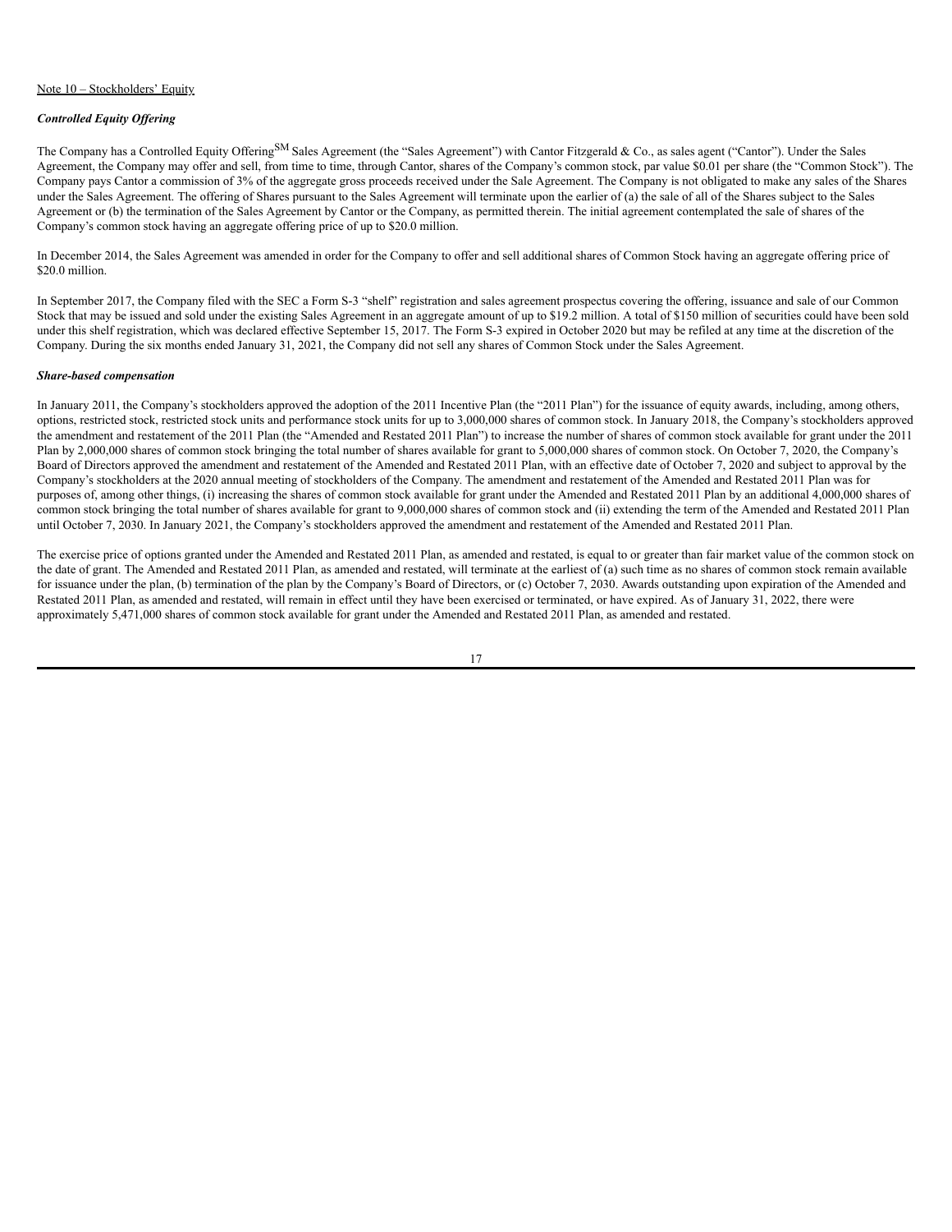Note 10 – Stockholders' Equity

***Controlled Equity Offering***

The Company has a Controlled Equity Offering[SM] Sales Agreement (the "Sales Agreement") with Cantor Fitzgerald & Co., as sales agent ("Cantor"). Under the Sales Agreement, the Company may offer and sell, from time to time, through Cantor, shares of the Company's common stock, par value $0.01 per share (the "Common Stock"). The Company pays Cantor a commission of 3% of the aggregate gross proceeds received under the Sale Agreement. The Company is not obligated to make any sales of the Shares under the Sales Agreement. The offering of Shares pursuant to the Sales Agreement will terminate upon the earlier of (a) the sale of all of the Shares subject to the Sales Agreement or (b) the termination of the Sales Agreement by Cantor or the Company, as permitted therein. The initial agreement contemplated the sale of shares of the Company's common stock having an aggregate offering price of up to $20.0 million.

In December 2014, the Sales Agreement was amended in order for the Company to offer and sell additional shares of Common Stock having an aggregate offering price of $20.0 million.

In September 2017, the Company filed with the SEC a Form S-3 "shelf" registration and sales agreement prospectus covering the offering, issuance and sale of our Common Stock that may be issued and sold under the existing Sales Agreement in an aggregate amount of up to $19.2 million. A total of $150 million of securities could have been sold under this shelf registration, which was declared effective September 15, 2017. The Form S-3 expired in October 2020 but may be refiled at any time at the discretion of the Company. During the six months ended January 31, 2021, the Company did not sell any shares of Common Stock under the Sales Agreement.

***Share-based compensation***

In January 2011, the Company's stockholders approved the adoption of the 2011 Incentive Plan (the "2011 Plan") for the issuance of equity awards, including, among others, options, restricted stock, restricted stock units and performance stock units for up to 3,000,000 shares of common stock. In January 2018, the Company's stockholders approved the amendment and restatement of the 2011 Plan (the "Amended and Restated 2011 Plan") to increase the number of shares of common stock available for grant under the 2011 Plan by 2,000,000 shares of common stock bringing the total number of shares available for grant to 5,000,000 shares of common stock. On October 7, 2020, the Company's Board of Directors approved the amendment and restatement of the Amended and Restated 2011 Plan, with an effective date of October 7, 2020 and subject to approval by the Company's stockholders at the 2020 annual meeting of stockholders of the Company. The amendment and restatement of the Amended and Restated 2011 Plan was for purposes of, among other things, (i) increasing the shares of common stock available for grant under the Amended and Restated 2011 Plan by an additional 4,000,000 shares of common stock bringing the total number of shares available for grant to 9,000,000 shares of common stock and (ii) extending the term of the Amended and Restated 2011 Plan until October 7, 2030. In January 2021, the Company's stockholders approved the amendment and restatement of the Amended and Restated 2011 Plan.

The exercise price of options granted under the Amended and Restated 2011 Plan, as amended and restated, is equal to or greater than fair market value of the common stock on the date of grant. The Amended and Restated 2011 Plan, as amended and restated, will terminate at the earliest of (a) such time as no shares of common stock remain available for issuance under the plan, (b) termination of the plan by the Company's Board of Directors, or (c) October 7, 2030. Awards outstanding upon expiration of the Amended and Restated 2011 Plan, as amended and restated, will remain in effect until they have been exercised or terminated, or have expired. As of January 31, 2022, there were approximately 5,471,000 shares of common stock available for grant under the Amended and Restated 2011 Plan, as amended and restated.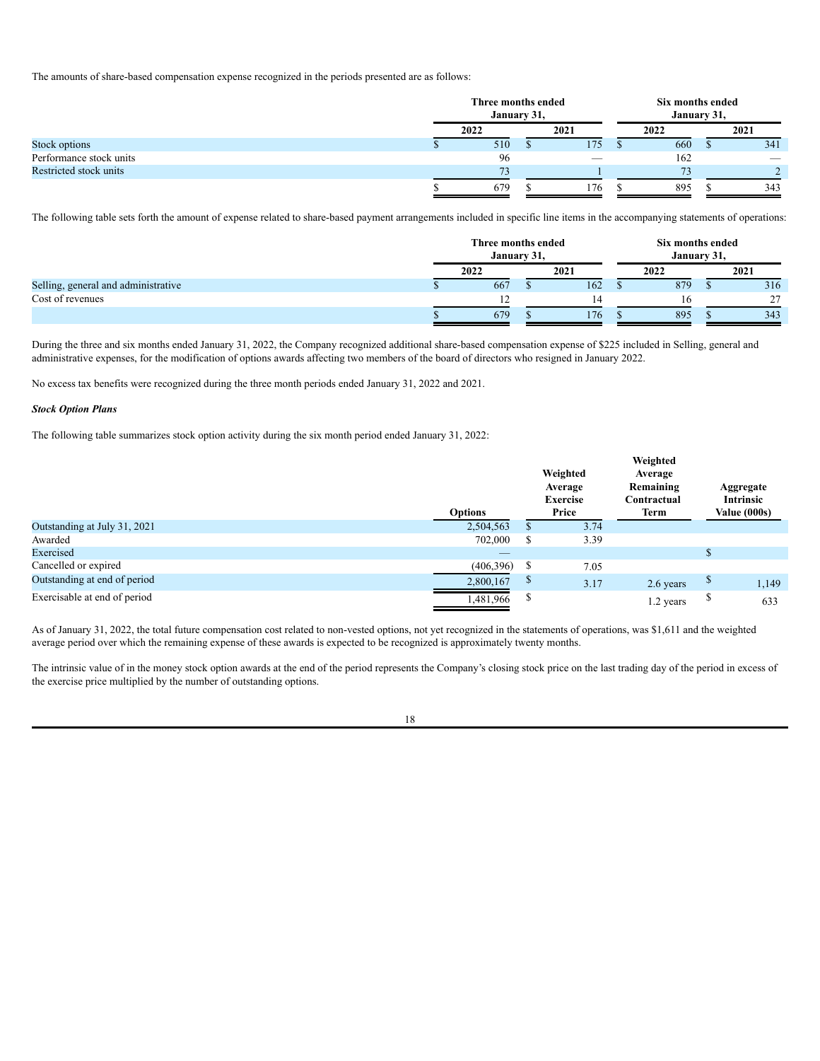The amounts of share-based compensation expense recognized in the periods presented are as follows:

| | Three months ended January 31, | | Six months ended January 31, | |
|---|---|---|---|---|
| | 2022 | 2021 | 2022 | 2021 |
| Stock options | $ 510 | $ 175 | $ 660 | $ 341 |
| Performance stock units | 96 | — | 162 | — |
| Restricted stock units | 73 | 1 | 73 | 2 |
| | $ 679 | $ 176 | $ 895 | $ 343 |

The following table sets forth the amount of expense related to share-based payment arrangements included in specific line items in the accompanying statements of operations:

| | Three months ended January 31, | | Six months ended January 31, | |
|---|---|---|---|---|
| | 2022 | 2021 | 2022 | 2021 |
| Selling, general and administrative | $ 667 | $ 162 | $ 879 | $ 316 |
| Cost of revenues | 12 | 14 | 16 | 27 |
| | $ 679 | $ 176 | $ 895 | $ 343 |

During the three and six months ended January 31, 2022, the Company recognized additional share-based compensation expense of $225 included in Selling, general and administrative expenses, for the modification of options awards affecting two members of the board of directors who resigned in January 2022.

No excess tax benefits were recognized during the three month periods ended January 31, 2022 and 2021.

***Stock Option Plans***

The following table summarizes stock option activity during the six month period ended January 31, 2022:

| | Options | Weighted Average Exercise Price | Weighted Average Remaining Contractual Term | Aggregate Intrinsic Value (000s) |
|---|---|---|---|---|
| Outstanding at July 31, 2021 | 2,504,563 | $ 3.74 | | |
| Awarded | 702,000 | $ 3.39 | | |
| Exercised | — | | | $ |
| Cancelled or expired | (406,396) | $ 7.05 | | |
| Outstanding at end of period | 2,800,167 | $ 3.17 | 2.6 years | $ 1,149 |
| Exercisable at end of period | 1,481,966 | $ | 1.2 years | $ 633 |

As of January 31, 2022, the total future compensation cost related to non-vested options, not yet recognized in the statements of operations, was $1,611 and the weighted average period over which the remaining expense of these awards is expected to be recognized is approximately twenty months.

The intrinsic value of in the money stock option awards at the end of the period represents the Company's closing stock price on the last trading day of the period in excess of the exercise price multiplied by the number of outstanding options.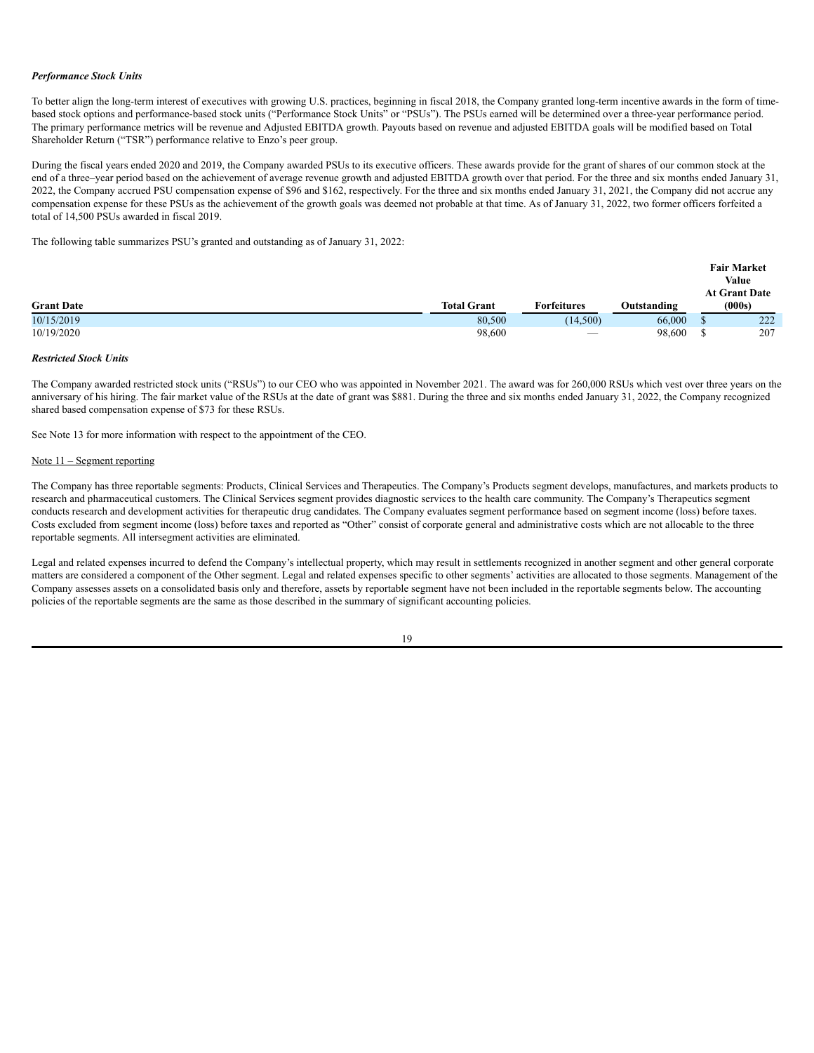***Performance Stock Units***

To better align the long-term interest of executives with growing U.S. practices, beginning in fiscal 2018, the Company granted long-term incentive awards in the form of time-based stock options and performance-based stock units ("Performance Stock Units" or "PSUs"). The PSUs earned will be determined over a three-year performance period. The primary performance metrics will be revenue and Adjusted EBITDA growth. Payouts based on revenue and adjusted EBITDA goals will be modified based on Total Shareholder Return ("TSR") performance relative to Enzo's peer group.

During the fiscal years ended 2020 and 2019, the Company awarded PSUs to its executive officers. These awards provide for the grant of shares of our common stock at the end of a three–year period based on the achievement of average revenue growth and adjusted EBITDA growth over that period. For the three and six months ended January 31, 2022, the Company accrued PSU compensation expense of $96 and $162, respectively. For the three and six months ended January 31, 2021, the Company did not accrue any compensation expense for these PSUs as the achievement of the growth goals was deemed not probable at that time. As of January 31, 2022, two former officers forfeited a total of 14,500 PSUs awarded in fiscal 2019.

The following table summarizes PSU's granted and outstanding as of January 31, 2022:

| Grant Date | Total Grant | Forfeitures | Outstanding | Fair Market Value At Grant Date (000s) |
|---|---|---|---|---|
| 10/15/2019 | 80,500 | (14,500) | 66,000 | $ 222 |
| 10/19/2020 | 98,600 | — | 98,600 | $ 207 |

***Restricted Stock Units***

The Company awarded restricted stock units ("RSUs") to our CEO who was appointed in November 2021. The award was for 260,000 RSUs which vest over three years on the anniversary of his hiring. The fair market value of the RSUs at the date of grant was $881. During the three and six months ended January 31, 2022, the Company recognized shared based compensation expense of $73 for these RSUs.

See Note 13 for more information with respect to the appointment of the CEO.

Note 11 – Segment reporting

The Company has three reportable segments: Products, Clinical Services and Therapeutics. The Company's Products segment develops, manufactures, and markets products to research and pharmaceutical customers. The Clinical Services segment provides diagnostic services to the health care community. The Company's Therapeutics segment conducts research and development activities for therapeutic drug candidates. The Company evaluates segment performance based on segment income (loss) before taxes. Costs excluded from segment income (loss) before taxes and reported as "Other" consist of corporate general and administrative costs which are not allocable to the three reportable segments. All intersegment activities are eliminated.

Legal and related expenses incurred to defend the Company's intellectual property, which may result in settlements recognized in another segment and other general corporate matters are considered a component of the Other segment. Legal and related expenses specific to other segments' activities are allocated to those segments. Management of the Company assesses assets on a consolidated basis only and therefore, assets by reportable segment have not been included in the reportable segments below. The accounting policies of the reportable segments are the same as those described in the summary of significant accounting policies.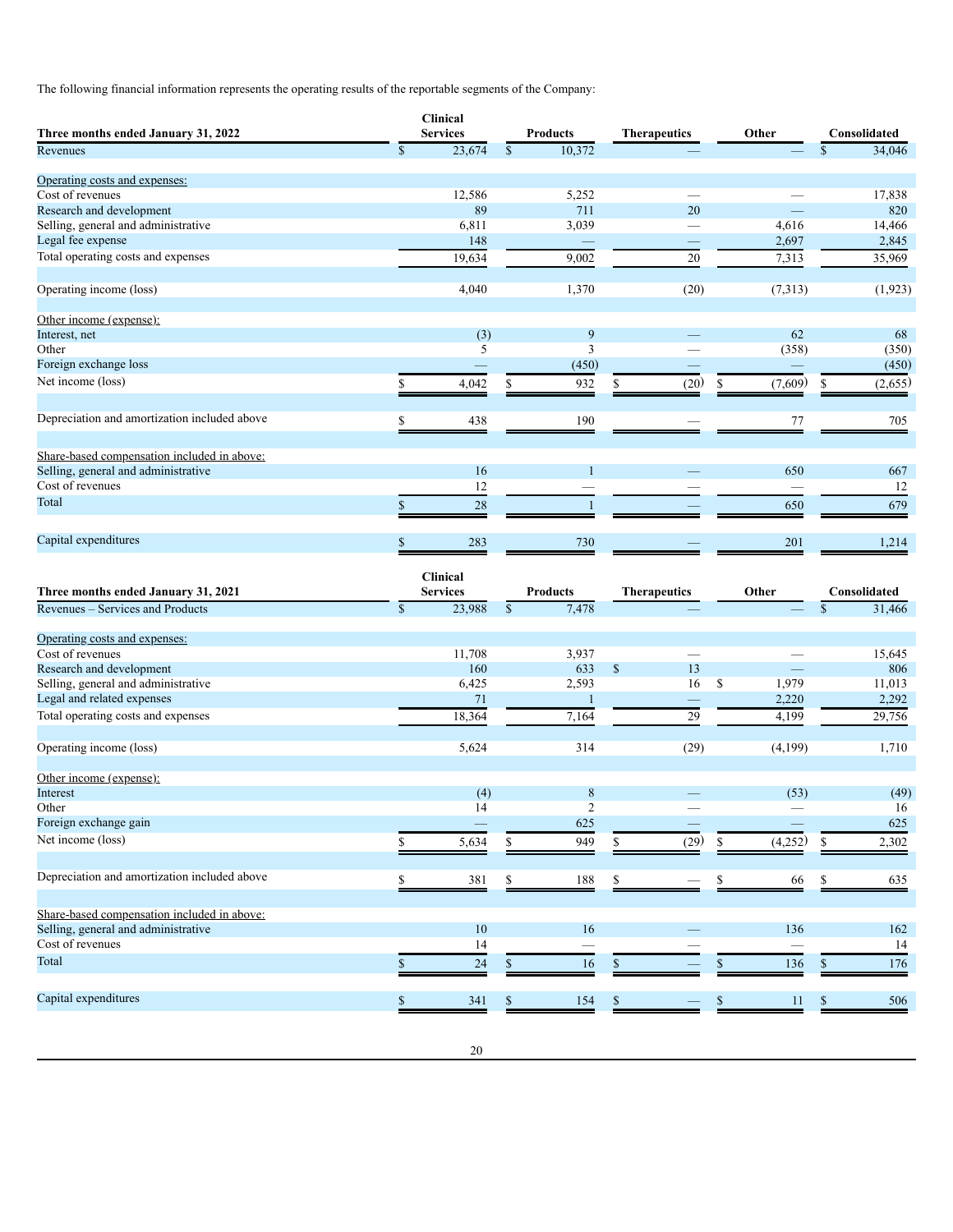The following financial information represents the operating results of the reportable segments of the Company:

| Three months ended January 31, 2022 | Clinical Services | Products | Therapeutics | Other | Consolidated |
|---|---|---|---|---|---|
| Revenues | $ 23,674 | $ 10,372 | — | — | $ 34,046 |
| Operating costs and expenses: | | | | | |
| Cost of revenues | 12,586 | 5,252 | — | — | 17,838 |
| Research and development | 89 | 711 | 20 | — | 820 |
| Selling, general and administrative | 6,811 | 3,039 | — | 4,616 | 14,466 |
| Legal fee expense | 148 | — | — | 2,697 | 2,845 |
| Total operating costs and expenses | 19,634 | 9,002 | 20 | 7,313 | 35,969 |
| Operating income (loss) | 4,040 | 1,370 | (20) | (7,313) | (1,923) |
| Other income (expense): | | | | | |
| Interest, net | (3) | 9 | — | 62 | 68 |
| Other | 5 | 3 | — | (358) | (350) |
| Foreign exchange loss | — | (450) | — | — | (450) |
| Net income (loss) | $ 4,042 | $ 932 | $ (20) | $ (7,609) | $ (2,655) |
| Depreciation and amortization included above | $ 438 | 190 | — | 77 | 705 |
| Share-based compensation included in above: | | | | | |
| Selling, general and administrative | 16 | 1 | — | 650 | 667 |
| Cost of revenues | 12 | — | — | — | 12 |
| Total | $ 28 | 1 | — | 650 | 679 |
| Capital expenditures | $ 283 | 730 | — | 201 | 1,214 |

| Three months ended January 31, 2021 | Clinical Services | Products | Therapeutics | Other | Consolidated |
|---|---|---|---|---|---|
| Revenues – Services and Products | $ 23,988 | $ 7,478 | — | — | $ 31,466 |
| Operating costs and expenses: | | | | | |
| Cost of revenues | 11,708 | 3,937 | — | — | 15,645 |
| Research and development | 160 | 633 | $ 13 | — | 806 |
| Selling, general and administrative | 6,425 | 2,593 | 16 | $ 1,979 | 11,013 |
| Legal and related expenses | 71 | 1 | — | 2,220 | 2,292 |
| Total operating costs and expenses | 18,364 | 7,164 | 29 | 4,199 | 29,756 |
| Operating income (loss) | 5,624 | 314 | (29) | (4,199) | 1,710 |
| Other income (expense): | | | | | |
| Interest | (4) | 8 | — | (53) | (49) |
| Other | 14 | 2 | — | — | 16 |
| Foreign exchange gain | — | 625 | — | — | 625 |
| Net income (loss) | $ 5,634 | $ 949 | $ (29) | $ (4,252) | $ 2,302 |
| Depreciation and amortization included above | $ 381 | $ 188 | $ — | $ 66 | $ 635 |
| Share-based compensation included in above: | | | | | |
| Selling, general and administrative | 10 | 16 | — | 136 | 162 |
| Cost of revenues | 14 | — | — | — | 14 |
| Total | $ 24 | $ 16 | $ — | $ 136 | $ 176 |
| Capital expenditures | $ 341 | $ 154 | $ — | $ 11 | $ 506 |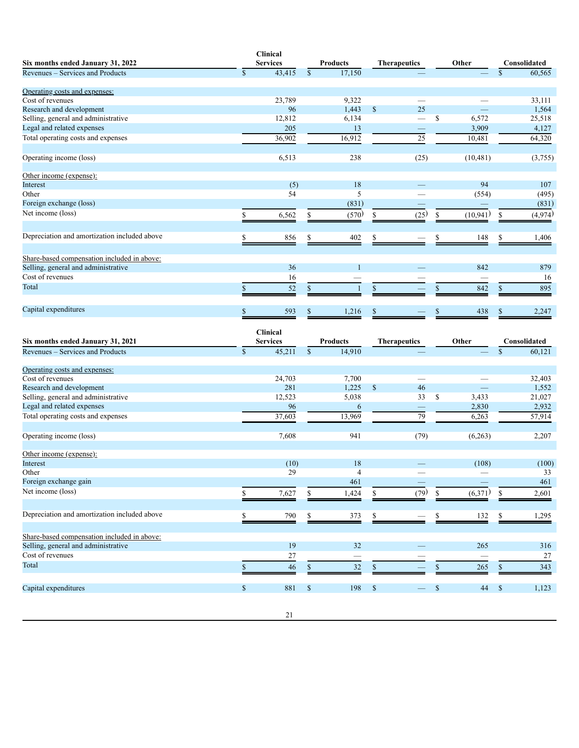| Six months ended January 31, 2022 | Clinical Services | Products | Therapeutics | Other | Consolidated |
|---|---|---|---|---|---|
| Revenues – Services and Products | $ 43,415 | $ 17,150 | — | — | $ 60,565 |
| Operating costs and expenses: | | | | | |
| Cost of revenues | 23,789 | 9,322 | — | — | 33,111 |
| Research and development | 96 | 1,443 | $ 25 | — | 1,564 |
| Selling, general and administrative | 12,812 | 6,134 | — | $ 6,572 | 25,518 |
| Legal and related expenses | 205 | 13 | — | 3,909 | 4,127 |
| Total operating costs and expenses | 36,902 | 16,912 | 25 | 10,481 | 64,320 |
| Operating income (loss) | 6,513 | 238 | (25) | (10,481) | (3,755) |
| Other income (expense): | | | | | |
| Interest | (5) | 18 | — | 94 | 107 |
| Other | 54 | 5 | — | (554) | (495) |
| Foreign exchange (loss) | | (831) | — | — | (831) |
| Net income (loss) | $ 6,562 | $ (570) | $ (25) | $ (10,941) | $ (4,974) |
| Depreciation and amortization included above | $ 856 | $ 402 | $ — | $ 148 | $ 1,406 |
| Share-based compensation included in above: | | | | | |
| Selling, general and administrative | 36 | 1 | — | 842 | 879 |
| Cost of revenues | 16 | — | — | — | 16 |
| Total | $ 52 | $ 1 | $ — | $ 842 | $ 895 |
| Capital expenditures | $ 593 | $ 1,216 | $ — | $ 438 | $ 2,247 |

| Six months ended January 31, 2021 | Clinical Services | Products | Therapeutics | Other | Consolidated |
|---|---|---|---|---|---|
| Revenues – Services and Products | $ 45,211 | $ 14,910 | — | — | $ 60,121 |
| Operating costs and expenses: | | | | | |
| Cost of revenues | 24,703 | 7,700 | — | — | 32,403 |
| Research and development | 281 | 1,225 | $ 46 | — | 1,552 |
| Selling, general and administrative | 12,523 | 5,038 | 33 | $ 3,433 | 21,027 |
| Legal and related expenses | 96 | 6 | — | 2,830 | 2,932 |
| Total operating costs and expenses | 37,603 | 13,969 | 79 | 6,263 | 57,914 |
| Operating income (loss) | 7,608 | 941 | (79) | (6,263) | 2,207 |
| Other income (expense): | | | | | |
| Interest | (10) | 18 | — | (108) | (100) |
| Other | 29 | 4 | — | — | 33 |
| Foreign exchange gain | | 461 | — | — | 461 |
| Net income (loss) | $ 7,627 | $ 1,424 | $ (79) | $ (6,371) | $ 2,601 |
| Depreciation and amortization included above | $ 790 | $ 373 | $ — | $ 132 | $ 1,295 |
| Share-based compensation included in above: | | | | | |
| Selling, general and administrative | 19 | 32 | — | 265 | 316 |
| Cost of revenues | 27 | — | — | — | 27 |
| Total | $ 46 | $ 32 | $ — | $ 265 | $ 343 |
| Capital expenditures | $ 881 | $ 198 | $ — | $ 44 | $ 1,123 |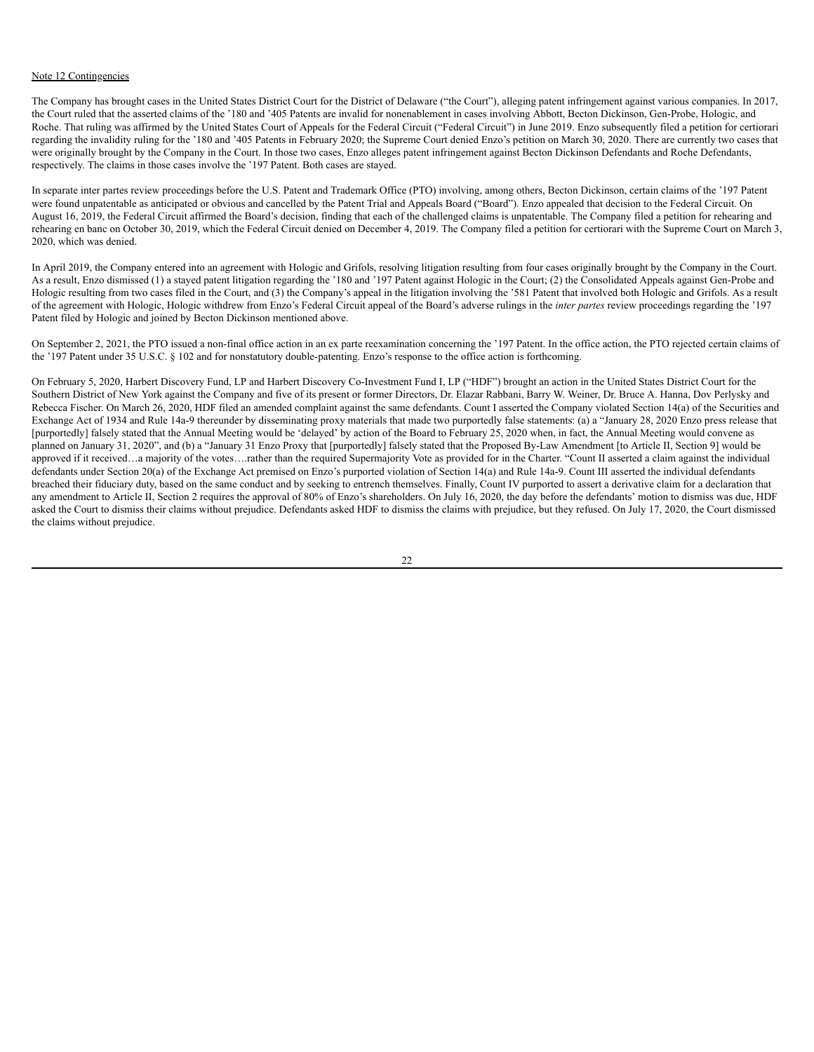Note 12 Contingencies

The Company has brought cases in the United States District Court for the District of Delaware ("the Court"), alleging patent infringement against various companies. In 2017, the Court ruled that the asserted claims of the '180 and '405 Patents are invalid for nonenablement in cases involving Abbott, Becton Dickinson, Gen-Probe, Hologic, and Roche. That ruling was affirmed by the United States Court of Appeals for the Federal Circuit ("Federal Circuit") in June 2019. Enzo subsequently filed a petition for certiorari regarding the invalidity ruling for the '180 and '405 Patents in February 2020; the Supreme Court denied Enzo's petition on March 30, 2020. There are currently two cases that were originally brought by the Company in the Court. In those two cases, Enzo alleges patent infringement against Becton Dickinson Defendants and Roche Defendants, respectively. The claims in those cases involve the '197 Patent. Both cases are stayed.

In separate inter partes review proceedings before the U.S. Patent and Trademark Office (PTO) involving, among others, Becton Dickinson, certain claims of the '197 Patent were found unpatentable as anticipated or obvious and cancelled by the Patent Trial and Appeals Board ("Board"). Enzo appealed that decision to the Federal Circuit. On August 16, 2019, the Federal Circuit affirmed the Board's decision, finding that each of the challenged claims is unpatentable. The Company filed a petition for rehearing and rehearing en banc on October 30, 2019, which the Federal Circuit denied on December 4, 2019. The Company filed a petition for certiorari with the Supreme Court on March 3, 2020, which was denied.

In April 2019, the Company entered into an agreement with Hologic and Grifols, resolving litigation resulting from four cases originally brought by the Company in the Court. As a result, Enzo dismissed (1) a stayed patent litigation regarding the '180 and '197 Patent against Hologic in the Court; (2) the Consolidated Appeals against Gen-Probe and Hologic resulting from two cases filed in the Court, and (3) the Company's appeal in the litigation involving the '581 Patent that involved both Hologic and Grifols. As a result of the agreement with Hologic, Hologic withdrew from Enzo's Federal Circuit appeal of the Board's adverse rulings in the *inter partes* review proceedings regarding the '197 Patent filed by Hologic and joined by Becton Dickinson mentioned above.

On September 2, 2021, the PTO issued a non-final office action in an ex parte reexamination concerning the '197 Patent. In the office action, the PTO rejected certain claims of the '197 Patent under 35 U.S.C. § 102 and for nonstatutory double-patenting. Enzo's response to the office action is forthcoming.

On February 5, 2020, Harbert Discovery Fund, LP and Harbert Discovery Co-Investment Fund I, LP ("HDF") brought an action in the United States District Court for the Southern District of New York against the Company and five of its present or former Directors, Dr. Elazar Rabbani, Barry W. Weiner, Dr. Bruce A. Hanna, Dov Perlysky and Rebecca Fischer. On March 26, 2020, HDF filed an amended complaint against the same defendants. Count I asserted the Company violated Section 14(a) of the Securities and Exchange Act of 1934 and Rule 14a-9 thereunder by disseminating proxy materials that made two purportedly false statements: (a) a "January 28, 2020 Enzo press release that [purportedly] falsely stated that the Annual Meeting would be 'delayed' by action of the Board to February 25, 2020 when, in fact, the Annual Meeting would convene as planned on January 31, 2020", and (b) a "January 31 Enzo Proxy that [purportedly] falsely stated that the Proposed By-Law Amendment [to Article II, Section 9] would be approved if it received…a majority of the votes….rather than the required Supermajority Vote as provided for in the Charter. "Count II asserted a claim against the individual defendants under Section 20(a) of the Exchange Act premised on Enzo's purported violation of Section 14(a) and Rule 14a-9. Count III asserted the individual defendants breached their fiduciary duty, based on the same conduct and by seeking to entrench themselves. Finally, Count IV purported to assert a derivative claim for a declaration that any amendment to Article II, Section 2 requires the approval of 80% of Enzo's shareholders. On July 16, 2020, the day before the defendants' motion to dismiss was due, HDF asked the Court to dismiss their claims without prejudice. Defendants asked HDF to dismiss the claims with prejudice, but they refused. On July 17, 2020, the Court dismissed the claims without prejudice.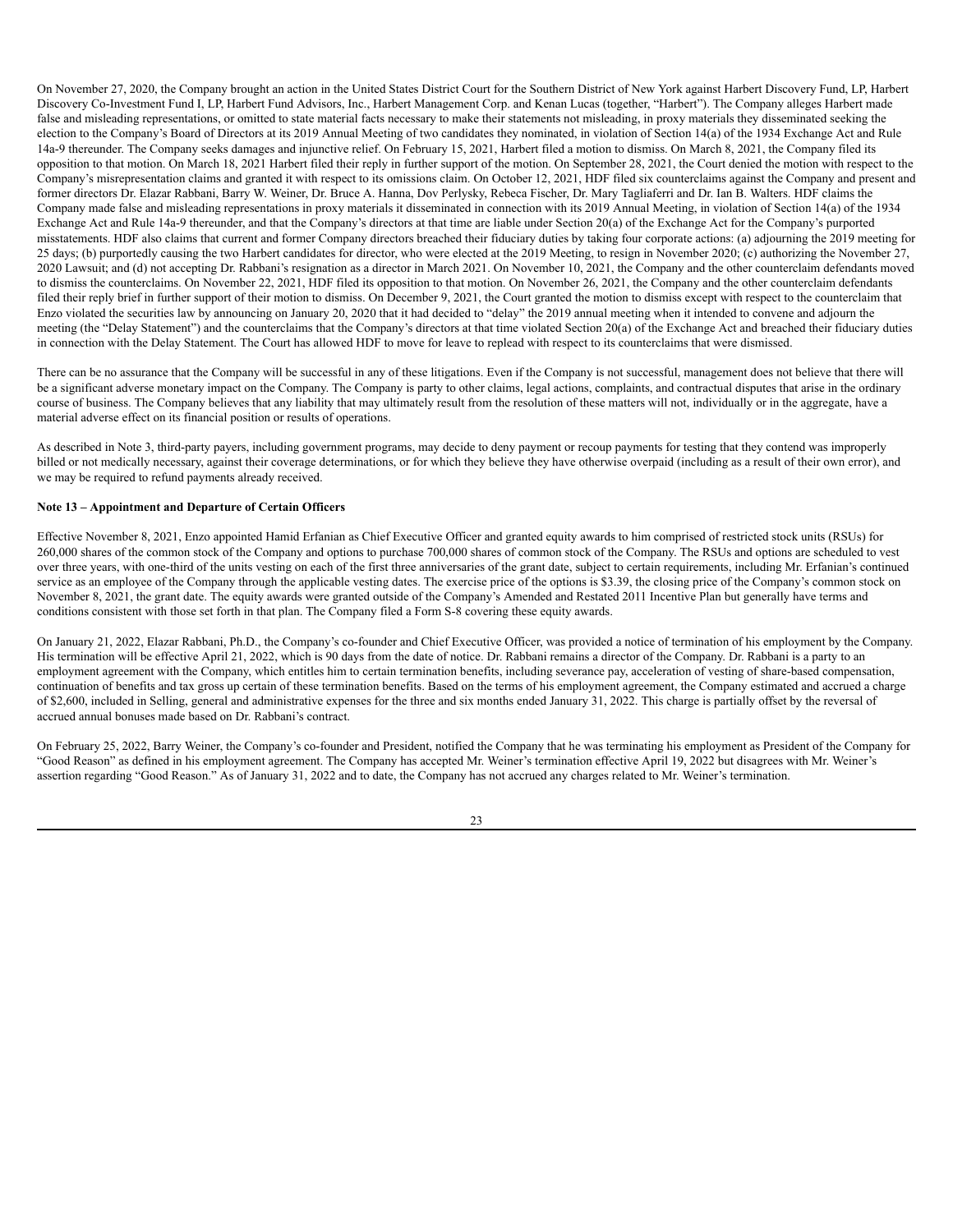On November 27, 2020, the Company brought an action in the United States District Court for the Southern District of New York against Harbert Discovery Fund, LP, Harbert Discovery Co-Investment Fund I, LP, Harbert Fund Advisors, Inc., Harbert Management Corp. and Kenan Lucas (together, "Harbert"). The Company alleges Harbert made false and misleading representations, or omitted to state material facts necessary to make their statements not misleading, in proxy materials they disseminated seeking the election to the Company's Board of Directors at its 2019 Annual Meeting of two candidates they nominated, in violation of Section 14(a) of the 1934 Exchange Act and Rule 14a-9 thereunder. The Company seeks damages and injunctive relief. On February 15, 2021, Harbert filed a motion to dismiss. On March 8, 2021, the Company filed its opposition to that motion. On March 18, 2021 Harbert filed their reply in further support of the motion. On September 28, 2021, the Court denied the motion with respect to the Company's misrepresentation claims and granted it with respect to its omissions claim. On October 12, 2021, HDF filed six counterclaims against the Company and present and former directors Dr. Elazar Rabbani, Barry W. Weiner, Dr. Bruce A. Hanna, Dov Perlysky, Rebeca Fischer, Dr. Mary Tagliaferri and Dr. Ian B. Walters. HDF claims the Company made false and misleading representations in proxy materials it disseminated in connection with its 2019 Annual Meeting, in violation of Section 14(a) of the 1934 Exchange Act and Rule 14a-9 thereunder, and that the Company's directors at that time are liable under Section 20(a) of the Exchange Act for the Company's purported misstatements. HDF also claims that current and former Company directors breached their fiduciary duties by taking four corporate actions: (a) adjourning the 2019 meeting for 25 days; (b) purportedly causing the two Harbert candidates for director, who were elected at the 2019 Meeting, to resign in November 2020; (c) authorizing the November 27, 2020 Lawsuit; and (d) not accepting Dr. Rabbani's resignation as a director in March 2021. On November 10, 2021, the Company and the other counterclaim defendants moved to dismiss the counterclaims. On November 22, 2021, HDF filed its opposition to that motion. On November 26, 2021, the Company and the other counterclaim defendants filed their reply brief in further support of their motion to dismiss. On December 9, 2021, the Court granted the motion to dismiss except with respect to the counterclaim that Enzo violated the securities law by announcing on January 20, 2020 that it had decided to "delay" the 2019 annual meeting when it intended to convene and adjourn the meeting (the "Delay Statement") and the counterclaims that the Company's directors at that time violated Section 20(a) of the Exchange Act and breached their fiduciary duties in connection with the Delay Statement. The Court has allowed HDF to move for leave to replead with respect to its counterclaims that were dismissed.

There can be no assurance that the Company will be successful in any of these litigations. Even if the Company is not successful, management does not believe that there will be a significant adverse monetary impact on the Company. The Company is party to other claims, legal actions, complaints, and contractual disputes that arise in the ordinary course of business. The Company believes that any liability that may ultimately result from the resolution of these matters will not, individually or in the aggregate, have a material adverse effect on its financial position or results of operations.

As described in Note 3, third-party payers, including government programs, may decide to deny payment or recoup payments for testing that they contend was improperly billed or not medically necessary, against their coverage determinations, or for which they believe they have otherwise overpaid (including as a result of their own error), and we may be required to refund payments already received.

**Note 13 – Appointment and Departure of Certain Officers**

Effective November 8, 2021, Enzo appointed Hamid Erfanian as Chief Executive Officer and granted equity awards to him comprised of restricted stock units (RSUs) for 260,000 shares of the common stock of the Company and options to purchase 700,000 shares of common stock of the Company. The RSUs and options are scheduled to vest over three years, with one-third of the units vesting on each of the first three anniversaries of the grant date, subject to certain requirements, including Mr. Erfanian's continued service as an employee of the Company through the applicable vesting dates. The exercise price of the options is $3.39, the closing price of the Company's common stock on November 8, 2021, the grant date. The equity awards were granted outside of the Company's Amended and Restated 2011 Incentive Plan but generally have terms and conditions consistent with those set forth in that plan. The Company filed a Form S-8 covering these equity awards.

On January 21, 2022, Elazar Rabbani, Ph.D., the Company's co-founder and Chief Executive Officer, was provided a notice of termination of his employment by the Company. His termination will be effective April 21, 2022, which is 90 days from the date of notice. Dr. Rabbani remains a director of the Company. Dr. Rabbani is a party to an employment agreement with the Company, which entitles him to certain termination benefits, including severance pay, acceleration of vesting of share-based compensation, continuation of benefits and tax gross up certain of these termination benefits. Based on the terms of his employment agreement, the Company estimated and accrued a charge of $2,600, included in Selling, general and administrative expenses for the three and six months ended January 31, 2022. This charge is partially offset by the reversal of accrued annual bonuses made based on Dr. Rabbani's contract.

On February 25, 2022, Barry Weiner, the Company's co-founder and President, notified the Company that he was terminating his employment as President of the Company for "Good Reason" as defined in his employment agreement. The Company has accepted Mr. Weiner's termination effective April 19, 2022 but disagrees with Mr. Weiner's assertion regarding "Good Reason." As of January 31, 2022 and to date, the Company has not accrued any charges related to Mr. Weiner's termination.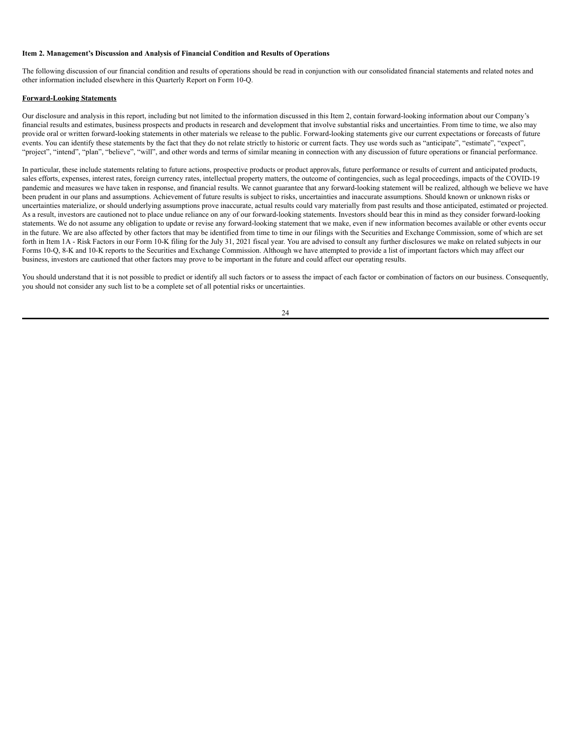**Item 2. Management's Discussion and Analysis of Financial Condition and Results of Operations**

The following discussion of our financial condition and results of operations should be read in conjunction with our consolidated financial statements and related notes and other information included elsewhere in this Quarterly Report on Form 10-Q.

**Forward-Looking Statements**

Our disclosure and analysis in this report, including but not limited to the information discussed in this Item 2, contain forward-looking information about our Company's financial results and estimates, business prospects and products in research and development that involve substantial risks and uncertainties. From time to time, we also may provide oral or written forward-looking statements in other materials we release to the public. Forward-looking statements give our current expectations or forecasts of future events. You can identify these statements by the fact that they do not relate strictly to historic or current facts. They use words such as "anticipate", "estimate", "expect", "project", "intend", "plan", "believe", "will", and other words and terms of similar meaning in connection with any discussion of future operations or financial performance.

In particular, these include statements relating to future actions, prospective products or product approvals, future performance or results of current and anticipated products, sales efforts, expenses, interest rates, foreign currency rates, intellectual property matters, the outcome of contingencies, such as legal proceedings, impacts of the COVID-19 pandemic and measures we have taken in response, and financial results. We cannot guarantee that any forward-looking statement will be realized, although we believe we have been prudent in our plans and assumptions. Achievement of future results is subject to risks, uncertainties and inaccurate assumptions. Should known or unknown risks or uncertainties materialize, or should underlying assumptions prove inaccurate, actual results could vary materially from past results and those anticipated, estimated or projected. As a result, investors are cautioned not to place undue reliance on any of our forward-looking statements. Investors should bear this in mind as they consider forward-looking statements. We do not assume any obligation to update or revise any forward-looking statement that we make, even if new information becomes available or other events occur in the future. We are also affected by other factors that may be identified from time to time in our filings with the Securities and Exchange Commission, some of which are set forth in Item 1A - Risk Factors in our Form 10-K filing for the July 31, 2021 fiscal year. You are advised to consult any further disclosures we make on related subjects in our Forms 10-Q, 8-K and 10-K reports to the Securities and Exchange Commission. Although we have attempted to provide a list of important factors which may affect our business, investors are cautioned that other factors may prove to be important in the future and could affect our operating results.

You should understand that it is not possible to predict or identify all such factors or to assess the impact of each factor or combination of factors on our business. Consequently, you should not consider any such list to be a complete set of all potential risks or uncertainties.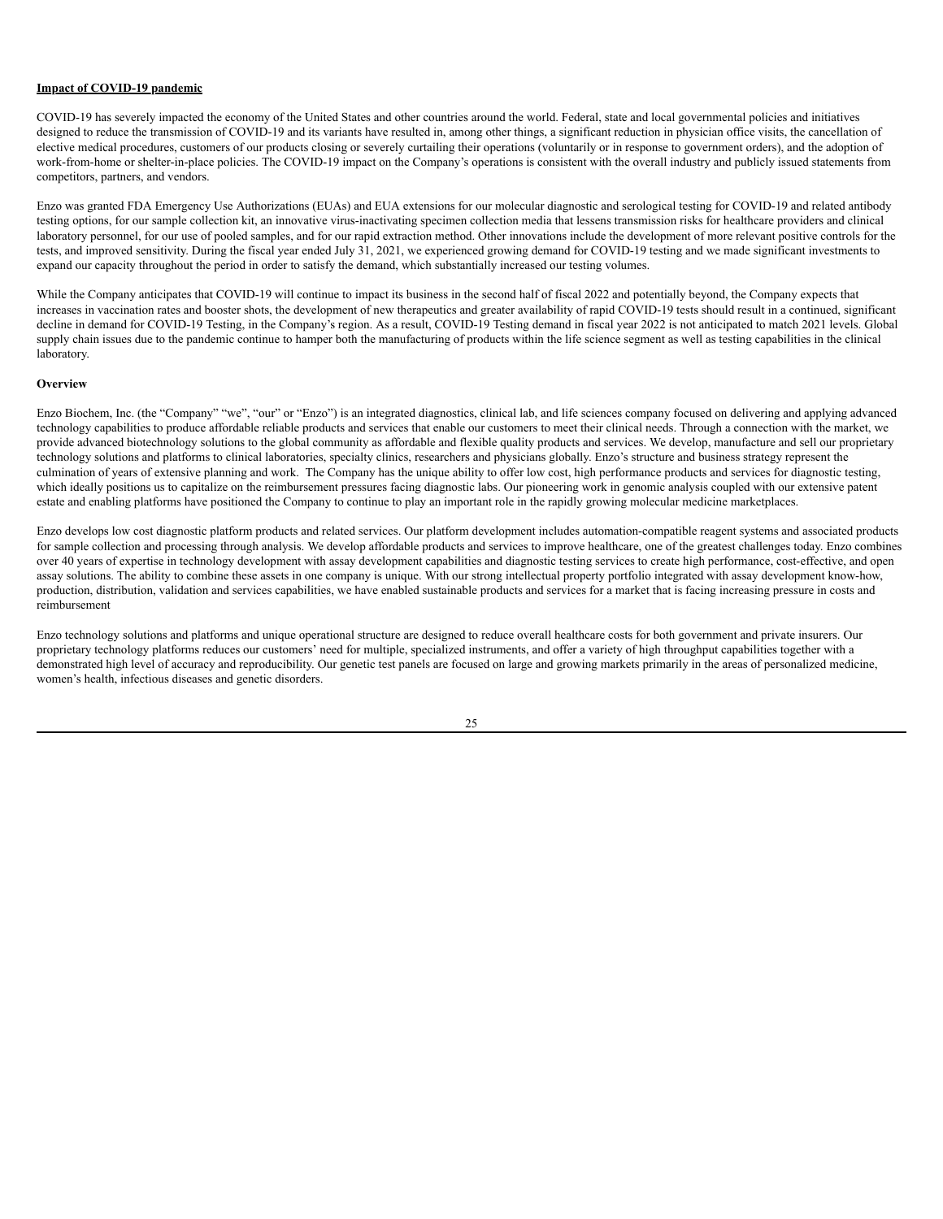**Impact of COVID-19 pandemic**

COVID-19 has severely impacted the economy of the United States and other countries around the world. Federal, state and local governmental policies and initiatives designed to reduce the transmission of COVID-19 and its variants have resulted in, among other things, a significant reduction in physician office visits, the cancellation of elective medical procedures, customers of our products closing or severely curtailing their operations (voluntarily or in response to government orders), and the adoption of work-from-home or shelter-in-place policies. The COVID-19 impact on the Company's operations is consistent with the overall industry and publicly issued statements from competitors, partners, and vendors.

Enzo was granted FDA Emergency Use Authorizations (EUAs) and EUA extensions for our molecular diagnostic and serological testing for COVID-19 and related antibody testing options, for our sample collection kit, an innovative virus-inactivating specimen collection media that lessens transmission risks for healthcare providers and clinical laboratory personnel, for our use of pooled samples, and for our rapid extraction method. Other innovations include the development of more relevant positive controls for the tests, and improved sensitivity. During the fiscal year ended July 31, 2021, we experienced growing demand for COVID-19 testing and we made significant investments to expand our capacity throughout the period in order to satisfy the demand, which substantially increased our testing volumes.

While the Company anticipates that COVID-19 will continue to impact its business in the second half of fiscal 2022 and potentially beyond, the Company expects that increases in vaccination rates and booster shots, the development of new therapeutics and greater availability of rapid COVID-19 tests should result in a continued, significant decline in demand for COVID-19 Testing, in the Company's region. As a result, COVID-19 Testing demand in fiscal year 2022 is not anticipated to match 2021 levels. Global supply chain issues due to the pandemic continue to hamper both the manufacturing of products within the life science segment as well as testing capabilities in the clinical laboratory.

**Overview**

Enzo Biochem, Inc. (the "Company" "we", "our" or "Enzo") is an integrated diagnostics, clinical lab, and life sciences company focused on delivering and applying advanced technology capabilities to produce affordable reliable products and services that enable our customers to meet their clinical needs. Through a connection with the market, we provide advanced biotechnology solutions to the global community as affordable and flexible quality products and services. We develop, manufacture and sell our proprietary technology solutions and platforms to clinical laboratories, specialty clinics, researchers and physicians globally. Enzo's structure and business strategy represent the culmination of years of extensive planning and work. The Company has the unique ability to offer low cost, high performance products and services for diagnostic testing, which ideally positions us to capitalize on the reimbursement pressures facing diagnostic labs. Our pioneering work in genomic analysis coupled with our extensive patent estate and enabling platforms have positioned the Company to continue to play an important role in the rapidly growing molecular medicine marketplaces.

Enzo develops low cost diagnostic platform products and related services. Our platform development includes automation-compatible reagent systems and associated products for sample collection and processing through analysis. We develop affordable products and services to improve healthcare, one of the greatest challenges today. Enzo combines over 40 years of expertise in technology development with assay development capabilities and diagnostic testing services to create high performance, cost-effective, and open assay solutions. The ability to combine these assets in one company is unique. With our strong intellectual property portfolio integrated with assay development know-how, production, distribution, validation and services capabilities, we have enabled sustainable products and services for a market that is facing increasing pressure in costs and reimbursement

Enzo technology solutions and platforms and unique operational structure are designed to reduce overall healthcare costs for both government and private insurers. Our proprietary technology platforms reduces our customers' need for multiple, specialized instruments, and offer a variety of high throughput capabilities together with a demonstrated high level of accuracy and reproducibility. Our genetic test panels are focused on large and growing markets primarily in the areas of personalized medicine, women's health, infectious diseases and genetic disorders.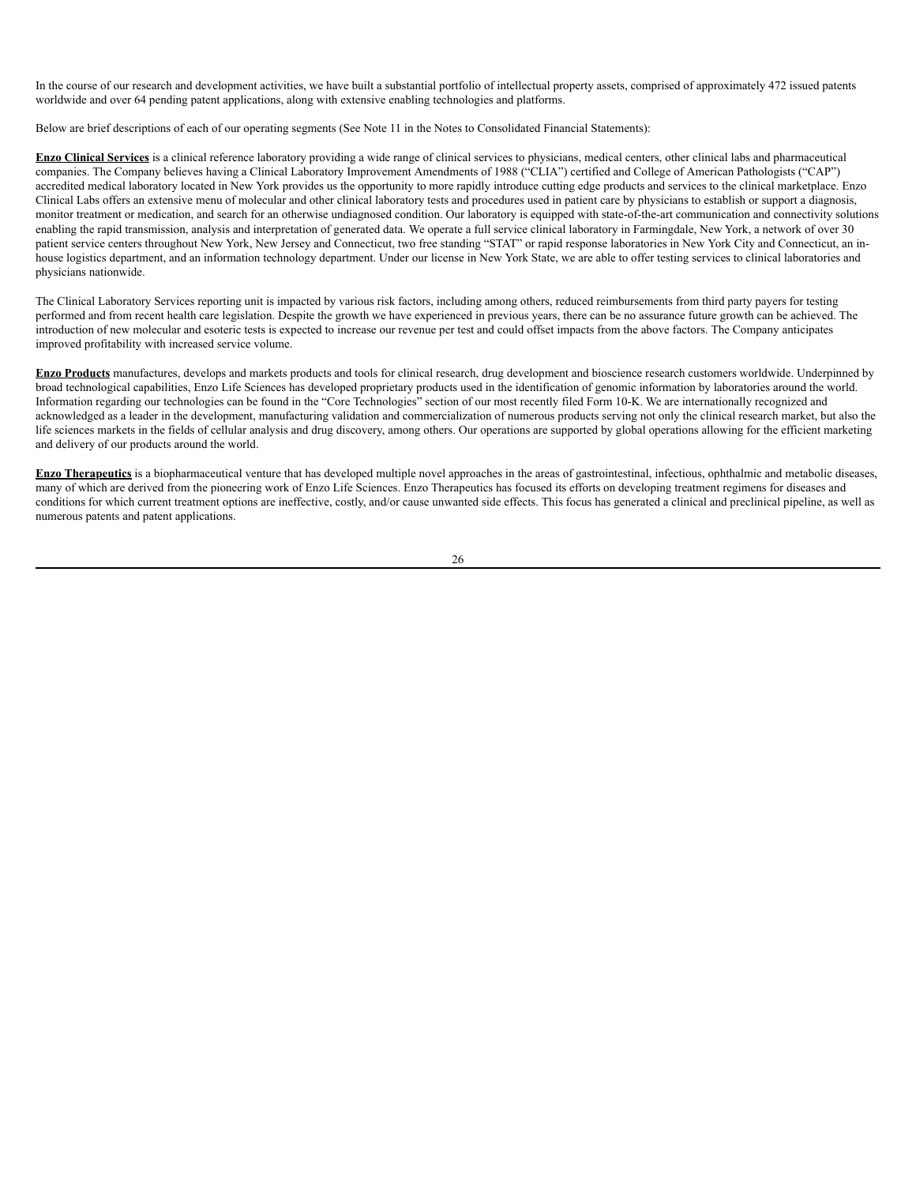In the course of our research and development activities, we have built a substantial portfolio of intellectual property assets, comprised of approximately 472 issued patents worldwide and over 64 pending patent applications, along with extensive enabling technologies and platforms.

Below are brief descriptions of each of our operating segments (See Note 11 in the Notes to Consolidated Financial Statements):

**Enzo Clinical Services** is a clinical reference laboratory providing a wide range of clinical services to physicians, medical centers, other clinical labs and pharmaceutical companies. The Company believes having a Clinical Laboratory Improvement Amendments of 1988 ("CLIA") certified and College of American Pathologists ("CAP") accredited medical laboratory located in New York provides us the opportunity to more rapidly introduce cutting edge products and services to the clinical marketplace. Enzo Clinical Labs offers an extensive menu of molecular and other clinical laboratory tests and procedures used in patient care by physicians to establish or support a diagnosis, monitor treatment or medication, and search for an otherwise undiagnosed condition. Our laboratory is equipped with state-of-the-art communication and connectivity solutions enabling the rapid transmission, analysis and interpretation of generated data. We operate a full service clinical laboratory in Farmingdale, New York, a network of over 30 patient service centers throughout New York, New Jersey and Connecticut, two free standing "STAT" or rapid response laboratories in New York City and Connecticut, an in-house logistics department, and an information technology department. Under our license in New York State, we are able to offer testing services to clinical laboratories and physicians nationwide.

The Clinical Laboratory Services reporting unit is impacted by various risk factors, including among others, reduced reimbursements from third party payers for testing performed and from recent health care legislation. Despite the growth we have experienced in previous years, there can be no assurance future growth can be achieved. The introduction of new molecular and esoteric tests is expected to increase our revenue per test and could offset impacts from the above factors. The Company anticipates improved profitability with increased service volume.

**Enzo Products** manufactures, develops and markets products and tools for clinical research, drug development and bioscience research customers worldwide. Underpinned by broad technological capabilities, Enzo Life Sciences has developed proprietary products used in the identification of genomic information by laboratories around the world. Information regarding our technologies can be found in the "Core Technologies" section of our most recently filed Form 10-K. We are internationally recognized and acknowledged as a leader in the development, manufacturing validation and commercialization of numerous products serving not only the clinical research market, but also the life sciences markets in the fields of cellular analysis and drug discovery, among others. Our operations are supported by global operations allowing for the efficient marketing and delivery of our products around the world.

**Enzo Therapeutics** is a biopharmaceutical venture that has developed multiple novel approaches in the areas of gastrointestinal, infectious, ophthalmic and metabolic diseases, many of which are derived from the pioneering work of Enzo Life Sciences. Enzo Therapeutics has focused its efforts on developing treatment regimens for diseases and conditions for which current treatment options are ineffective, costly, and/or cause unwanted side effects. This focus has generated a clinical and preclinical pipeline, as well as numerous patents and patent applications.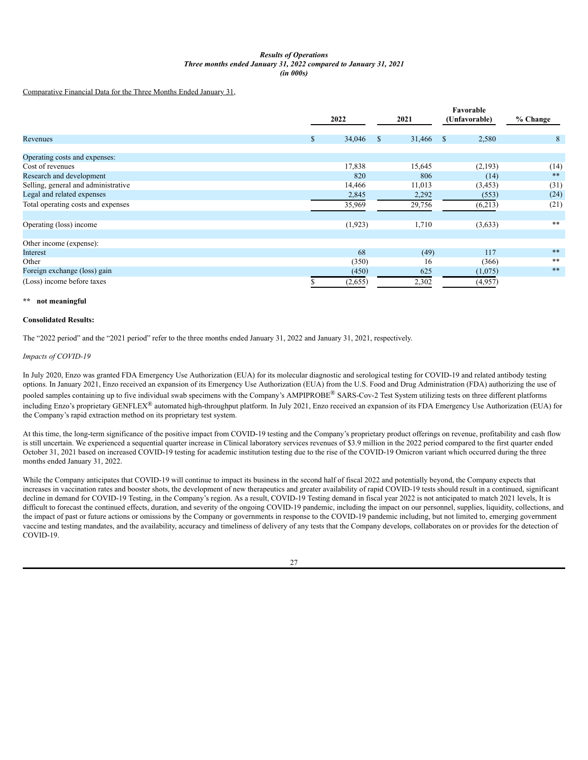### *Results of Operations*
### *Three months ended January 31, 2022 compared to January 31, 2021*
### *(in 000s)*

Comparative Financial Data for the Three Months Ended January 31,

| | 2022 | 2021 | Favorable (Unfavorable) | % Change |
|---|---|---|---|---|
| Revenues | $ 34,046 | $ 31,466 | $ 2,580 | 8 |
| | | | | |
| Operating costs and expenses: | | | | |
| Cost of revenues | 17,838 | 15,645 | (2,193) | (14) |
| Research and development | 820 | 806 | (14) | ** |
| Selling, general and administrative | 14,466 | 11,013 | (3,453) | (31) |
| Legal and related expenses | 2,845 | 2,292 | (553) | (24) |
| Total operating costs and expenses | 35,969 | 29,756 | (6,213) | (21) |
| | | | | |
| Operating (loss) income | (1,923) | 1,710 | (3,633) | ** |
| | | | | |
| Other income (expense): | | | | |
| Interest | 68 | (49) | 117 | ** |
| Other | (350) | 16 | (366) | ** |
| Foreign exchange (loss) gain | (450) | 625 | (1,075) | ** |
| (Loss) income before taxes | $ (2,655) | 2,302 | (4,957) | |

**\*\* not meaningful**

**Consolidated Results:**

The "2022 period" and the "2021 period" refer to the three months ended January 31, 2022 and January 31, 2021, respectively.

*Impacts of COVID-19*

In July 2020, Enzo was granted FDA Emergency Use Authorization (EUA) for its molecular diagnostic and serological testing for COVID-19 and related antibody testing options. In January 2021, Enzo received an expansion of its Emergency Use Authorization (EUA) from the U.S. Food and Drug Administration (FDA) authorizing the use of pooled samples containing up to five individual swab specimens with the Company's AMPIPROBE® SARS-Cov-2 Test System utilizing tests on three different platforms including Enzo's proprietary GENFLEX® automated high-throughput platform. In July 2021, Enzo received an expansion of its FDA Emergency Use Authorization (EUA) for the Company's rapid extraction method on its proprietary test system.

At this time, the long-term significance of the positive impact from COVID-19 testing and the Company's proprietary product offerings on revenue, profitability and cash flow is still uncertain. We experienced a sequential quarter increase in Clinical laboratory services revenues of $3.9 million in the 2022 period compared to the first quarter ended October 31, 2021 based on increased COVID-19 testing for academic institution testing due to the rise of the COVID-19 Omicron variant which occurred during the three months ended January 31, 2022.

While the Company anticipates that COVID-19 will continue to impact its business in the second half of fiscal 2022 and potentially beyond, the Company expects that increases in vaccination rates and booster shots, the development of new therapeutics and greater availability of rapid COVID-19 tests should result in a continued, significant decline in demand for COVID-19 Testing, in the Company's region. As a result, COVID-19 Testing demand in fiscal year 2022 is not anticipated to match 2021 levels, It is difficult to forecast the continued effects, duration, and severity of the ongoing COVID-19 pandemic, including the impact on our personnel, supplies, liquidity, collections, and the impact of past or future actions or omissions by the Company or governments in response to the COVID-19 pandemic including, but not limited to, emerging government vaccine and testing mandates, and the availability, accuracy and timeliness of delivery of any tests that the Company develops, collaborates on or provides for the detection of COVID-19.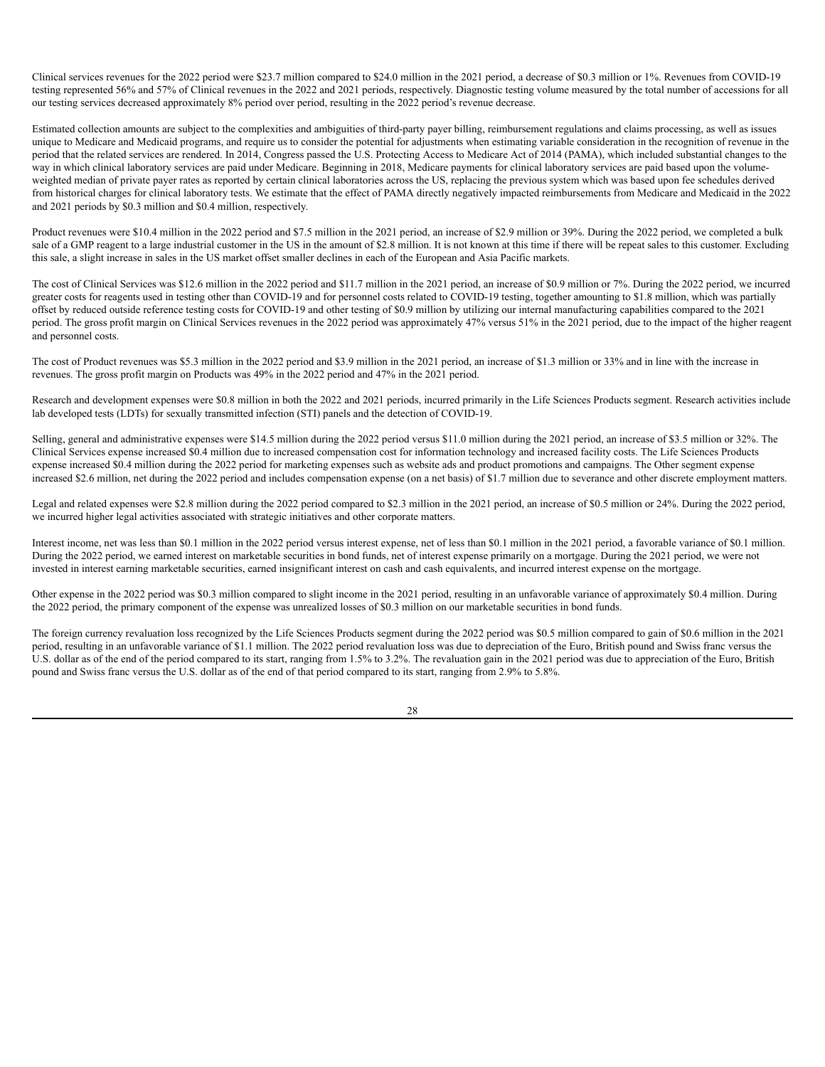Clinical services revenues for the 2022 period were $23.7 million compared to $24.0 million in the 2021 period, a decrease of $0.3 million or 1%. Revenues from COVID-19 testing represented 56% and 57% of Clinical revenues in the 2022 and 2021 periods, respectively. Diagnostic testing volume measured by the total number of accessions for all our testing services decreased approximately 8% period over period, resulting in the 2022 period's revenue decrease.

Estimated collection amounts are subject to the complexities and ambiguities of third-party payer billing, reimbursement regulations and claims processing, as well as issues unique to Medicare and Medicaid programs, and require us to consider the potential for adjustments when estimating variable consideration in the recognition of revenue in the period that the related services are rendered. In 2014, Congress passed the U.S. Protecting Access to Medicare Act of 2014 (PAMA), which included substantial changes to the way in which clinical laboratory services are paid under Medicare. Beginning in 2018, Medicare payments for clinical laboratory services are paid based upon the volume-weighted median of private payer rates as reported by certain clinical laboratories across the US, replacing the previous system which was based upon fee schedules derived from historical charges for clinical laboratory tests. We estimate that the effect of PAMA directly negatively impacted reimbursements from Medicare and Medicaid in the 2022 and 2021 periods by $0.3 million and $0.4 million, respectively.

Product revenues were $10.4 million in the 2022 period and $7.5 million in the 2021 period, an increase of $2.9 million or 39%. During the 2022 period, we completed a bulk sale of a GMP reagent to a large industrial customer in the US in the amount of $2.8 million. It is not known at this time if there will be repeat sales to this customer. Excluding this sale, a slight increase in sales in the US market offset smaller declines in each of the European and Asia Pacific markets.

The cost of Clinical Services was $12.6 million in the 2022 period and $11.7 million in the 2021 period, an increase of $0.9 million or 7%. During the 2022 period, we incurred greater costs for reagents used in testing other than COVID-19 and for personnel costs related to COVID-19 testing, together amounting to $1.8 million, which was partially offset by reduced outside reference testing costs for COVID-19 and other testing of $0.9 million by utilizing our internal manufacturing capabilities compared to the 2021 period. The gross profit margin on Clinical Services revenues in the 2022 period was approximately 47% versus 51% in the 2021 period, due to the impact of the higher reagent and personnel costs.

The cost of Product revenues was $5.3 million in the 2022 period and $3.9 million in the 2021 period, an increase of $1.3 million or 33% and in line with the increase in revenues. The gross profit margin on Products was 49% in the 2022 period and 47% in the 2021 period.

Research and development expenses were $0.8 million in both the 2022 and 2021 periods, incurred primarily in the Life Sciences Products segment. Research activities include lab developed tests (LDTs) for sexually transmitted infection (STI) panels and the detection of COVID-19.

Selling, general and administrative expenses were $14.5 million during the 2022 period versus $11.0 million during the 2021 period, an increase of $3.5 million or 32%. The Clinical Services expense increased $0.4 million due to increased compensation cost for information technology and increased facility costs. The Life Sciences Products expense increased $0.4 million during the 2022 period for marketing expenses such as website ads and product promotions and campaigns. The Other segment expense increased $2.6 million, net during the 2022 period and includes compensation expense (on a net basis) of $1.7 million due to severance and other discrete employment matters.

Legal and related expenses were $2.8 million during the 2022 period compared to $2.3 million in the 2021 period, an increase of $0.5 million or 24%. During the 2022 period, we incurred higher legal activities associated with strategic initiatives and other corporate matters.

Interest income, net was less than $0.1 million in the 2022 period versus interest expense, net of less than $0.1 million in the 2021 period, a favorable variance of $0.1 million. During the 2022 period, we earned interest on marketable securities in bond funds, net of interest expense primarily on a mortgage. During the 2021 period, we were not invested in interest earning marketable securities, earned insignificant interest on cash and cash equivalents, and incurred interest expense on the mortgage.

Other expense in the 2022 period was $0.3 million compared to slight income in the 2021 period, resulting in an unfavorable variance of approximately $0.4 million. During the 2022 period, the primary component of the expense was unrealized losses of $0.3 million on our marketable securities in bond funds.

The foreign currency revaluation loss recognized by the Life Sciences Products segment during the 2022 period was $0.5 million compared to gain of $0.6 million in the 2021 period, resulting in an unfavorable variance of $1.1 million. The 2022 period revaluation loss was due to depreciation of the Euro, British pound and Swiss franc versus the U.S. dollar as of the end of the period compared to its start, ranging from 1.5% to 3.2%. The revaluation gain in the 2021 period was due to appreciation of the Euro, British pound and Swiss franc versus the U.S. dollar as of the end of that period compared to its start, ranging from 2.9% to 5.8%.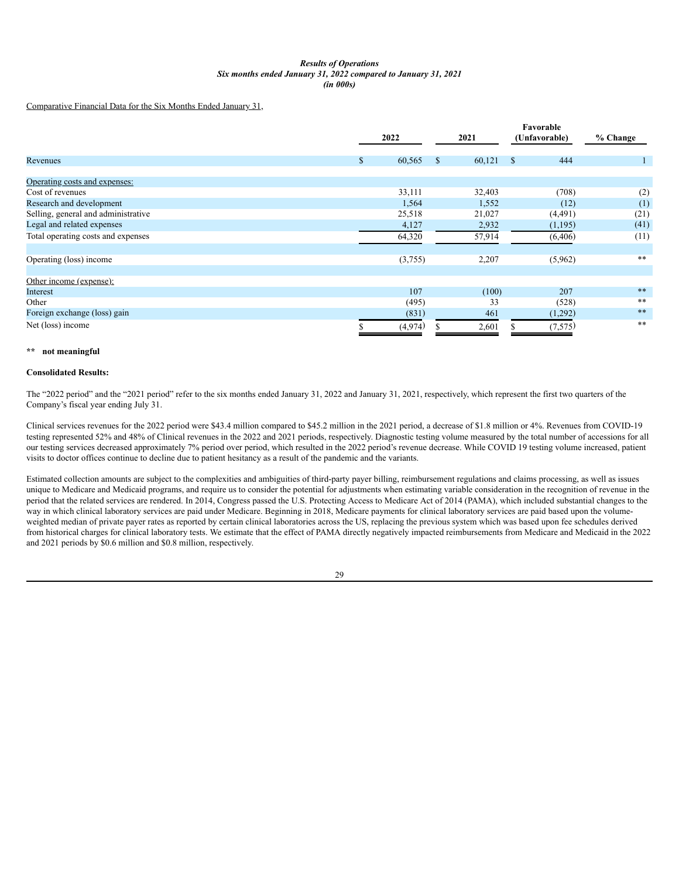***Results of Operations***
***Six months ended January 31, 2022 compared to January 31, 2021***
***(in 000s)***

Comparative Financial Data for the Six Months Ended January 31,

| | 2022 | 2021 | Favorable (Unfavorable) | % Change |
|---|---|---|---|---|
| Revenues | $ 60,565 | $ 60,121 | $ 444 | 1 |
| Operating costs and expenses: | | | | |
| Cost of revenues | 33,111 | 32,403 | (708) | (2) |
| Research and development | 1,564 | 1,552 | (12) | (1) |
| Selling, general and administrative | 25,518 | 21,027 | (4,491) | (21) |
| Legal and related expenses | 4,127 | 2,932 | (1,195) | (41) |
| Total operating costs and expenses | 64,320 | 57,914 | (6,406) | (11) |
| Operating (loss) income | (3,755) | 2,207 | (5,962) | ** |
| Other income (expense): | | | | |
| Interest | 107 | (100) | 207 | ** |
| Other | (495) | 33 | (528) | ** |
| Foreign exchange (loss) gain | (831) | 461 | (1,292) | ** |
| Net (loss) income | $ (4,974) | $ 2,601 | $ (7,575) | ** |

**\*\* not meaningful**

**Consolidated Results:**

The "2022 period" and the "2021 period" refer to the six months ended January 31, 2022 and January 31, 2021, respectively, which represent the first two quarters of the Company's fiscal year ending July 31.

Clinical services revenues for the 2022 period were $43.4 million compared to $45.2 million in the 2021 period, a decrease of $1.8 million or 4%. Revenues from COVID-19 testing represented 52% and 48% of Clinical revenues in the 2022 and 2021 periods, respectively. Diagnostic testing volume measured by the total number of accessions for all our testing services decreased approximately 7% period over period, which resulted in the 2022 period's revenue decrease. While COVID 19 testing volume increased, patient visits to doctor offices continue to decline due to patient hesitancy as a result of the pandemic and the variants.

Estimated collection amounts are subject to the complexities and ambiguities of third-party payer billing, reimbursement regulations and claims processing, as well as issues unique to Medicare and Medicaid programs, and require us to consider the potential for adjustments when estimating variable consideration in the recognition of revenue in the period that the related services are rendered. In 2014, Congress passed the U.S. Protecting Access to Medicare Act of 2014 (PAMA), which included substantial changes to the way in which clinical laboratory services are paid under Medicare. Beginning in 2018, Medicare payments for clinical laboratory services are paid based upon the volume-weighted median of private payer rates as reported by certain clinical laboratories across the US, replacing the previous system which was based upon fee schedules derived from historical charges for clinical laboratory tests. We estimate that the effect of PAMA directly negatively impacted reimbursements from Medicare and Medicaid in the 2022 and 2021 periods by $0.6 million and $0.8 million, respectively.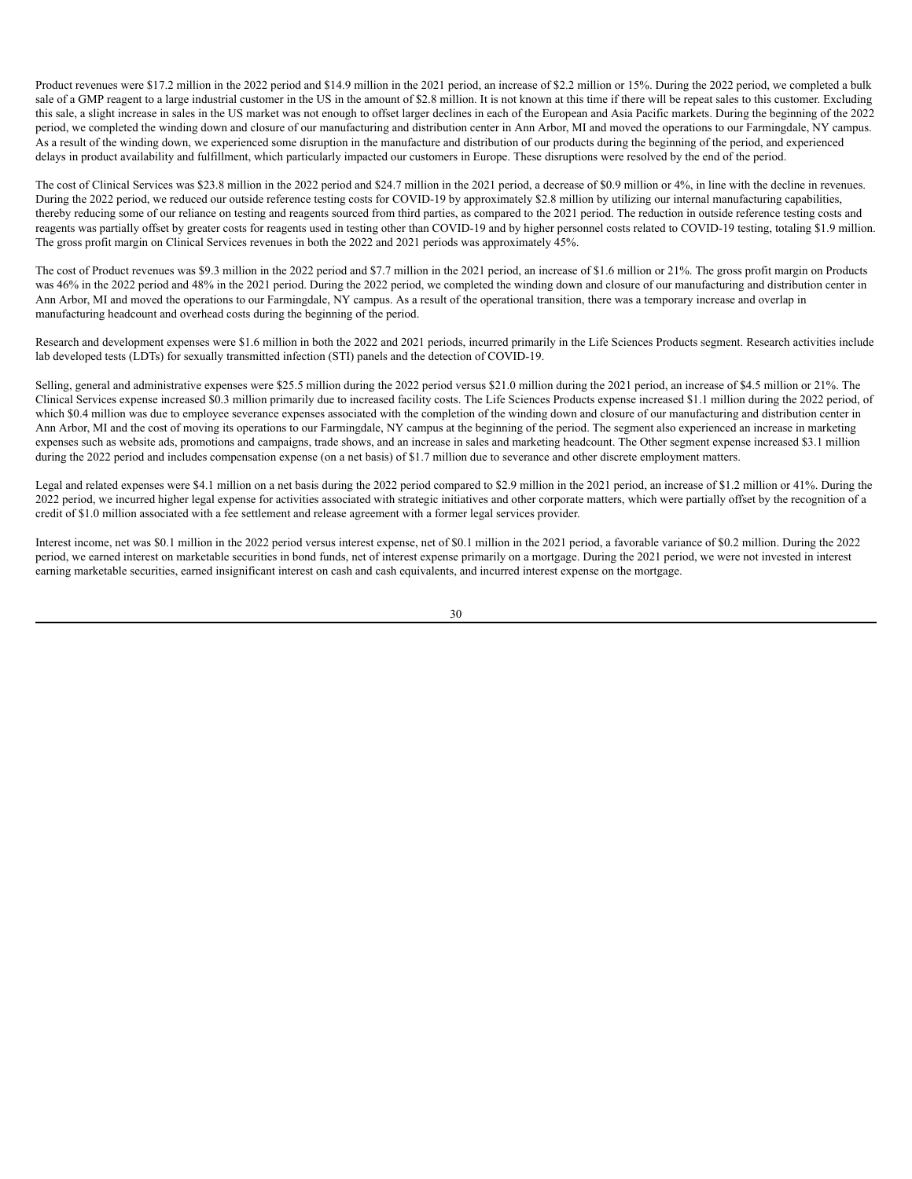Product revenues were $17.2 million in the 2022 period and $14.9 million in the 2021 period, an increase of $2.2 million or 15%. During the 2022 period, we completed a bulk sale of a GMP reagent to a large industrial customer in the US in the amount of $2.8 million. It is not known at this time if there will be repeat sales to this customer. Excluding this sale, a slight increase in sales in the US market was not enough to offset larger declines in each of the European and Asia Pacific markets. During the beginning of the 2022 period, we completed the winding down and closure of our manufacturing and distribution center in Ann Arbor, MI and moved the operations to our Farmingdale, NY campus. As a result of the winding down, we experienced some disruption in the manufacture and distribution of our products during the beginning of the period, and experienced delays in product availability and fulfillment, which particularly impacted our customers in Europe. These disruptions were resolved by the end of the period.

The cost of Clinical Services was $23.8 million in the 2022 period and $24.7 million in the 2021 period, a decrease of $0.9 million or 4%, in line with the decline in revenues. During the 2022 period, we reduced our outside reference testing costs for COVID-19 by approximately $2.8 million by utilizing our internal manufacturing capabilities, thereby reducing some of our reliance on testing and reagents sourced from third parties, as compared to the 2021 period. The reduction in outside reference testing costs and reagents was partially offset by greater costs for reagents used in testing other than COVID-19 and by higher personnel costs related to COVID-19 testing, totaling $1.9 million. The gross profit margin on Clinical Services revenues in both the 2022 and 2021 periods was approximately 45%.

The cost of Product revenues was $9.3 million in the 2022 period and $7.7 million in the 2021 period, an increase of $1.6 million or 21%. The gross profit margin on Products was 46% in the 2022 period and 48% in the 2021 period. During the 2022 period, we completed the winding down and closure of our manufacturing and distribution center in Ann Arbor, MI and moved the operations to our Farmingdale, NY campus. As a result of the operational transition, there was a temporary increase and overlap in manufacturing headcount and overhead costs during the beginning of the period.

Research and development expenses were $1.6 million in both the 2022 and 2021 periods, incurred primarily in the Life Sciences Products segment. Research activities include lab developed tests (LDTs) for sexually transmitted infection (STI) panels and the detection of COVID-19.

Selling, general and administrative expenses were $25.5 million during the 2022 period versus $21.0 million during the 2021 period, an increase of $4.5 million or 21%. The Clinical Services expense increased $0.3 million primarily due to increased facility costs. The Life Sciences Products expense increased $1.1 million during the 2022 period, of which $0.4 million was due to employee severance expenses associated with the completion of the winding down and closure of our manufacturing and distribution center in Ann Arbor, MI and the cost of moving its operations to our Farmingdale, NY campus at the beginning of the period. The segment also experienced an increase in marketing expenses such as website ads, promotions and campaigns, trade shows, and an increase in sales and marketing headcount. The Other segment expense increased $3.1 million during the 2022 period and includes compensation expense (on a net basis) of $1.7 million due to severance and other discrete employment matters.

Legal and related expenses were $4.1 million on a net basis during the 2022 period compared to $2.9 million in the 2021 period, an increase of $1.2 million or 41%. During the 2022 period, we incurred higher legal expense for activities associated with strategic initiatives and other corporate matters, which were partially offset by the recognition of a credit of $1.0 million associated with a fee settlement and release agreement with a former legal services provider.

Interest income, net was $0.1 million in the 2022 period versus interest expense, net of $0.1 million in the 2021 period, a favorable variance of $0.2 million. During the 2022 period, we earned interest on marketable securities in bond funds, net of interest expense primarily on a mortgage. During the 2021 period, we were not invested in interest earning marketable securities, earned insignificant interest on cash and cash equivalents, and incurred interest expense on the mortgage.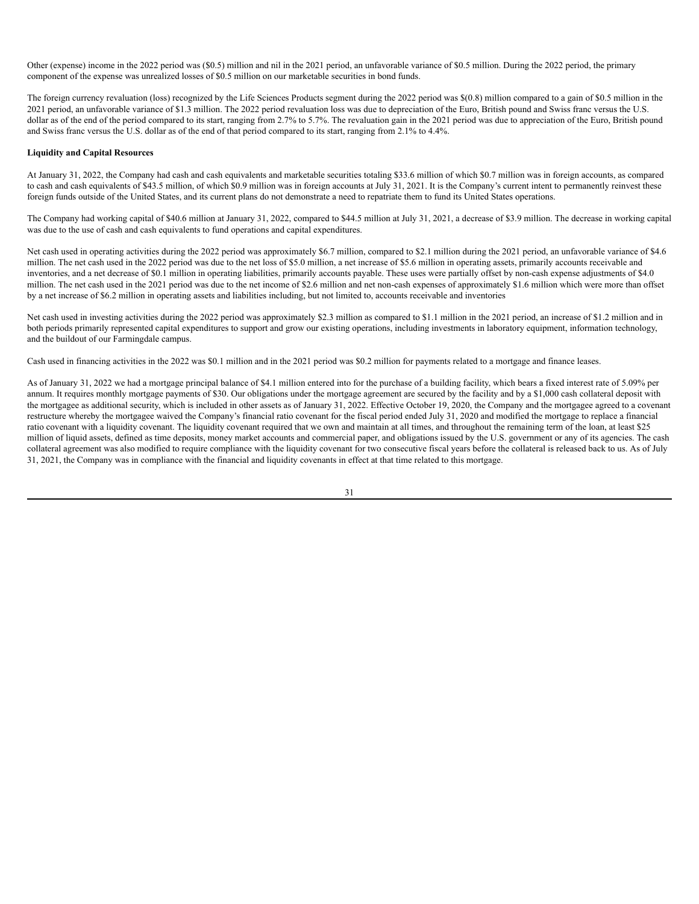Other (expense) income in the 2022 period was ($0.5) million and nil in the 2021 period, an unfavorable variance of $0.5 million. During the 2022 period, the primary component of the expense was unrealized losses of $0.5 million on our marketable securities in bond funds.

The foreign currency revaluation (loss) recognized by the Life Sciences Products segment during the 2022 period was $(0.8) million compared to a gain of $0.5 million in the 2021 period, an unfavorable variance of $1.3 million. The 2022 period revaluation loss was due to depreciation of the Euro, British pound and Swiss franc versus the U.S. dollar as of the end of the period compared to its start, ranging from 2.7% to 5.7%. The revaluation gain in the 2021 period was due to appreciation of the Euro, British pound and Swiss franc versus the U.S. dollar as of the end of that period compared to its start, ranging from 2.1% to 4.4%.

**Liquidity and Capital Resources**

At January 31, 2022, the Company had cash and cash equivalents and marketable securities totaling $33.6 million of which $0.7 million was in foreign accounts, as compared to cash and cash equivalents of $43.5 million, of which $0.9 million was in foreign accounts at July 31, 2021. It is the Company's current intent to permanently reinvest these foreign funds outside of the United States, and its current plans do not demonstrate a need to repatriate them to fund its United States operations.

The Company had working capital of $40.6 million at January 31, 2022, compared to $44.5 million at July 31, 2021, a decrease of $3.9 million. The decrease in working capital was due to the use of cash and cash equivalents to fund operations and capital expenditures.

Net cash used in operating activities during the 2022 period was approximately $6.7 million, compared to $2.1 million during the 2021 period, an unfavorable variance of $4.6 million. The net cash used in the 2022 period was due to the net loss of $5.0 million, a net increase of $5.6 million in operating assets, primarily accounts receivable and inventories, and a net decrease of $0.1 million in operating liabilities, primarily accounts payable. These uses were partially offset by non-cash expense adjustments of $4.0 million. The net cash used in the 2021 period was due to the net income of $2.6 million and net non-cash expenses of approximately $1.6 million which were more than offset by a net increase of $6.2 million in operating assets and liabilities including, but not limited to, accounts receivable and inventories

Net cash used in investing activities during the 2022 period was approximately $2.3 million as compared to $1.1 million in the 2021 period, an increase of $1.2 million and in both periods primarily represented capital expenditures to support and grow our existing operations, including investments in laboratory equipment, information technology, and the buildout of our Farmingdale campus.

Cash used in financing activities in the 2022 was $0.1 million and in the 2021 period was $0.2 million for payments related to a mortgage and finance leases.

As of January 31, 2022 we had a mortgage principal balance of $4.1 million entered into for the purchase of a building facility, which bears a fixed interest rate of 5.09% per annum. It requires monthly mortgage payments of $30. Our obligations under the mortgage agreement are secured by the facility and by a $1,000 cash collateral deposit with the mortgagee as additional security, which is included in other assets as of January 31, 2022. Effective October 19, 2020, the Company and the mortgagee agreed to a covenant restructure whereby the mortgagee waived the Company's financial ratio covenant for the fiscal period ended July 31, 2020 and modified the mortgage to replace a financial ratio covenant with a liquidity covenant. The liquidity covenant required that we own and maintain at all times, and throughout the remaining term of the loan, at least $25 million of liquid assets, defined as time deposits, money market accounts and commercial paper, and obligations issued by the U.S. government or any of its agencies. The cash collateral agreement was also modified to require compliance with the liquidity covenant for two consecutive fiscal years before the collateral is released back to us. As of July 31, 2021, the Company was in compliance with the financial and liquidity covenants in effect at that time related to this mortgage.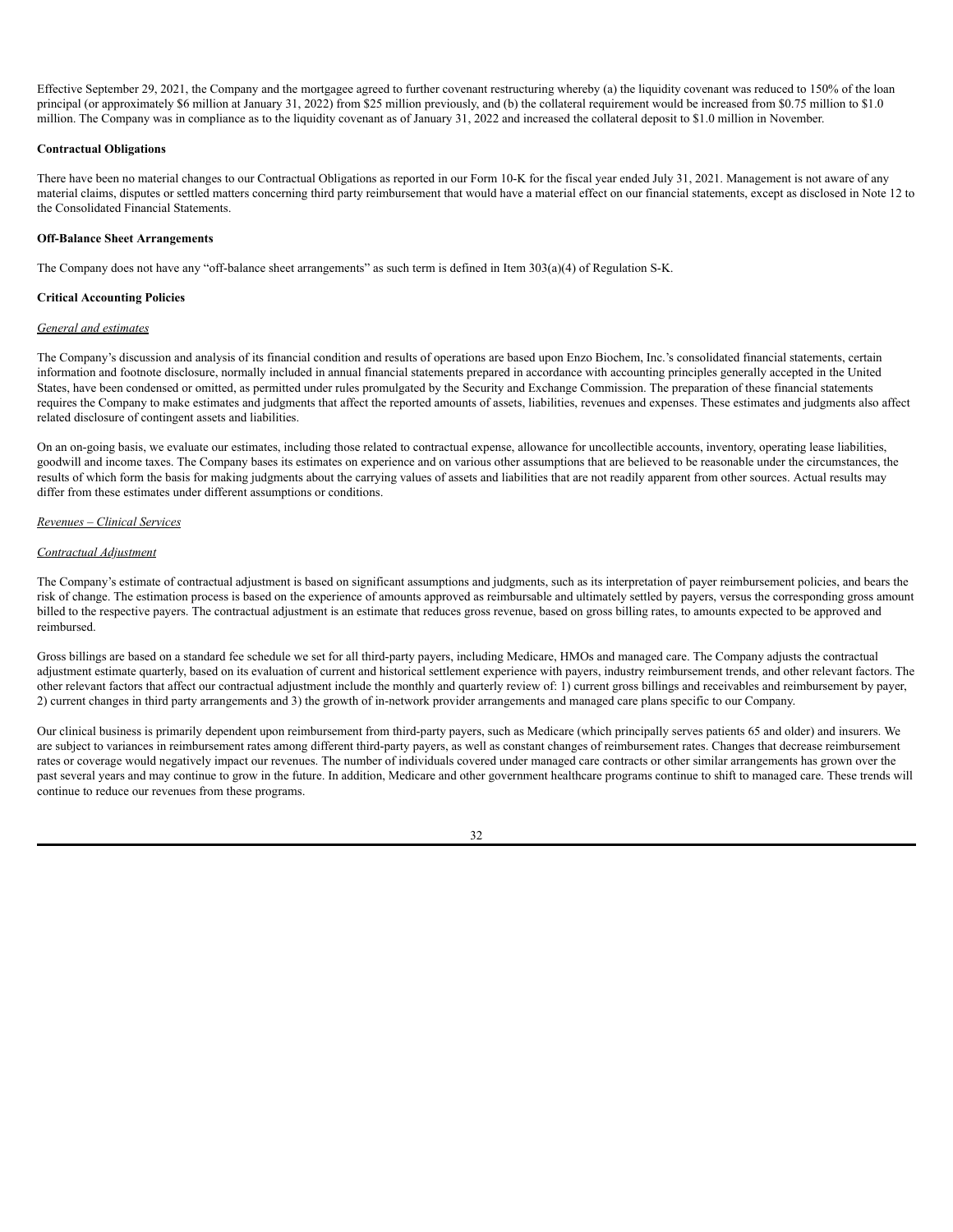Effective September 29, 2021, the Company and the mortgagee agreed to further covenant restructuring whereby (a) the liquidity covenant was reduced to 150% of the loan principal (or approximately $6 million at January 31, 2022) from $25 million previously, and (b) the collateral requirement would be increased from $0.75 million to $1.0 million. The Company was in compliance as to the liquidity covenant as of January 31, 2022 and increased the collateral deposit to $1.0 million in November.

**Contractual Obligations**

There have been no material changes to our Contractual Obligations as reported in our Form 10-K for the fiscal year ended July 31, 2021. Management is not aware of any material claims, disputes or settled matters concerning third party reimbursement that would have a material effect on our financial statements, except as disclosed in Note 12 to the Consolidated Financial Statements.

**Off-Balance Sheet Arrangements**

The Company does not have any "off-balance sheet arrangements" as such term is defined in Item 303(a)(4) of Regulation S-K.

**Critical Accounting Policies**

*General and estimates*

The Company's discussion and analysis of its financial condition and results of operations are based upon Enzo Biochem, Inc.'s consolidated financial statements, certain information and footnote disclosure, normally included in annual financial statements prepared in accordance with accounting principles generally accepted in the United States, have been condensed or omitted, as permitted under rules promulgated by the Security and Exchange Commission. The preparation of these financial statements requires the Company to make estimates and judgments that affect the reported amounts of assets, liabilities, revenues and expenses. These estimates and judgments also affect related disclosure of contingent assets and liabilities.

On an on-going basis, we evaluate our estimates, including those related to contractual expense, allowance for uncollectible accounts, inventory, operating lease liabilities, goodwill and income taxes. The Company bases its estimates on experience and on various other assumptions that are believed to be reasonable under the circumstances, the results of which form the basis for making judgments about the carrying values of assets and liabilities that are not readily apparent from other sources. Actual results may differ from these estimates under different assumptions or conditions.

*Revenues – Clinical Services*

*Contractual Adjustment*

The Company's estimate of contractual adjustment is based on significant assumptions and judgments, such as its interpretation of payer reimbursement policies, and bears the risk of change. The estimation process is based on the experience of amounts approved as reimbursable and ultimately settled by payers, versus the corresponding gross amount billed to the respective payers. The contractual adjustment is an estimate that reduces gross revenue, based on gross billing rates, to amounts expected to be approved and reimbursed.

Gross billings are based on a standard fee schedule we set for all third-party payers, including Medicare, HMOs and managed care. The Company adjusts the contractual adjustment estimate quarterly, based on its evaluation of current and historical settlement experience with payers, industry reimbursement trends, and other relevant factors. The other relevant factors that affect our contractual adjustment include the monthly and quarterly review of: 1) current gross billings and receivables and reimbursement by payer, 2) current changes in third party arrangements and 3) the growth of in-network provider arrangements and managed care plans specific to our Company.

Our clinical business is primarily dependent upon reimbursement from third-party payers, such as Medicare (which principally serves patients 65 and older) and insurers. We are subject to variances in reimbursement rates among different third-party payers, as well as constant changes of reimbursement rates. Changes that decrease reimbursement rates or coverage would negatively impact our revenues. The number of individuals covered under managed care contracts or other similar arrangements has grown over the past several years and may continue to grow in the future. In addition, Medicare and other government healthcare programs continue to shift to managed care. These trends will continue to reduce our revenues from these programs.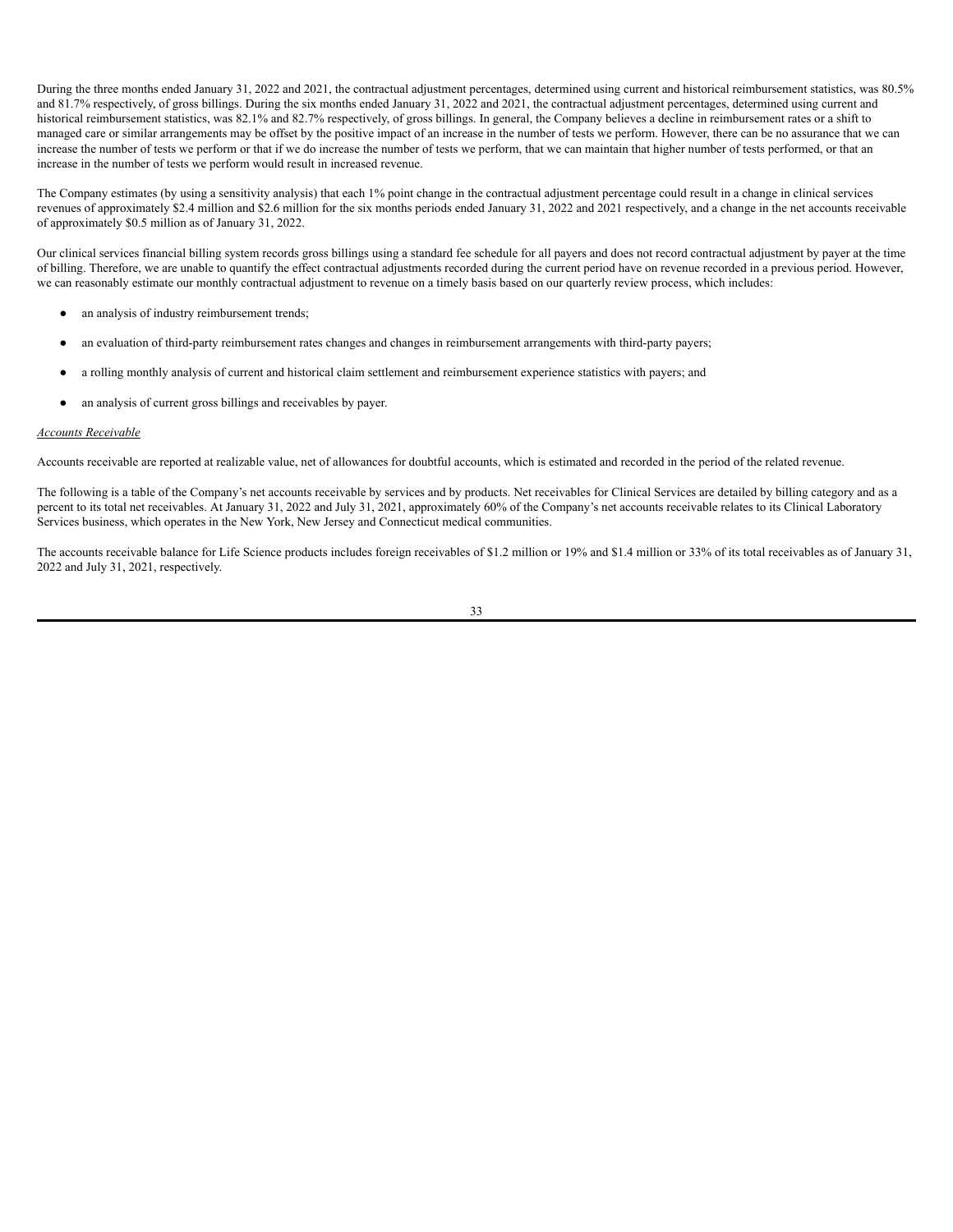During the three months ended January 31, 2022 and 2021, the contractual adjustment percentages, determined using current and historical reimbursement statistics, was 80.5% and 81.7% respectively, of gross billings. During the six months ended January 31, 2022 and 2021, the contractual adjustment percentages, determined using current and historical reimbursement statistics, was 82.1% and 82.7% respectively, of gross billings. In general, the Company believes a decline in reimbursement rates or a shift to managed care or similar arrangements may be offset by the positive impact of an increase in the number of tests we perform. However, there can be no assurance that we can increase the number of tests we perform or that if we do increase the number of tests we perform, that we can maintain that higher number of tests performed, or that an increase in the number of tests we perform would result in increased revenue.

The Company estimates (by using a sensitivity analysis) that each 1% point change in the contractual adjustment percentage could result in a change in clinical services revenues of approximately $2.4 million and $2.6 million for the six months periods ended January 31, 2022 and 2021 respectively, and a change in the net accounts receivable of approximately $0.5 million as of January 31, 2022.

Our clinical services financial billing system records gross billings using a standard fee schedule for all payers and does not record contractual adjustment by payer at the time of billing. Therefore, we are unable to quantify the effect contractual adjustments recorded during the current period have on revenue recorded in a previous period. However, we can reasonably estimate our monthly contractual adjustment to revenue on a timely basis based on our quarterly review process, which includes:

- an analysis of industry reimbursement trends;
- an evaluation of third-party reimbursement rates changes and changes in reimbursement arrangements with third-party payers;
- a rolling monthly analysis of current and historical claim settlement and reimbursement experience statistics with payers; and
- an analysis of current gross billings and receivables by payer.

*Accounts Receivable*

Accounts receivable are reported at realizable value, net of allowances for doubtful accounts, which is estimated and recorded in the period of the related revenue.

The following is a table of the Company's net accounts receivable by services and by products. Net receivables for Clinical Services are detailed by billing category and as a percent to its total net receivables. At January 31, 2022 and July 31, 2021, approximately 60% of the Company's net accounts receivable relates to its Clinical Laboratory Services business, which operates in the New York, New Jersey and Connecticut medical communities.

The accounts receivable balance for Life Science products includes foreign receivables of $1.2 million or 19% and $1.4 million or 33% of its total receivables as of January 31, 2022 and July 31, 2021, respectively.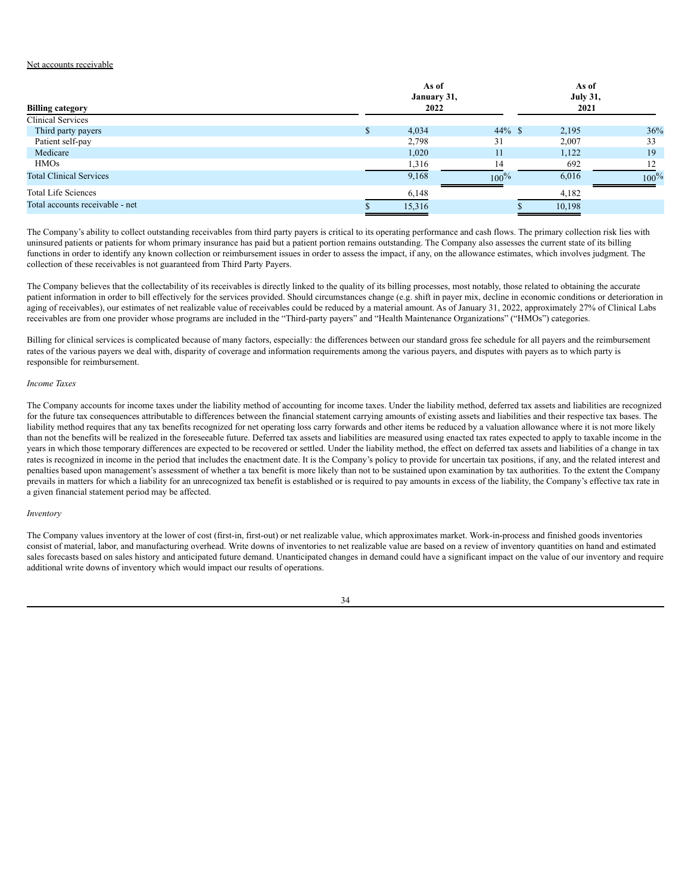Net accounts receivable

| Billing category | As of January 31, 2022 | | As of July 31, 2021 | |
|---|---|---|---|---|
| Clinical Services | | | | |
| Third party payers | $ 4,034 | 44% | $ 2,195 | 36% |
| Patient self-pay | 2,798 | 31 | 2,007 | 33 |
| Medicare | 1,020 | 11 | 1,122 | 19 |
| HMOs | 1,316 | 14 | 692 | 12 |
| Total Clinical Services | 9,168 | 100% | 6,016 | 100% |
| Total Life Sciences | 6,148 | | 4,182 | |
| Total accounts receivable - net | $ 15,316 | | $ 10,198 | |

The Company's ability to collect outstanding receivables from third party payers is critical to its operating performance and cash flows. The primary collection risk lies with uninsured patients or patients for whom primary insurance has paid but a patient portion remains outstanding. The Company also assesses the current state of its billing functions in order to identify any known collection or reimbursement issues in order to assess the impact, if any, on the allowance estimates, which involves judgment. The collection of these receivables is not guaranteed from Third Party Payers.

The Company believes that the collectability of its receivables is directly linked to the quality of its billing processes, most notably, those related to obtaining the accurate patient information in order to bill effectively for the services provided. Should circumstances change (e.g. shift in payer mix, decline in economic conditions or deterioration in aging of receivables), our estimates of net realizable value of receivables could be reduced by a material amount. As of January 31, 2022, approximately 27% of Clinical Labs receivables are from one provider whose programs are included in the "Third-party payers" and "Health Maintenance Organizations" ("HMOs") categories.

Billing for clinical services is complicated because of many factors, especially: the differences between our standard gross fee schedule for all payers and the reimbursement rates of the various payers we deal with, disparity of coverage and information requirements among the various payers, and disputes with payers as to which party is responsible for reimbursement.

*Income Taxes*

The Company accounts for income taxes under the liability method of accounting for income taxes. Under the liability method, deferred tax assets and liabilities are recognized for the future tax consequences attributable to differences between the financial statement carrying amounts of existing assets and liabilities and their respective tax bases. The liability method requires that any tax benefits recognized for net operating loss carry forwards and other items be reduced by a valuation allowance where it is not more likely than not the benefits will be realized in the foreseeable future. Deferred tax assets and liabilities are measured using enacted tax rates expected to apply to taxable income in the years in which those temporary differences are expected to be recovered or settled. Under the liability method, the effect on deferred tax assets and liabilities of a change in tax rates is recognized in income in the period that includes the enactment date. It is the Company's policy to provide for uncertain tax positions, if any, and the related interest and penalties based upon management's assessment of whether a tax benefit is more likely than not to be sustained upon examination by tax authorities. To the extent the Company prevails in matters for which a liability for an unrecognized tax benefit is established or is required to pay amounts in excess of the liability, the Company's effective tax rate in a given financial statement period may be affected.

*Inventory*

The Company values inventory at the lower of cost (first-in, first-out) or net realizable value, which approximates market. Work-in-process and finished goods inventories consist of material, labor, and manufacturing overhead. Write downs of inventories to net realizable value are based on a review of inventory quantities on hand and estimated sales forecasts based on sales history and anticipated future demand. Unanticipated changes in demand could have a significant impact on the value of our inventory and require additional write downs of inventory which would impact our results of operations.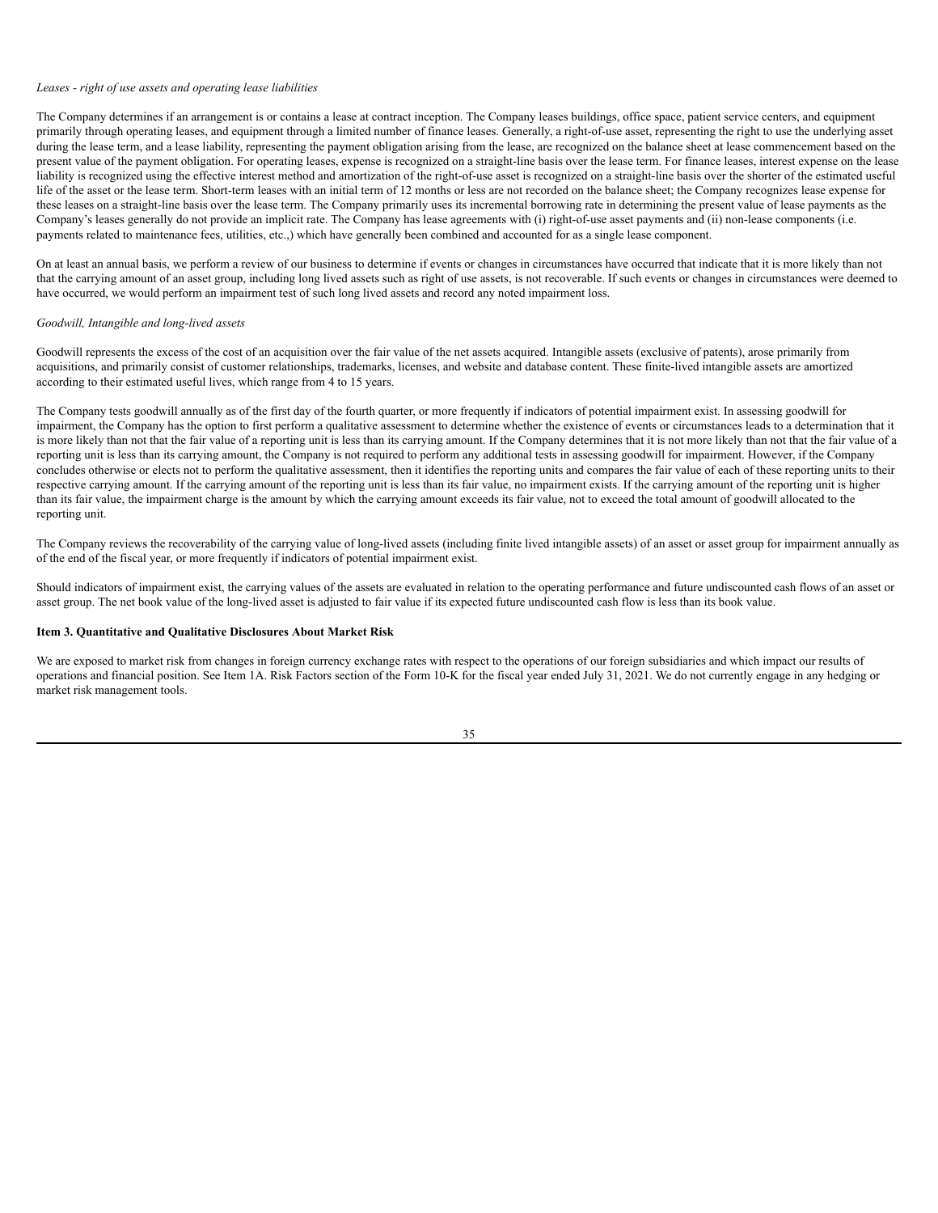*Leases - right of use assets and operating lease liabilities*

The Company determines if an arrangement is or contains a lease at contract inception. The Company leases buildings, office space, patient service centers, and equipment primarily through operating leases, and equipment through a limited number of finance leases. Generally, a right-of-use asset, representing the right to use the underlying asset during the lease term, and a lease liability, representing the payment obligation arising from the lease, are recognized on the balance sheet at lease commencement based on the present value of the payment obligation. For operating leases, expense is recognized on a straight-line basis over the lease term. For finance leases, interest expense on the lease liability is recognized using the effective interest method and amortization of the right-of-use asset is recognized on a straight-line basis over the shorter of the estimated useful life of the asset or the lease term. Short-term leases with an initial term of 12 months or less are not recorded on the balance sheet; the Company recognizes lease expense for these leases on a straight-line basis over the lease term. The Company primarily uses its incremental borrowing rate in determining the present value of lease payments as the Company's leases generally do not provide an implicit rate. The Company has lease agreements with (i) right-of-use asset payments and (ii) non-lease components (i.e. payments related to maintenance fees, utilities, etc.,) which have generally been combined and accounted for as a single lease component.

On at least an annual basis, we perform a review of our business to determine if events or changes in circumstances have occurred that indicate that it is more likely than not that the carrying amount of an asset group, including long lived assets such as right of use assets, is not recoverable. If such events or changes in circumstances were deemed to have occurred, we would perform an impairment test of such long lived assets and record any noted impairment loss.

*Goodwill, Intangible and long-lived assets*

Goodwill represents the excess of the cost of an acquisition over the fair value of the net assets acquired. Intangible assets (exclusive of patents), arose primarily from acquisitions, and primarily consist of customer relationships, trademarks, licenses, and website and database content. These finite-lived intangible assets are amortized according to their estimated useful lives, which range from 4 to 15 years.

The Company tests goodwill annually as of the first day of the fourth quarter, or more frequently if indicators of potential impairment exist. In assessing goodwill for impairment, the Company has the option to first perform a qualitative assessment to determine whether the existence of events or circumstances leads to a determination that it is more likely than not that the fair value of a reporting unit is less than its carrying amount. If the Company determines that it is not more likely than not that the fair value of a reporting unit is less than its carrying amount, the Company is not required to perform any additional tests in assessing goodwill for impairment. However, if the Company concludes otherwise or elects not to perform the qualitative assessment, then it identifies the reporting units and compares the fair value of each of these reporting units to their respective carrying amount. If the carrying amount of the reporting unit is less than its fair value, no impairment exists. If the carrying amount of the reporting unit is higher than its fair value, the impairment charge is the amount by which the carrying amount exceeds its fair value, not to exceed the total amount of goodwill allocated to the reporting unit.

The Company reviews the recoverability of the carrying value of long-lived assets (including finite lived intangible assets) of an asset or asset group for impairment annually as of the end of the fiscal year, or more frequently if indicators of potential impairment exist.

Should indicators of impairment exist, the carrying values of the assets are evaluated in relation to the operating performance and future undiscounted cash flows of an asset or asset group. The net book value of the long-lived asset is adjusted to fair value if its expected future undiscounted cash flow is less than its book value.

**Item 3. Quantitative and Qualitative Disclosures About Market Risk**

We are exposed to market risk from changes in foreign currency exchange rates with respect to the operations of our foreign subsidiaries and which impact our results of operations and financial position. See Item 1A. Risk Factors section of the Form 10-K for the fiscal year ended July 31, 2021. We do not currently engage in any hedging or market risk management tools.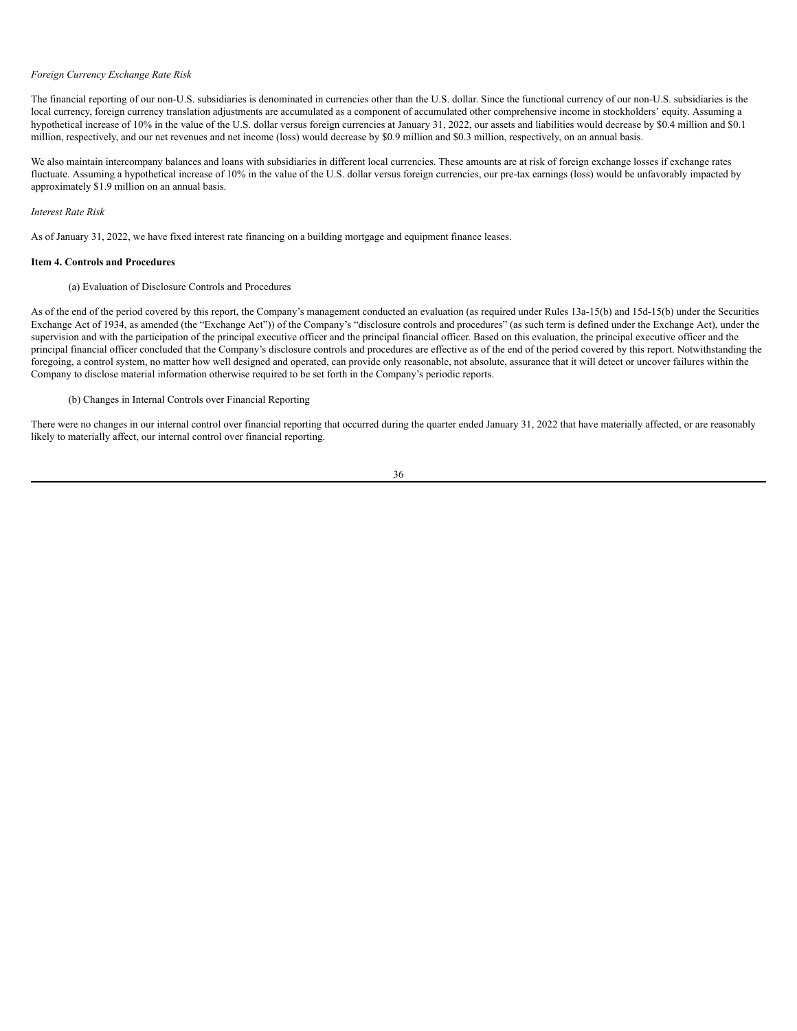*Foreign Currency Exchange Rate Risk*

The financial reporting of our non-U.S. subsidiaries is denominated in currencies other than the U.S. dollar. Since the functional currency of our non-U.S. subsidiaries is the local currency, foreign currency translation adjustments are accumulated as a component of accumulated other comprehensive income in stockholders' equity. Assuming a hypothetical increase of 10% in the value of the U.S. dollar versus foreign currencies at January 31, 2022, our assets and liabilities would decrease by $0.4 million and $0.1 million, respectively, and our net revenues and net income (loss) would decrease by $0.9 million and $0.3 million, respectively, on an annual basis.

We also maintain intercompany balances and loans with subsidiaries in different local currencies. These amounts are at risk of foreign exchange losses if exchange rates fluctuate. Assuming a hypothetical increase of 10% in the value of the U.S. dollar versus foreign currencies, our pre-tax earnings (loss) would be unfavorably impacted by approximately $1.9 million on an annual basis.

*Interest Rate Risk*

As of January 31, 2022, we have fixed interest rate financing on a building mortgage and equipment finance leases.

**Item 4. Controls and Procedures**

(a) Evaluation of Disclosure Controls and Procedures

As of the end of the period covered by this report, the Company's management conducted an evaluation (as required under Rules 13a-15(b) and 15d-15(b) under the Securities Exchange Act of 1934, as amended (the "Exchange Act")) of the Company's "disclosure controls and procedures" (as such term is defined under the Exchange Act), under the supervision and with the participation of the principal executive officer and the principal financial officer. Based on this evaluation, the principal executive officer and the principal financial officer concluded that the Company's disclosure controls and procedures are effective as of the end of the period covered by this report. Notwithstanding the foregoing, a control system, no matter how well designed and operated, can provide only reasonable, not absolute, assurance that it will detect or uncover failures within the Company to disclose material information otherwise required to be set forth in the Company's periodic reports.

(b) Changes in Internal Controls over Financial Reporting

There were no changes in our internal control over financial reporting that occurred during the quarter ended January 31, 2022 that have materially affected, or are reasonably likely to materially affect, our internal control over financial reporting.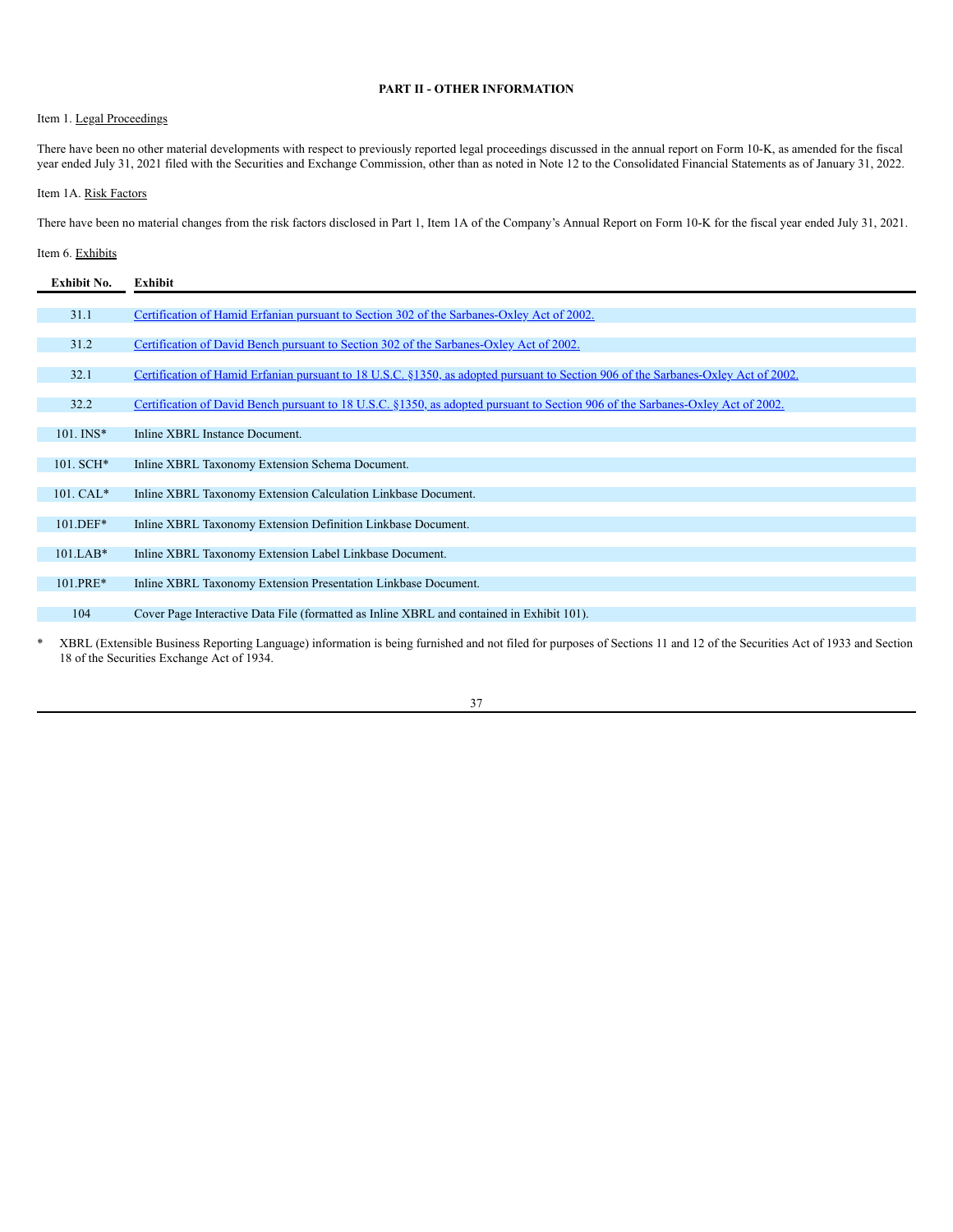# PART II - OTHER INFORMATION

Item 1. Legal Proceedings

There have been no other material developments with respect to previously reported legal proceedings discussed in the annual report on Form 10-K, as amended for the fiscal year ended July 31, 2021 filed with the Securities and Exchange Commission, other than as noted in Note 12 to the Consolidated Financial Statements as of January 31, 2022.

Item 1A. Risk Factors

There have been no material changes from the risk factors disclosed in Part 1, Item 1A of the Company's Annual Report on Form 10-K for the fiscal year ended July 31, 2021.

Item 6. Exhibits

| Exhibit No. | Exhibit |
| --- | --- |
| 31.1 | Certification of Hamid Erfanian pursuant to Section 302 of the Sarbanes-Oxley Act of 2002. |
| 31.2 | Certification of David Bench pursuant to Section 302 of the Sarbanes-Oxley Act of 2002. |
| 32.1 | Certification of Hamid Erfanian pursuant to 18 U.S.C. §1350, as adopted pursuant to Section 906 of the Sarbanes-Oxley Act of 2002. |
| 32.2 | Certification of David Bench pursuant to 18 U.S.C. §1350, as adopted pursuant to Section 906 of the Sarbanes-Oxley Act of 2002. |
| 101. INS* | Inline XBRL Instance Document. |
| 101. SCH* | Inline XBRL Taxonomy Extension Schema Document. |
| 101. CAL* | Inline XBRL Taxonomy Extension Calculation Linkbase Document. |
| 101.DEF* | Inline XBRL Taxonomy Extension Definition Linkbase Document. |
| 101.LAB* | Inline XBRL Taxonomy Extension Label Linkbase Document. |
| 101.PRE* | Inline XBRL Taxonomy Extension Presentation Linkbase Document. |
| 104 | Cover Page Interactive Data File (formatted as Inline XBRL and contained in Exhibit 101). |

\* XBRL (Extensible Business Reporting Language) information is being furnished and not filed for purposes of Sections 11 and 12 of the Securities Act of 1933 and Section 18 of the Securities Exchange Act of 1934.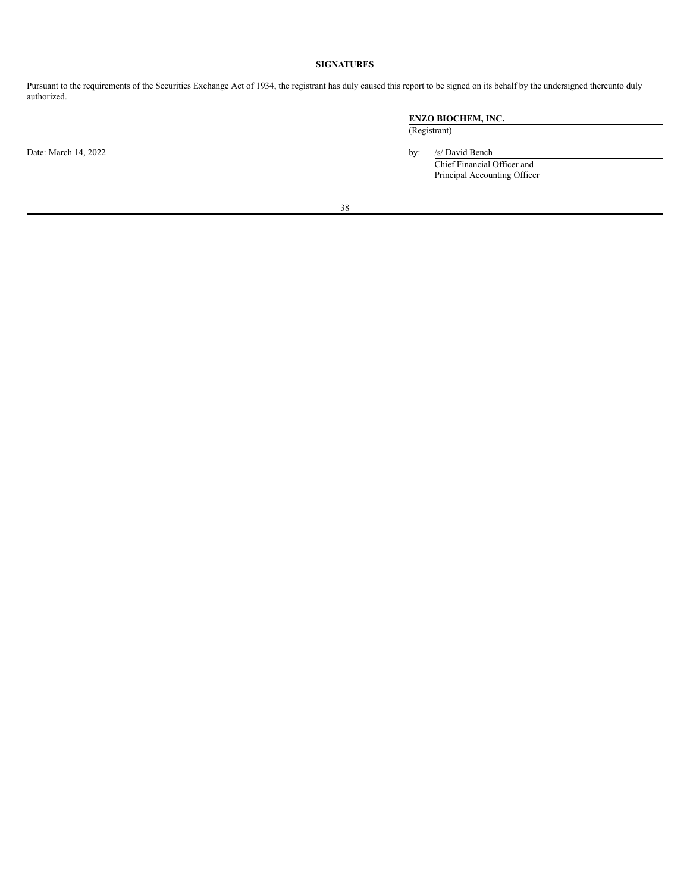**SIGNATURES**

Pursuant to the requirements of the Securities Exchange Act of 1934, the registrant has duly caused this report to be signed on its behalf by the undersigned thereunto duly authorized.

**ENZO BIOCHEM, INC.**
(Registrant)

Date: March 14, 2022

by: /s/ David Bench
Chief Financial Officer and
Principal Accounting Officer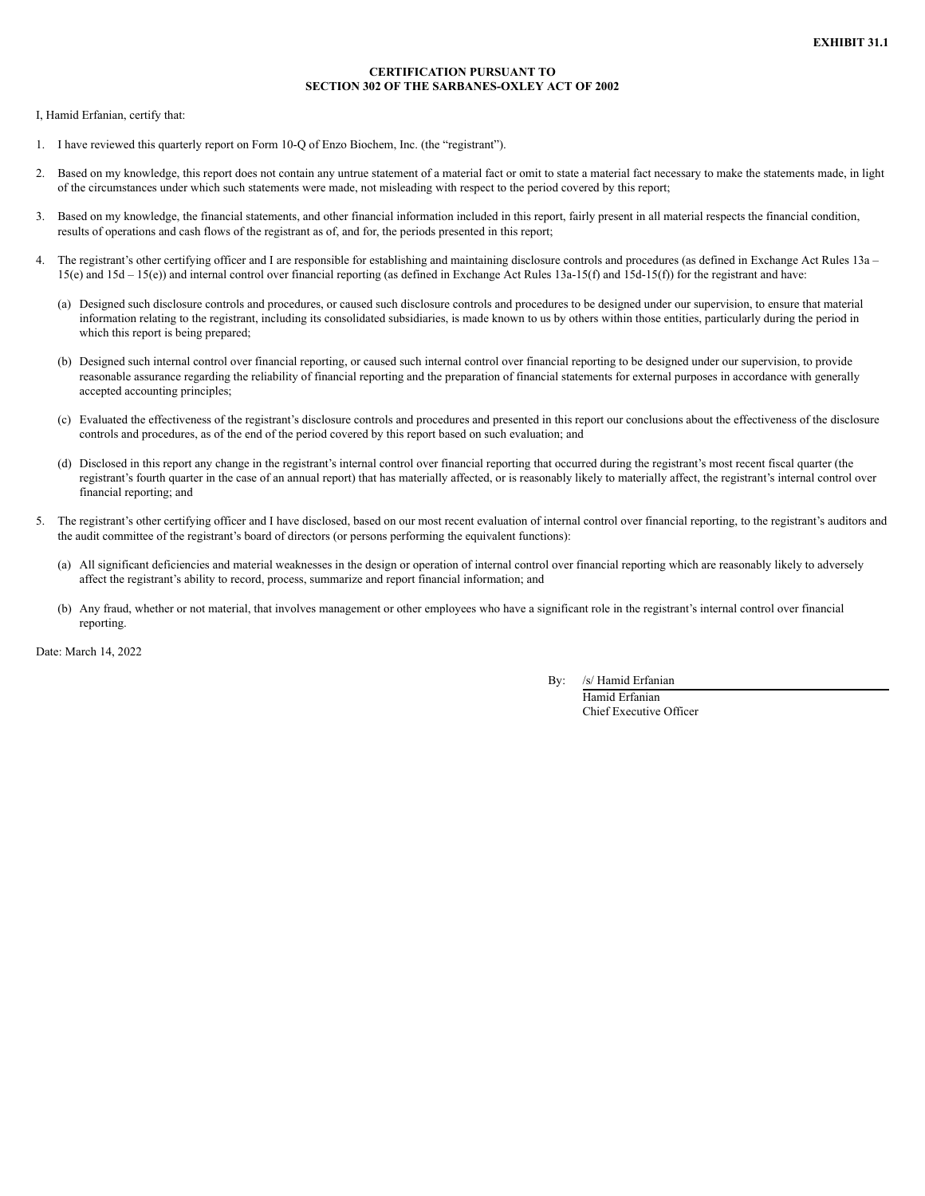**EXHIBIT 31.1**

**CERTIFICATION PURSUANT TO
SECTION 302 OF THE SARBANES-OXLEY ACT OF 2002**

I, Hamid Erfanian, certify that:

1. I have reviewed this quarterly report on Form 10-Q of Enzo Biochem, Inc. (the "registrant").

2. Based on my knowledge, this report does not contain any untrue statement of a material fact or omit to state a material fact necessary to make the statements made, in light of the circumstances under which such statements were made, not misleading with respect to the period covered by this report;

3. Based on my knowledge, the financial statements, and other financial information included in this report, fairly present in all material respects the financial condition, results of operations and cash flows of the registrant as of, and for, the periods presented in this report;

4. The registrant's other certifying officer and I are responsible for establishing and maintaining disclosure controls and procedures (as defined in Exchange Act Rules 13a – 15(e) and 15d – 15(e)) and internal control over financial reporting (as defined in Exchange Act Rules 13a-15(f) and 15d-15(f)) for the registrant and have:

   (a) Designed such disclosure controls and procedures, or caused such disclosure controls and procedures to be designed under our supervision, to ensure that material information relating to the registrant, including its consolidated subsidiaries, is made known to us by others within those entities, particularly during the period in which this report is being prepared;

   (b) Designed such internal control over financial reporting, or caused such internal control over financial reporting to be designed under our supervision, to provide reasonable assurance regarding the reliability of financial reporting and the preparation of financial statements for external purposes in accordance with generally accepted accounting principles;

   (c) Evaluated the effectiveness of the registrant's disclosure controls and procedures and presented in this report our conclusions about the effectiveness of the disclosure controls and procedures, as of the end of the period covered by this report based on such evaluation; and

   (d) Disclosed in this report any change in the registrant's internal control over financial reporting that occurred during the registrant's most recent fiscal quarter (the registrant's fourth quarter in the case of an annual report) that has materially affected, or is reasonably likely to materially affect, the registrant's internal control over financial reporting; and

5. The registrant's other certifying officer and I have disclosed, based on our most recent evaluation of internal control over financial reporting, to the registrant's auditors and the audit committee of the registrant's board of directors (or persons performing the equivalent functions):

   (a) All significant deficiencies and material weaknesses in the design or operation of internal control over financial reporting which are reasonably likely to adversely affect the registrant's ability to record, process, summarize and report financial information; and

   (b) Any fraud, whether or not material, that involves management or other employees who have a significant role in the registrant's internal control over financial reporting.

Date: March 14, 2022

By: /s/ Hamid Erfanian
Hamid Erfanian
Chief Executive Officer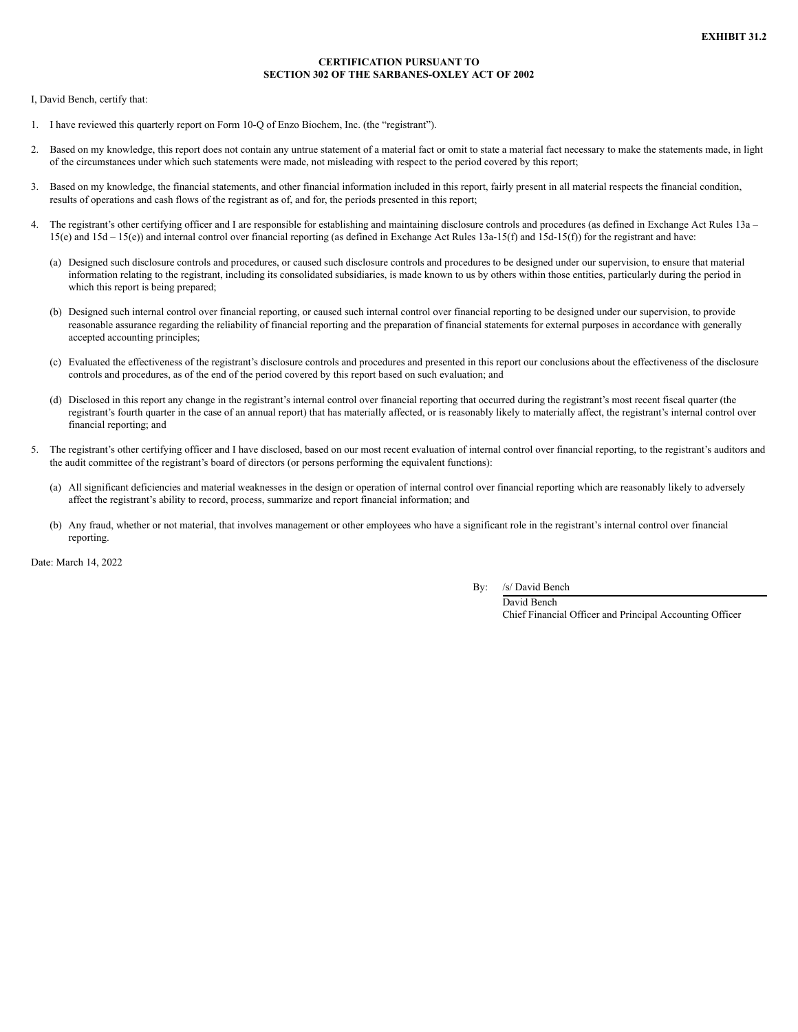**EXHIBIT 31.2**

**CERTIFICATION PURSUANT TO**
**SECTION 302 OF THE SARBANES-OXLEY ACT OF 2002**

I, David Bench, certify that:

1. I have reviewed this quarterly report on Form 10-Q of Enzo Biochem, Inc. (the "registrant").

2. Based on my knowledge, this report does not contain any untrue statement of a material fact or omit to state a material fact necessary to make the statements made, in light of the circumstances under which such statements were made, not misleading with respect to the period covered by this report;

3. Based on my knowledge, the financial statements, and other financial information included in this report, fairly present in all material respects the financial condition, results of operations and cash flows of the registrant as of, and for, the periods presented in this report;

4. The registrant's other certifying officer and I are responsible for establishing and maintaining disclosure controls and procedures (as defined in Exchange Act Rules 13a – 15(e) and 15d – 15(e)) and internal control over financial reporting (as defined in Exchange Act Rules 13a-15(f) and 15d-15(f)) for the registrant and have:

   (a) Designed such disclosure controls and procedures, or caused such disclosure controls and procedures to be designed under our supervision, to ensure that material information relating to the registrant, including its consolidated subsidiaries, is made known to us by others within those entities, particularly during the period in which this report is being prepared;

   (b) Designed such internal control over financial reporting, or caused such internal control over financial reporting to be designed under our supervision, to provide reasonable assurance regarding the reliability of financial reporting and the preparation of financial statements for external purposes in accordance with generally accepted accounting principles;

   (c) Evaluated the effectiveness of the registrant's disclosure controls and procedures and presented in this report our conclusions about the effectiveness of the disclosure controls and procedures, as of the end of the period covered by this report based on such evaluation; and

   (d) Disclosed in this report any change in the registrant's internal control over financial reporting that occurred during the registrant's most recent fiscal quarter (the registrant's fourth quarter in the case of an annual report) that has materially affected, or is reasonably likely to materially affect, the registrant's internal control over financial reporting; and

5. The registrant's other certifying officer and I have disclosed, based on our most recent evaluation of internal control over financial reporting, to the registrant's auditors and the audit committee of the registrant's board of directors (or persons performing the equivalent functions):

   (a) All significant deficiencies and material weaknesses in the design or operation of internal control over financial reporting which are reasonably likely to adversely affect the registrant's ability to record, process, summarize and report financial information; and

   (b) Any fraud, whether or not material, that involves management or other employees who have a significant role in the registrant's internal control over financial reporting.

Date: March 14, 2022

By: /s/ David Bench
David Bench
Chief Financial Officer and Principal Accounting Officer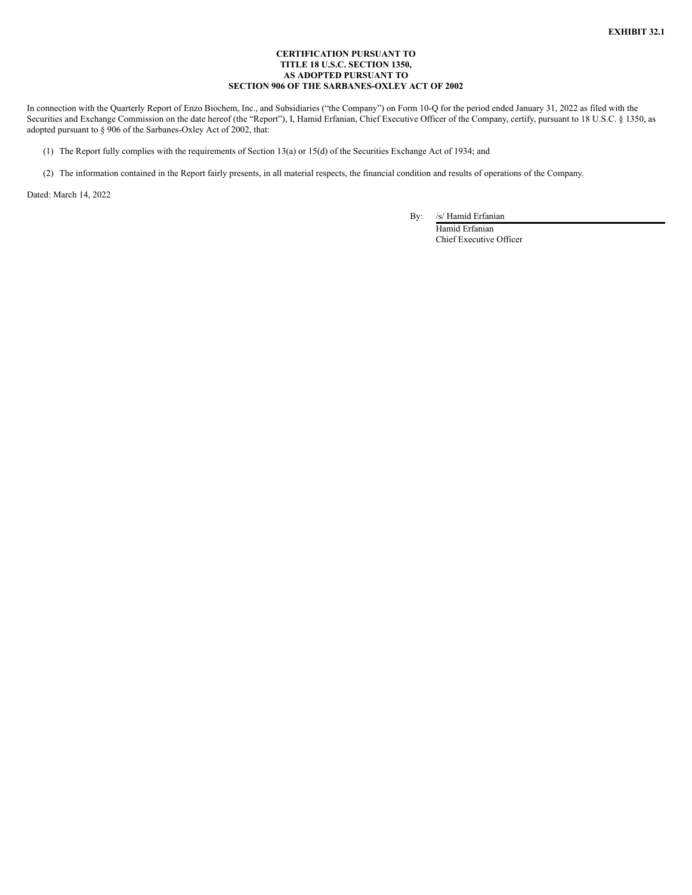**EXHIBIT 32.1**

**CERTIFICATION PURSUANT TO**
**TITLE 18 U.S.C. SECTION 1350,**
**AS ADOPTED PURSUANT TO**
**SECTION 906 OF THE SARBANES-OXLEY ACT OF 2002**

In connection with the Quarterly Report of Enzo Biochem, Inc., and Subsidiaries ("the Company") on Form 10-Q for the period ended January 31, 2022 as filed with the Securities and Exchange Commission on the date hereof (the "Report"), I, Hamid Erfanian, Chief Executive Officer of the Company, certify, pursuant to 18 U.S.C. § 1350, as adopted pursuant to § 906 of the Sarbanes-Oxley Act of 2002, that:

(1) The Report fully complies with the requirements of Section 13(a) or 15(d) of the Securities Exchange Act of 1934; and

(2) The information contained in the Report fairly presents, in all material respects, the financial condition and results of operations of the Company.

Dated: March 14, 2022

By: /s/ Hamid Erfanian
Hamid Erfanian
Chief Executive Officer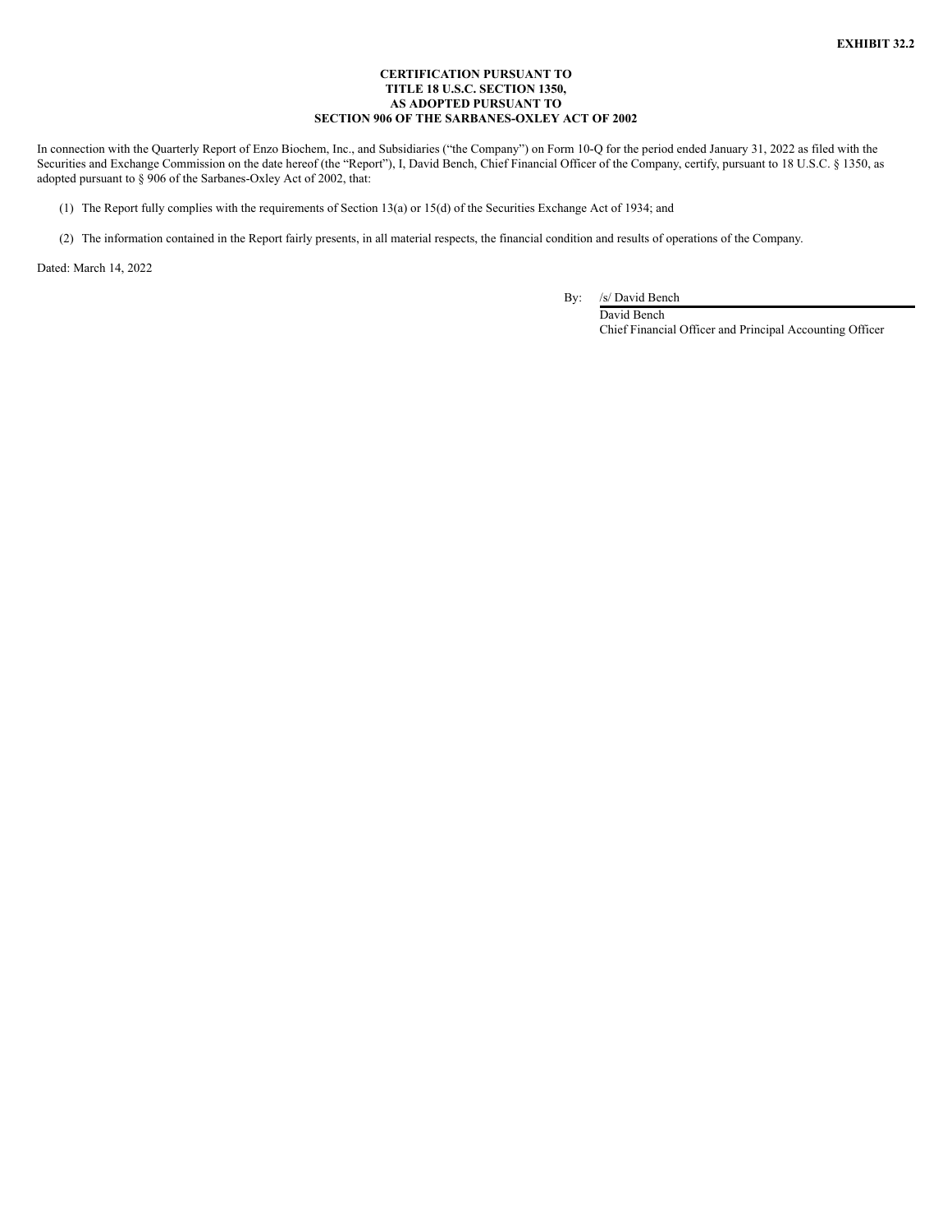**EXHIBIT 32.2**

**CERTIFICATION PURSUANT TO**
**TITLE 18 U.S.C. SECTION 1350,**
**AS ADOPTED PURSUANT TO**
**SECTION 906 OF THE SARBANES-OXLEY ACT OF 2002**

In connection with the Quarterly Report of Enzo Biochem, Inc., and Subsidiaries ("the Company") on Form 10-Q for the period ended January 31, 2022 as filed with the Securities and Exchange Commission on the date hereof (the "Report"), I, David Bench, Chief Financial Officer of the Company, certify, pursuant to 18 U.S.C. § 1350, as adopted pursuant to § 906 of the Sarbanes-Oxley Act of 2002, that:

(1) The Report fully complies with the requirements of Section 13(a) or 15(d) of the Securities Exchange Act of 1934; and

(2) The information contained in the Report fairly presents, in all material respects, the financial condition and results of operations of the Company.

Dated: March 14, 2022

By: /s/ David Bench
David Bench
Chief Financial Officer and Principal Accounting Officer